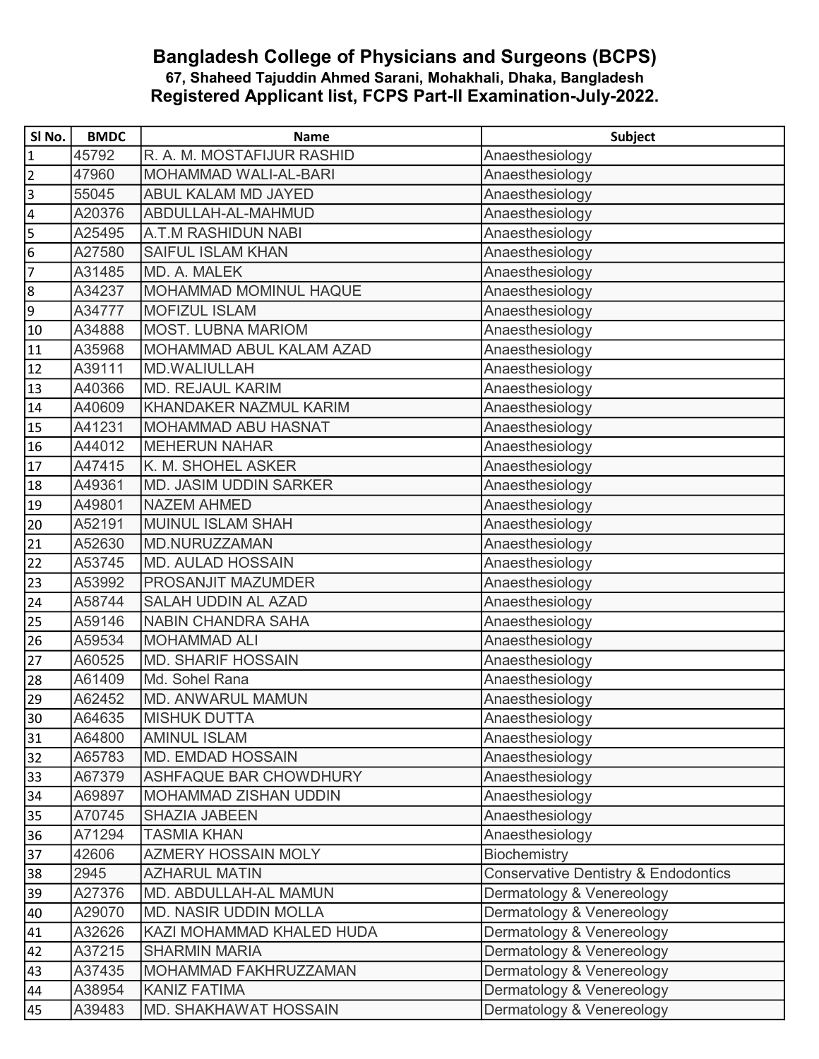# Bangladesh College of Physicians and Surgeons (BCPS)

**67, Shaheed Tajuddin Ahmed Sarani, Mohakhali, Dhaka, Bangladesh**

**Registered Applicant list, FCPS Part-II Examination-July-2022.**

| Sl No. | BMDC | Name | Subject |
|---|---|---|---|
| 1 | 45792 | R. A. M. MOSTAFIJUR RASHID | Anaesthesiology |
| 2 | 47960 | MOHAMMAD WALI-AL-BARI | Anaesthesiology |
| 3 | 55045 | ABUL KALAM MD JAYED | Anaesthesiology |
| 4 | A20376 | ABDULLAH-AL-MAHMUD | Anaesthesiology |
| 5 | A25495 | A.T.M RASHIDUN NABI | Anaesthesiology |
| 6 | A27580 | SAIFUL ISLAM KHAN | Anaesthesiology |
| 7 | A31485 | MD. A. MALEK | Anaesthesiology |
| 8 | A34237 | MOHAMMAD MOMINUL HAQUE | Anaesthesiology |
| 9 | A34777 | MOFIZUL ISLAM | Anaesthesiology |
| 10 | A34888 | MOST. LUBNA MARIOM | Anaesthesiology |
| 11 | A35968 | MOHAMMAD ABUL KALAM AZAD | Anaesthesiology |
| 12 | A39111 | MD.WALIULLAH | Anaesthesiology |
| 13 | A40366 | MD. REJAUL KARIM | Anaesthesiology |
| 14 | A40609 | KHANDAKER NAZMUL KARIM | Anaesthesiology |
| 15 | A41231 | MOHAMMAD ABU HASNAT | Anaesthesiology |
| 16 | A44012 | MEHERUN NAHAR | Anaesthesiology |
| 17 | A47415 | K. M. SHOHEL ASKER | Anaesthesiology |
| 18 | A49361 | MD. JASIM UDDIN SARKER | Anaesthesiology |
| 19 | A49801 | NAZEM AHMED | Anaesthesiology |
| 20 | A52191 | MUINUL ISLAM SHAH | Anaesthesiology |
| 21 | A52630 | MD.NURUZZAMAN | Anaesthesiology |
| 22 | A53745 | MD. AULAD HOSSAIN | Anaesthesiology |
| 23 | A53992 | PROSANJIT MAZUMDER | Anaesthesiology |
| 24 | A58744 | SALAH UDDIN AL AZAD | Anaesthesiology |
| 25 | A59146 | NABIN CHANDRA SAHA | Anaesthesiology |
| 26 | A59534 | MOHAMMAD ALI | Anaesthesiology |
| 27 | A60525 | MD. SHARIF HOSSAIN | Anaesthesiology |
| 28 | A61409 | Md. Sohel Rana | Anaesthesiology |
| 29 | A62452 | MD. ANWARUL MAMUN | Anaesthesiology |
| 30 | A64635 | MISHUK DUTTA | Anaesthesiology |
| 31 | A64800 | AMINUL ISLAM | Anaesthesiology |
| 32 | A65783 | MD. EMDAD HOSSAIN | Anaesthesiology |
| 33 | A67379 | ASHFAQUE BAR CHOWDHURY | Anaesthesiology |
| 34 | A69897 | MOHAMMAD ZISHAN UDDIN | Anaesthesiology |
| 35 | A70745 | SHAZIA JABEEN | Anaesthesiology |
| 36 | A71294 | TASMIA KHAN | Anaesthesiology |
| 37 | 42606 | AZMERY HOSSAIN MOLY | Biochemistry |
| 38 | 2945 | AZHARUL MATIN | Conservative Dentistry & Endodontics |
| 39 | A27376 | MD. ABDULLAH-AL MAMUN | Dermatology & Venereology |
| 40 | A29070 | MD. NASIR UDDIN MOLLA | Dermatology & Venereology |
| 41 | A32626 | KAZI MOHAMMAD KHALED HUDA | Dermatology & Venereology |
| 42 | A37215 | SHARMIN MARIA | Dermatology & Venereology |
| 43 | A37435 | MOHAMMAD FAKHRUZZAMAN | Dermatology & Venereology |
| 44 | A38954 | KANIZ FATIMA | Dermatology & Venereology |
| 45 | A39483 | MD. SHAKHAWAT HOSSAIN | Dermatology & Venereology |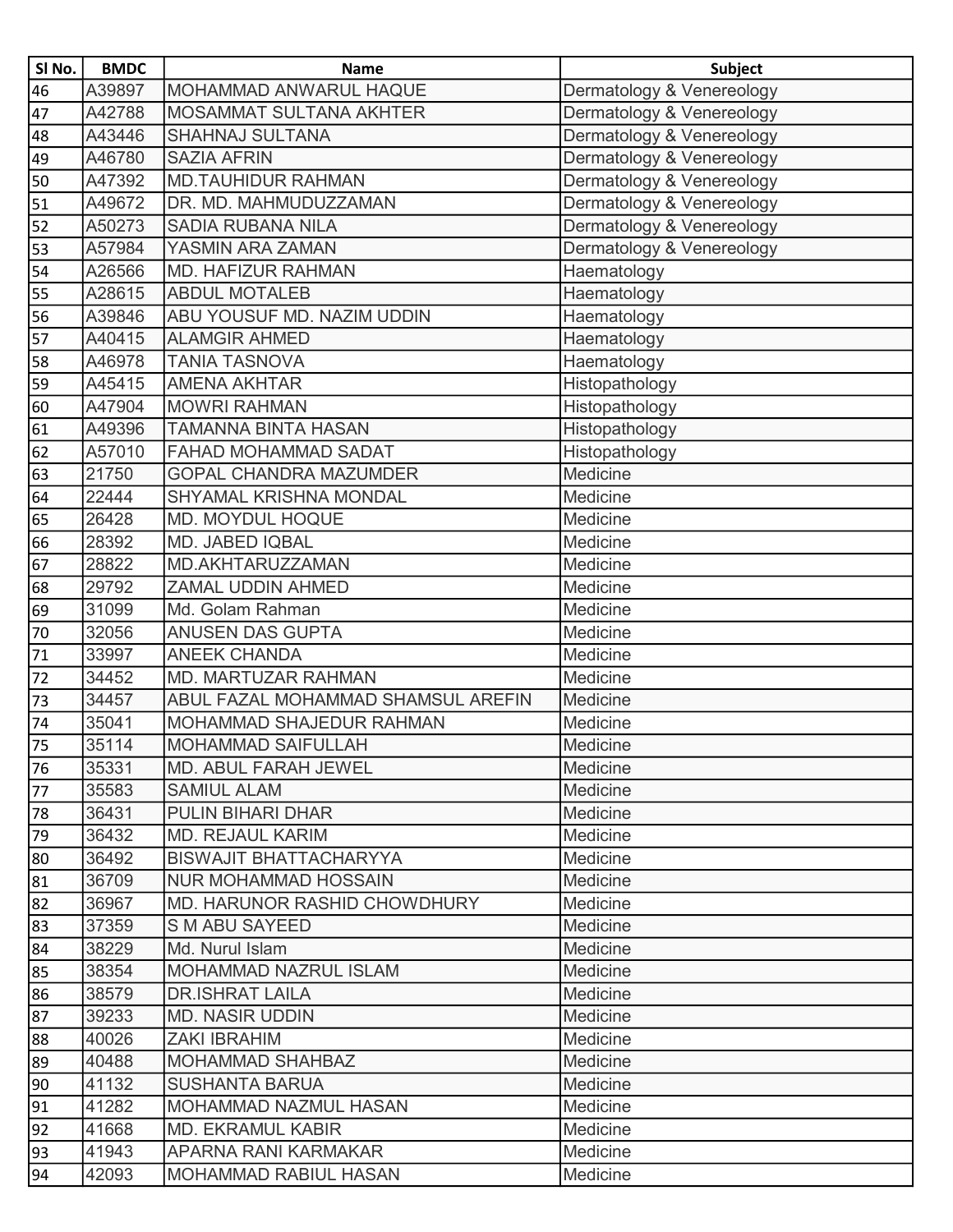| Sl No. | BMDC | Name | Subject |
|---|---|---|---|
| 46 | A39897 | MOHAMMAD ANWARUL HAQUE | Dermatology & Venereology |
| 47 | A42788 | MOSAMMAT SULTANA AKHTER | Dermatology & Venereology |
| 48 | A43446 | SHAHNAJ SULTANA | Dermatology & Venereology |
| 49 | A46780 | SAZIA AFRIN | Dermatology & Venereology |
| 50 | A47392 | MD.TAUHIDUR RAHMAN | Dermatology & Venereology |
| 51 | A49672 | DR. MD. MAHMUDUZZAMAN | Dermatology & Venereology |
| 52 | A50273 | SADIA RUBANA NILA | Dermatology & Venereology |
| 53 | A57984 | YASMIN ARA ZAMAN | Dermatology & Venereology |
| 54 | A26566 | MD. HAFIZUR RAHMAN | Haematology |
| 55 | A28615 | ABDUL MOTALEB | Haematology |
| 56 | A39846 | ABU YOUSUF MD. NAZIM UDDIN | Haematology |
| 57 | A40415 | ALAMGIR AHMED | Haematology |
| 58 | A46978 | TANIA TASNOVA | Haematology |
| 59 | A45415 | AMENA AKHTAR | Histopathology |
| 60 | A47904 | MOWRI RAHMAN | Histopathology |
| 61 | A49396 | TAMANNA BINTA HASAN | Histopathology |
| 62 | A57010 | FAHAD MOHAMMAD SADAT | Histopathology |
| 63 | 21750 | GOPAL CHANDRA MAZUMDER | Medicine |
| 64 | 22444 | SHYAMAL KRISHNA MONDAL | Medicine |
| 65 | 26428 | MD. MOYDUL HOQUE | Medicine |
| 66 | 28392 | MD. JABED IQBAL | Medicine |
| 67 | 28822 | MD.AKHTARUZZAMAN | Medicine |
| 68 | 29792 | ZAMAL UDDIN AHMED | Medicine |
| 69 | 31099 | Md. Golam Rahman | Medicine |
| 70 | 32056 | ANUSEN DAS GUPTA | Medicine |
| 71 | 33997 | ANEEK CHANDA | Medicine |
| 72 | 34452 | MD. MARTUZAR RAHMAN | Medicine |
| 73 | 34457 | ABUL FAZAL MOHAMMAD SHAMSUL AREFIN | Medicine |
| 74 | 35041 | MOHAMMAD SHAJEDUR RAHMAN | Medicine |
| 75 | 35114 | MOHAMMAD SAIFULLAH | Medicine |
| 76 | 35331 | MD. ABUL FARAH JEWEL | Medicine |
| 77 | 35583 | SAMIUL ALAM | Medicine |
| 78 | 36431 | PULIN BIHARI DHAR | Medicine |
| 79 | 36432 | MD. REJAUL KARIM | Medicine |
| 80 | 36492 | BISWAJIT BHATTACHARYYA | Medicine |
| 81 | 36709 | NUR MOHAMMAD HOSSAIN | Medicine |
| 82 | 36967 | MD. HARUNOR RASHID CHOWDHURY | Medicine |
| 83 | 37359 | S M ABU SAYEED | Medicine |
| 84 | 38229 | Md. Nurul Islam | Medicine |
| 85 | 38354 | MOHAMMAD NAZRUL ISLAM | Medicine |
| 86 | 38579 | DR.ISHRAT LAILA | Medicine |
| 87 | 39233 | MD. NASIR UDDIN | Medicine |
| 88 | 40026 | ZAKI IBRAHIM | Medicine |
| 89 | 40488 | MOHAMMAD SHAHBAZ | Medicine |
| 90 | 41132 | SUSHANTA BARUA | Medicine |
| 91 | 41282 | MOHAMMAD NAZMUL HASAN | Medicine |
| 92 | 41668 | MD. EKRAMUL KABIR | Medicine |
| 93 | 41943 | APARNA RANI KARMAKAR | Medicine |
| 94 | 42093 | MOHAMMAD RABIUL HASAN | Medicine |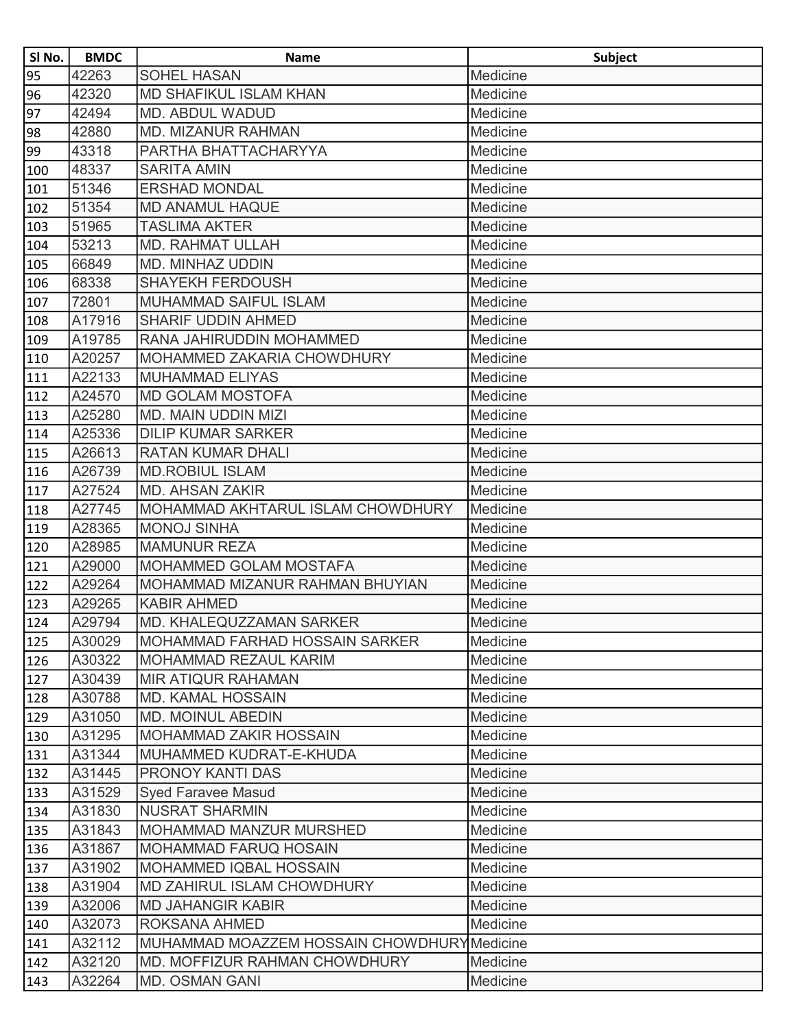| Sl No. | BMDC | Name | Subject |
|---|---|---|---|
| 95 | 42263 | SOHEL HASAN | Medicine |
| 96 | 42320 | MD SHAFIKUL ISLAM KHAN | Medicine |
| 97 | 42494 | MD. ABDUL WADUD | Medicine |
| 98 | 42880 | MD. MIZANUR RAHMAN | Medicine |
| 99 | 43318 | PARTHA BHATTACHARYYA | Medicine |
| 100 | 48337 | SARITA AMIN | Medicine |
| 101 | 51346 | ERSHAD MONDAL | Medicine |
| 102 | 51354 | MD ANAMUL HAQUE | Medicine |
| 103 | 51965 | TASLIMA AKTER | Medicine |
| 104 | 53213 | MD. RAHMAT ULLAH | Medicine |
| 105 | 66849 | MD. MINHAZ UDDIN | Medicine |
| 106 | 68338 | SHAYEKH FERDOUSH | Medicine |
| 107 | 72801 | MUHAMMAD SAIFUL ISLAM | Medicine |
| 108 | A17916 | SHARIF UDDIN AHMED | Medicine |
| 109 | A19785 | RANA JAHIRUDDIN MOHAMMED | Medicine |
| 110 | A20257 | MOHAMMED ZAKARIA CHOWDHURY | Medicine |
| 111 | A22133 | MUHAMMAD ELIYAS | Medicine |
| 112 | A24570 | MD GOLAM MOSTOFA | Medicine |
| 113 | A25280 | MD. MAIN UDDIN MIZI | Medicine |
| 114 | A25336 | DILIP KUMAR SARKER | Medicine |
| 115 | A26613 | RATAN KUMAR DHALI | Medicine |
| 116 | A26739 | MD.ROBIUL ISLAM | Medicine |
| 117 | A27524 | MD. AHSAN ZAKIR | Medicine |
| 118 | A27745 | MOHAMMAD AKHTARUL ISLAM CHOWDHURY | Medicine |
| 119 | A28365 | MONOJ SINHA | Medicine |
| 120 | A28985 | MAMUNUR REZA | Medicine |
| 121 | A29000 | MOHAMMED GOLAM MOSTAFA | Medicine |
| 122 | A29264 | MOHAMMAD MIZANUR RAHMAN BHUYIAN | Medicine |
| 123 | A29265 | KABIR AHMED | Medicine |
| 124 | A29794 | MD. KHALEQUZZAMAN SARKER | Medicine |
| 125 | A30029 | MOHAMMAD FARHAD HOSSAIN SARKER | Medicine |
| 126 | A30322 | MOHAMMAD REZAUL KARIM | Medicine |
| 127 | A30439 | MIR ATIQUR RAHAMAN | Medicine |
| 128 | A30788 | MD. KAMAL HOSSAIN | Medicine |
| 129 | A31050 | MD. MOINUL ABEDIN | Medicine |
| 130 | A31295 | MOHAMMAD ZAKIR HOSSAIN | Medicine |
| 131 | A31344 | MUHAMMED KUDRAT-E-KHUDA | Medicine |
| 132 | A31445 | PRONOY KANTI DAS | Medicine |
| 133 | A31529 | Syed Faravee Masud | Medicine |
| 134 | A31830 | NUSRAT SHARMIN | Medicine |
| 135 | A31843 | MOHAMMAD MANZUR MURSHED | Medicine |
| 136 | A31867 | MOHAMMAD FARUQ HOSAIN | Medicine |
| 137 | A31902 | MOHAMMED IQBAL HOSSAIN | Medicine |
| 138 | A31904 | MD ZAHIRUL ISLAM CHOWDHURY | Medicine |
| 139 | A32006 | MD JAHANGIR KABIR | Medicine |
| 140 | A32073 | ROKSANA AHMED | Medicine |
| 141 | A32112 | MUHAMMAD MOAZZEM HOSSAIN CHOWDHURY | Medicine |
| 142 | A32120 | MD. MOFFIZUR RAHMAN CHOWDHURY | Medicine |
| 143 | A32264 | MD. OSMAN GANI | Medicine |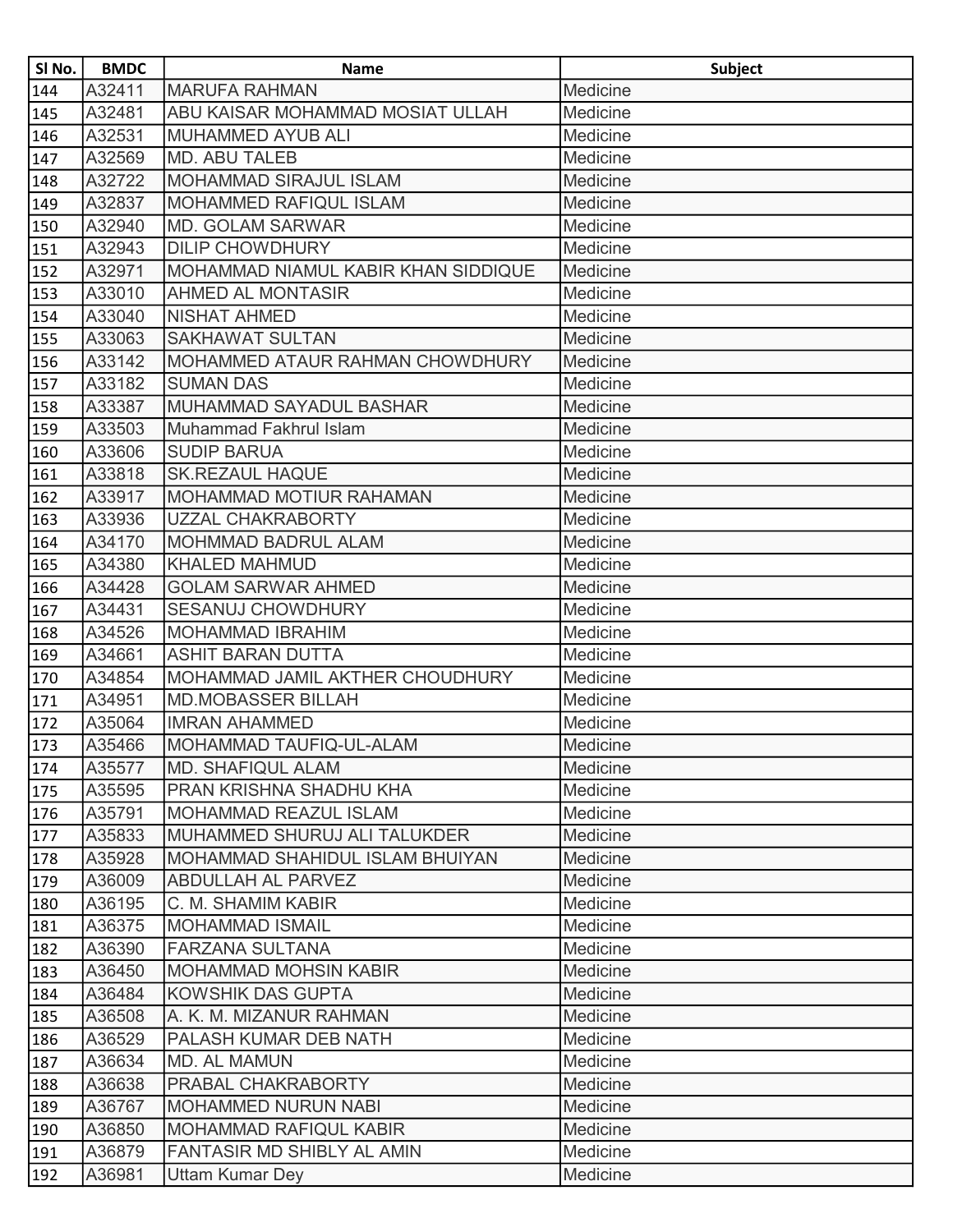| Sl No. | BMDC | Name | Subject |
|---|---|---|---|
| 144 | A32411 | MARUFA RAHMAN | Medicine |
| 145 | A32481 | ABU KAISAR MOHAMMAD MOSIAT ULLAH | Medicine |
| 146 | A32531 | MUHAMMED AYUB ALI | Medicine |
| 147 | A32569 | MD. ABU TALEB | Medicine |
| 148 | A32722 | MOHAMMAD SIRAJUL ISLAM | Medicine |
| 149 | A32837 | MOHAMMED RAFIQUL ISLAM | Medicine |
| 150 | A32940 | MD. GOLAM SARWAR | Medicine |
| 151 | A32943 | DILIP CHOWDHURY | Medicine |
| 152 | A32971 | MOHAMMAD NIAMUL KABIR KHAN SIDDIQUE | Medicine |
| 153 | A33010 | AHMED AL MONTASIR | Medicine |
| 154 | A33040 | NISHAT AHMED | Medicine |
| 155 | A33063 | SAKHAWAT SULTAN | Medicine |
| 156 | A33142 | MOHAMMED ATAUR RAHMAN CHOWDHURY | Medicine |
| 157 | A33182 | SUMAN DAS | Medicine |
| 158 | A33387 | MUHAMMAD SAYADUL BASHAR | Medicine |
| 159 | A33503 | Muhammad Fakhrul Islam | Medicine |
| 160 | A33606 | SUDIP BARUA | Medicine |
| 161 | A33818 | SK.REZAUL HAQUE | Medicine |
| 162 | A33917 | MOHAMMAD MOTIUR RAHAMAN | Medicine |
| 163 | A33936 | UZZAL CHAKRABORTY | Medicine |
| 164 | A34170 | MOHMMAD BADRUL ALAM | Medicine |
| 165 | A34380 | KHALED MAHMUD | Medicine |
| 166 | A34428 | GOLAM SARWAR AHMED | Medicine |
| 167 | A34431 | SESANUJ CHOWDHURY | Medicine |
| 168 | A34526 | MOHAMMAD IBRAHIM | Medicine |
| 169 | A34661 | ASHIT BARAN DUTTA | Medicine |
| 170 | A34854 | MOHAMMAD JAMIL AKTHER CHOUDHURY | Medicine |
| 171 | A34951 | MD.MOBASSER BILLAH | Medicine |
| 172 | A35064 | IMRAN AHAMMED | Medicine |
| 173 | A35466 | MOHAMMAD TAUFIQ-UL-ALAM | Medicine |
| 174 | A35577 | MD. SHAFIQUL ALAM | Medicine |
| 175 | A35595 | PRAN KRISHNA SHADHU KHA | Medicine |
| 176 | A35791 | MOHAMMAD REAZUL ISLAM | Medicine |
| 177 | A35833 | MUHAMMED SHURUJ ALI TALUKDER | Medicine |
| 178 | A35928 | MOHAMMAD SHAHIDUL ISLAM BHUIYAN | Medicine |
| 179 | A36009 | ABDULLAH AL PARVEZ | Medicine |
| 180 | A36195 | C. M. SHAMIM KABIR | Medicine |
| 181 | A36375 | MOHAMMAD ISMAIL | Medicine |
| 182 | A36390 | FARZANA SULTANA | Medicine |
| 183 | A36450 | MOHAMMAD MOHSIN KABIR | Medicine |
| 184 | A36484 | KOWSHIK DAS GUPTA | Medicine |
| 185 | A36508 | A. K. M. MIZANUR RAHMAN | Medicine |
| 186 | A36529 | PALASH KUMAR DEB NATH | Medicine |
| 187 | A36634 | MD. AL MAMUN | Medicine |
| 188 | A36638 | PRABAL CHAKRABORTY | Medicine |
| 189 | A36767 | MOHAMMED NURUN NABI | Medicine |
| 190 | A36850 | MOHAMMAD RAFIQUL KABIR | Medicine |
| 191 | A36879 | FANTASIR MD SHIBLY AL AMIN | Medicine |
| 192 | A36981 | Uttam Kumar Dey | Medicine |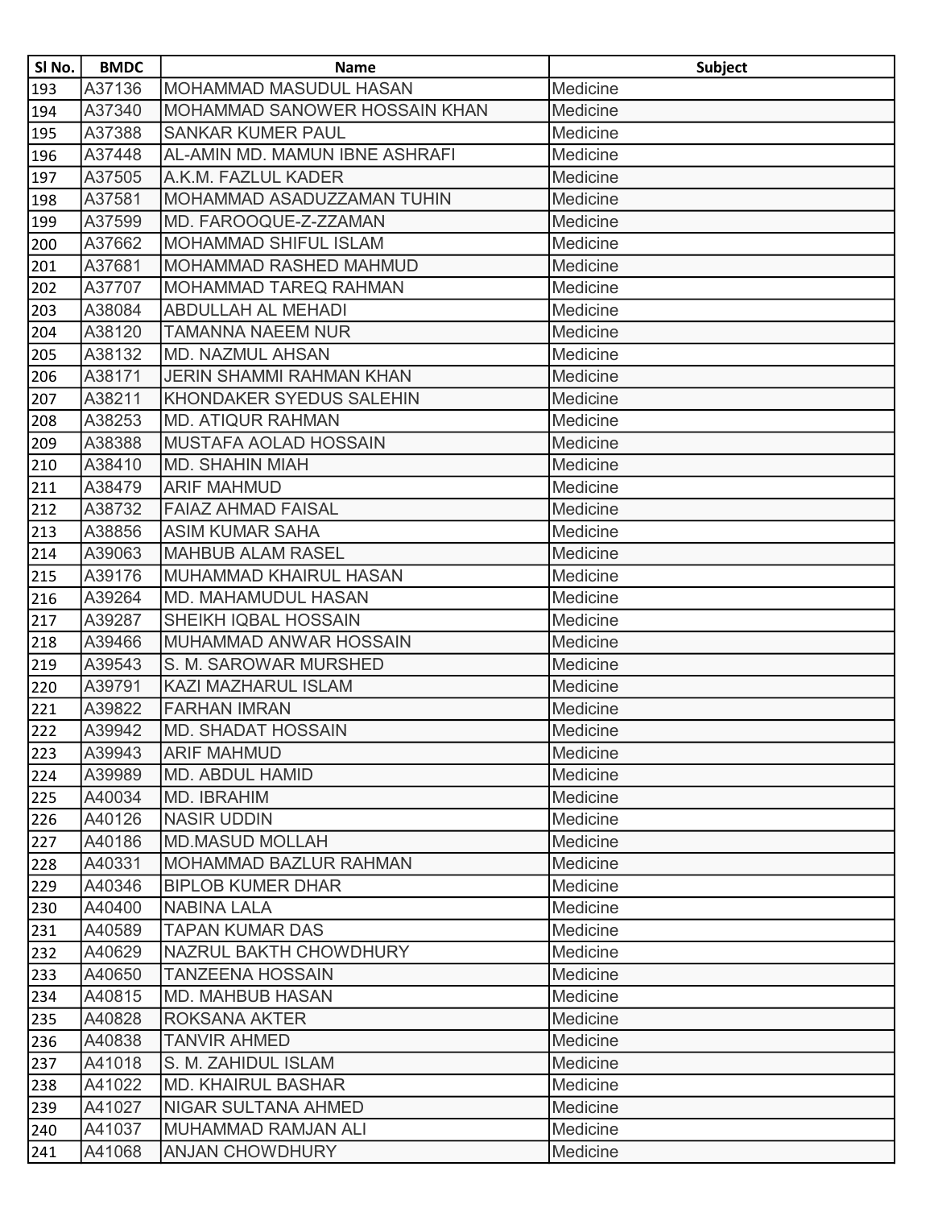| Sl No. | BMDC | Name | Subject |
|---|---|---|---|
| 193 | A37136 | MOHAMMAD MASUDUL HASAN | Medicine |
| 194 | A37340 | MOHAMMAD SANOWER HOSSAIN KHAN | Medicine |
| 195 | A37388 | SANKAR KUMER PAUL | Medicine |
| 196 | A37448 | AL-AMIN MD. MAMUN IBNE ASHRAFI | Medicine |
| 197 | A37505 | A.K.M. FAZLUL KADER | Medicine |
| 198 | A37581 | MOHAMMAD ASADUZZAMAN TUHIN | Medicine |
| 199 | A37599 | MD. FAROOQUE-Z-ZZAMAN | Medicine |
| 200 | A37662 | MOHAMMAD SHIFUL ISLAM | Medicine |
| 201 | A37681 | MOHAMMAD RASHED MAHMUD | Medicine |
| 202 | A37707 | MOHAMMAD TAREQ RAHMAN | Medicine |
| 203 | A38084 | ABDULLAH AL MEHADI | Medicine |
| 204 | A38120 | TAMANNA NAEEM NUR | Medicine |
| 205 | A38132 | MD. NAZMUL AHSAN | Medicine |
| 206 | A38171 | JERIN SHAMMI RAHMAN KHAN | Medicine |
| 207 | A38211 | KHONDAKER SYEDUS SALEHIN | Medicine |
| 208 | A38253 | MD. ATIQUR RAHMAN | Medicine |
| 209 | A38388 | MUSTAFA AOLAD HOSSAIN | Medicine |
| 210 | A38410 | MD. SHAHIN MIAH | Medicine |
| 211 | A38479 | ARIF MAHMUD | Medicine |
| 212 | A38732 | FAIAZ AHMAD FAISAL | Medicine |
| 213 | A38856 | ASIM KUMAR SAHA | Medicine |
| 214 | A39063 | MAHBUB ALAM RASEL | Medicine |
| 215 | A39176 | MUHAMMAD KHAIRUL HASAN | Medicine |
| 216 | A39264 | MD. MAHAMUDUL HASAN | Medicine |
| 217 | A39287 | SHEIKH IQBAL HOSSAIN | Medicine |
| 218 | A39466 | MUHAMMAD ANWAR HOSSAIN | Medicine |
| 219 | A39543 | S. M. SAROWAR MURSHED | Medicine |
| 220 | A39791 | KAZI MAZHARUL ISLAM | Medicine |
| 221 | A39822 | FARHAN IMRAN | Medicine |
| 222 | A39942 | MD. SHADAT HOSSAIN | Medicine |
| 223 | A39943 | ARIF MAHMUD | Medicine |
| 224 | A39989 | MD. ABDUL HAMID | Medicine |
| 225 | A40034 | MD. IBRAHIM | Medicine |
| 226 | A40126 | NASIR UDDIN | Medicine |
| 227 | A40186 | MD.MASUD MOLLAH | Medicine |
| 228 | A40331 | MOHAMMAD BAZLUR RAHMAN | Medicine |
| 229 | A40346 | BIPLOB KUMER DHAR | Medicine |
| 230 | A40400 | NABINA LALA | Medicine |
| 231 | A40589 | TAPAN KUMAR DAS | Medicine |
| 232 | A40629 | NAZRUL BAKTH CHOWDHURY | Medicine |
| 233 | A40650 | TANZEENA HOSSAIN | Medicine |
| 234 | A40815 | MD. MAHBUB HASAN | Medicine |
| 235 | A40828 | ROKSANA AKTER | Medicine |
| 236 | A40838 | TANVIR AHMED | Medicine |
| 237 | A41018 | S. M. ZAHIDUL ISLAM | Medicine |
| 238 | A41022 | MD. KHAIRUL BASHAR | Medicine |
| 239 | A41027 | NIGAR SULTANA AHMED | Medicine |
| 240 | A41037 | MUHAMMAD RAMJAN ALI | Medicine |
| 241 | A41068 | ANJAN CHOWDHURY | Medicine |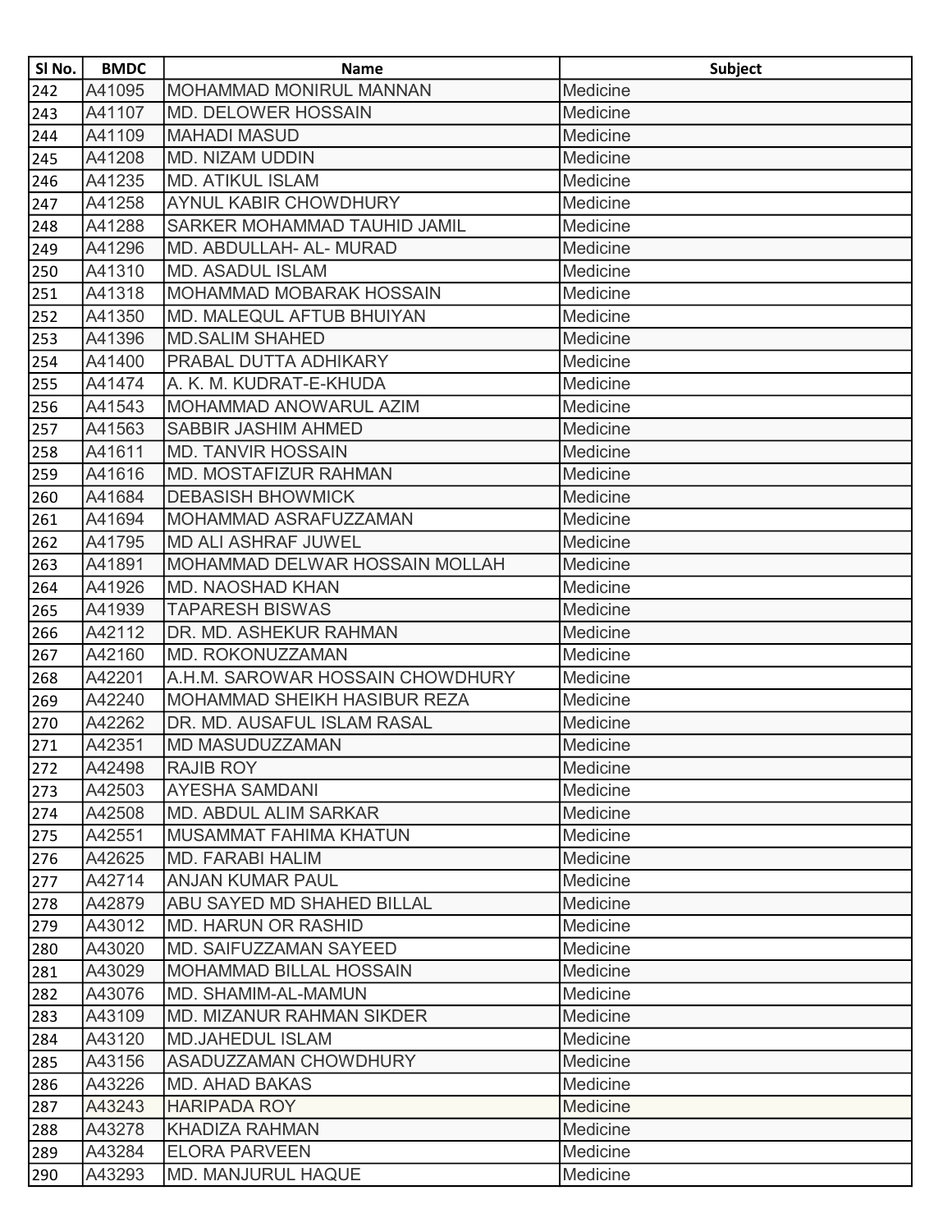| Sl No. | BMDC | Name | Subject |
|---|---|---|---|
| 242 | A41095 | MOHAMMAD MONIRUL MANNAN | Medicine |
| 243 | A41107 | MD. DELOWER HOSSAIN | Medicine |
| 244 | A41109 | MAHADI MASUD | Medicine |
| 245 | A41208 | MD. NIZAM UDDIN | Medicine |
| 246 | A41235 | MD. ATIKUL ISLAM | Medicine |
| 247 | A41258 | AYNUL KABIR CHOWDHURY | Medicine |
| 248 | A41288 | SARKER MOHAMMAD TAUHID JAMIL | Medicine |
| 249 | A41296 | MD. ABDULLAH- AL- MURAD | Medicine |
| 250 | A41310 | MD. ASADUL ISLAM | Medicine |
| 251 | A41318 | MOHAMMAD MOBARAK HOSSAIN | Medicine |
| 252 | A41350 | MD. MALEQUL AFTUB BHUIYAN | Medicine |
| 253 | A41396 | MD.SALIM SHAHED | Medicine |
| 254 | A41400 | PRABAL DUTTA ADHIKARY | Medicine |
| 255 | A41474 | A. K. M. KUDRAT-E-KHUDA | Medicine |
| 256 | A41543 | MOHAMMAD ANOWARUL AZIM | Medicine |
| 257 | A41563 | SABBIR JASHIM AHMED | Medicine |
| 258 | A41611 | MD. TANVIR HOSSAIN | Medicine |
| 259 | A41616 | MD. MOSTAFIZUR RAHMAN | Medicine |
| 260 | A41684 | DEBASISH BHOWMICK | Medicine |
| 261 | A41694 | MOHAMMAD ASRAFUZZAMAN | Medicine |
| 262 | A41795 | MD ALI ASHRAF JUWEL | Medicine |
| 263 | A41891 | MOHAMMAD DELWAR HOSSAIN MOLLAH | Medicine |
| 264 | A41926 | MD. NAOSHAD KHAN | Medicine |
| 265 | A41939 | TAPARESH BISWAS | Medicine |
| 266 | A42112 | DR. MD. ASHEKUR RAHMAN | Medicine |
| 267 | A42160 | MD. ROKONUZZAMAN | Medicine |
| 268 | A42201 | A.H.M. SAROWAR HOSSAIN CHOWDHURY | Medicine |
| 269 | A42240 | MOHAMMAD SHEIKH HASIBUR REZA | Medicine |
| 270 | A42262 | DR. MD. AUSAFUL ISLAM RASAL | Medicine |
| 271 | A42351 | MD MASUDUZZAMAN | Medicine |
| 272 | A42498 | RAJIB ROY | Medicine |
| 273 | A42503 | AYESHA SAMDANI | Medicine |
| 274 | A42508 | MD. ABDUL ALIM SARKAR | Medicine |
| 275 | A42551 | MUSAMMAT FAHIMA KHATUN | Medicine |
| 276 | A42625 | MD. FARABI HALIM | Medicine |
| 277 | A42714 | ANJAN KUMAR PAUL | Medicine |
| 278 | A42879 | ABU SAYED MD SHAHED BILLAL | Medicine |
| 279 | A43012 | MD. HARUN OR RASHID | Medicine |
| 280 | A43020 | MD. SAIFUZZAMAN SAYEED | Medicine |
| 281 | A43029 | MOHAMMAD BILLAL HOSSAIN | Medicine |
| 282 | A43076 | MD. SHAMIM-AL-MAMUN | Medicine |
| 283 | A43109 | MD. MIZANUR RAHMAN SIKDER | Medicine |
| 284 | A43120 | MD.JAHEDUL ISLAM | Medicine |
| 285 | A43156 | ASADUZZAMAN CHOWDHURY | Medicine |
| 286 | A43226 | MD. AHAD BAKAS | Medicine |
| 287 | A43243 | HARIPADA ROY | Medicine |
| 288 | A43278 | KHADIZA RAHMAN | Medicine |
| 289 | A43284 | ELORA PARVEEN | Medicine |
| 290 | A43293 | MD. MANJURUL HAQUE | Medicine |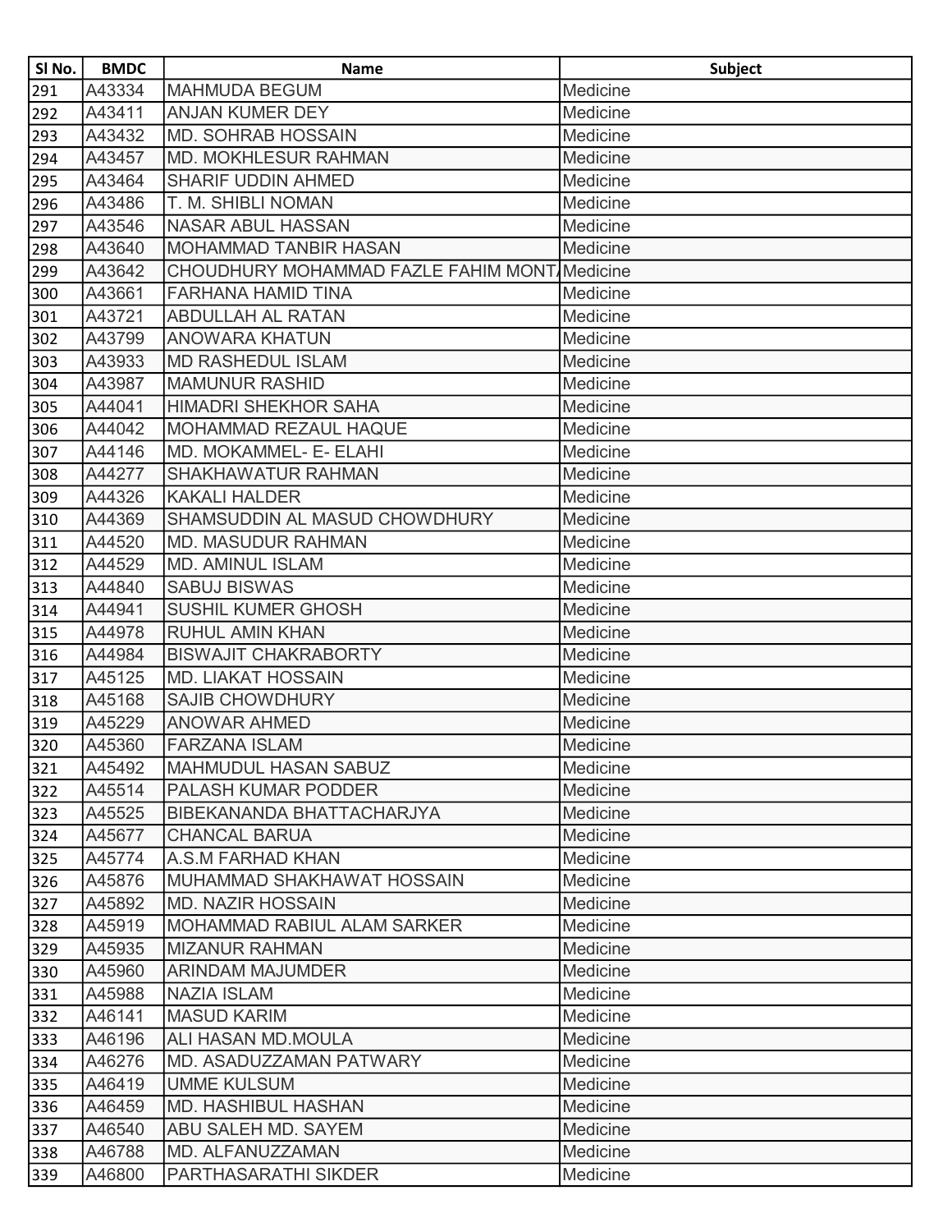| Sl No. | BMDC | Name | Subject |
|---|---|---|---|
| 291 | A43334 | MAHMUDA BEGUM | Medicine |
| 292 | A43411 | ANJAN KUMER DEY | Medicine |
| 293 | A43432 | MD. SOHRAB HOSSAIN | Medicine |
| 294 | A43457 | MD. MOKHLESUR RAHMAN | Medicine |
| 295 | A43464 | SHARIF UDDIN AHMED | Medicine |
| 296 | A43486 | T. M. SHIBLI NOMAN | Medicine |
| 297 | A43546 | NASAR ABUL HASSAN | Medicine |
| 298 | A43640 | MOHAMMAD TANBIR HASAN | Medicine |
| 299 | A43642 | CHOUDHURY MOHAMMAD FAZLE FAHIM MONT | Medicine |
| 300 | A43661 | FARHANA HAMID TINA | Medicine |
| 301 | A43721 | ABDULLAH AL RATAN | Medicine |
| 302 | A43799 | ANOWARA KHATUN | Medicine |
| 303 | A43933 | MD RASHEDUL ISLAM | Medicine |
| 304 | A43987 | MAMUNUR RASHID | Medicine |
| 305 | A44041 | HIMADRI SHEKHOR SAHA | Medicine |
| 306 | A44042 | MOHAMMAD REZAUL HAQUE | Medicine |
| 307 | A44146 | MD. MOKAMMEL- E- ELAHI | Medicine |
| 308 | A44277 | SHAKHAWATUR RAHMAN | Medicine |
| 309 | A44326 | KAKALI HALDER | Medicine |
| 310 | A44369 | SHAMSUDDIN AL MASUD CHOWDHURY | Medicine |
| 311 | A44520 | MD. MASUDUR RAHMAN | Medicine |
| 312 | A44529 | MD. AMINUL ISLAM | Medicine |
| 313 | A44840 | SABUJ BISWAS | Medicine |
| 314 | A44941 | SUSHIL KUMER GHOSH | Medicine |
| 315 | A44978 | RUHUL AMIN KHAN | Medicine |
| 316 | A44984 | BISWAJIT CHAKRABORTY | Medicine |
| 317 | A45125 | MD. LIAKAT HOSSAIN | Medicine |
| 318 | A45168 | SAJIB CHOWDHURY | Medicine |
| 319 | A45229 | ANOWAR AHMED | Medicine |
| 320 | A45360 | FARZANA ISLAM | Medicine |
| 321 | A45492 | MAHMUDUL HASAN SABUZ | Medicine |
| 322 | A45514 | PALASH KUMAR PODDER | Medicine |
| 323 | A45525 | BIBEKANANDA BHATTACHARJYA | Medicine |
| 324 | A45677 | CHANCAL BARUA | Medicine |
| 325 | A45774 | A.S.M FARHAD KHAN | Medicine |
| 326 | A45876 | MUHAMMAD SHAKHAWAT HOSSAIN | Medicine |
| 327 | A45892 | MD. NAZIR HOSSAIN | Medicine |
| 328 | A45919 | MOHAMMAD RABIUL ALAM SARKER | Medicine |
| 329 | A45935 | MIZANUR RAHMAN | Medicine |
| 330 | A45960 | ARINDAM MAJUMDER | Medicine |
| 331 | A45988 | NAZIA ISLAM | Medicine |
| 332 | A46141 | MASUD KARIM | Medicine |
| 333 | A46196 | ALI HASAN MD.MOULA | Medicine |
| 334 | A46276 | MD. ASADUZZAMAN PATWARY | Medicine |
| 335 | A46419 | UMME KULSUM | Medicine |
| 336 | A46459 | MD. HASHIBUL HASHAN | Medicine |
| 337 | A46540 | ABU SALEH MD. SAYEM | Medicine |
| 338 | A46788 | MD. ALFANUZZAMAN | Medicine |
| 339 | A46800 | PARTHASARATHI SIKDER | Medicine |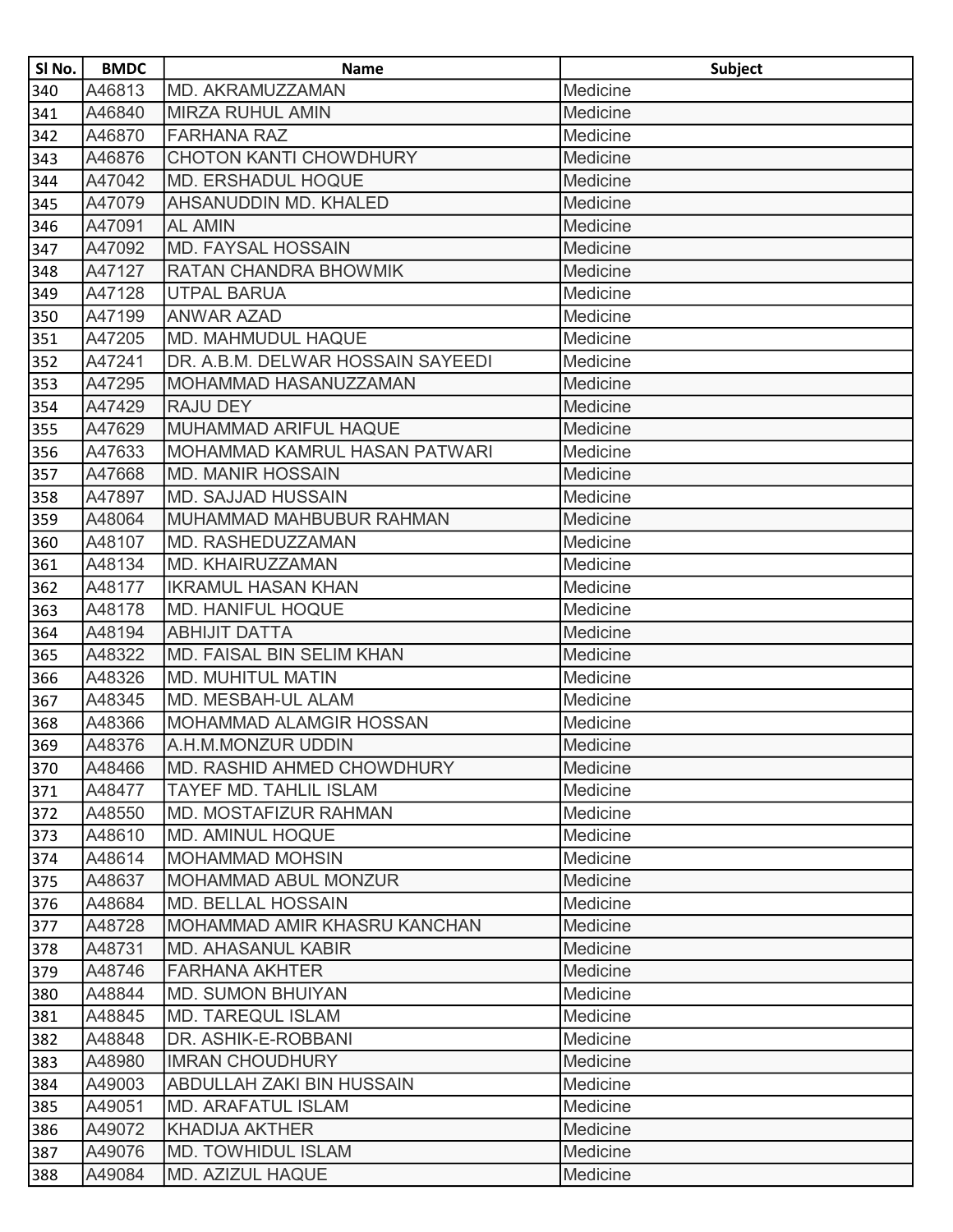| Sl No. | BMDC | Name | Subject |
|---|---|---|---|
| 340 | A46813 | MD. AKRAMUZZAMAN | Medicine |
| 341 | A46840 | MIRZA RUHUL AMIN | Medicine |
| 342 | A46870 | FARHANA RAZ | Medicine |
| 343 | A46876 | CHOTON KANTI CHOWDHURY | Medicine |
| 344 | A47042 | MD. ERSHADUL HOQUE | Medicine |
| 345 | A47079 | AHSANUDDIN MD. KHALED | Medicine |
| 346 | A47091 | AL AMIN | Medicine |
| 347 | A47092 | MD. FAYSAL HOSSAIN | Medicine |
| 348 | A47127 | RATAN CHANDRA BHOWMIK | Medicine |
| 349 | A47128 | UTPAL BARUA | Medicine |
| 350 | A47199 | ANWAR AZAD | Medicine |
| 351 | A47205 | MD. MAHMUDUL HAQUE | Medicine |
| 352 | A47241 | DR. A.B.M. DELWAR HOSSAIN SAYEEDI | Medicine |
| 353 | A47295 | MOHAMMAD HASANUZZAMAN | Medicine |
| 354 | A47429 | RAJU DEY | Medicine |
| 355 | A47629 | MUHAMMAD ARIFUL HAQUE | Medicine |
| 356 | A47633 | MOHAMMAD KAMRUL HASAN PATWARI | Medicine |
| 357 | A47668 | MD. MANIR HOSSAIN | Medicine |
| 358 | A47897 | MD. SAJJAD HUSSAIN | Medicine |
| 359 | A48064 | MUHAMMAD MAHBUBUR RAHMAN | Medicine |
| 360 | A48107 | MD. RASHEDUZZAMAN | Medicine |
| 361 | A48134 | MD. KHAIRUZZAMAN | Medicine |
| 362 | A48177 | IKRAMUL HASAN KHAN | Medicine |
| 363 | A48178 | MD. HANIFUL HOQUE | Medicine |
| 364 | A48194 | ABHIJIT DATTA | Medicine |
| 365 | A48322 | MD. FAISAL BIN SELIM KHAN | Medicine |
| 366 | A48326 | MD. MUHITUL MATIN | Medicine |
| 367 | A48345 | MD. MESBAH-UL ALAM | Medicine |
| 368 | A48366 | MOHAMMAD ALAMGIR HOSSAN | Medicine |
| 369 | A48376 | A.H.M.MONZUR UDDIN | Medicine |
| 370 | A48466 | MD. RASHID AHMED CHOWDHURY | Medicine |
| 371 | A48477 | TAYEF MD. TAHLIL ISLAM | Medicine |
| 372 | A48550 | MD. MOSTAFIZUR RAHMAN | Medicine |
| 373 | A48610 | MD. AMINUL HOQUE | Medicine |
| 374 | A48614 | MOHAMMAD MOHSIN | Medicine |
| 375 | A48637 | MOHAMMAD ABUL MONZUR | Medicine |
| 376 | A48684 | MD. BELLAL HOSSAIN | Medicine |
| 377 | A48728 | MOHAMMAD AMIR KHASRU KANCHAN | Medicine |
| 378 | A48731 | MD. AHASANUL KABIR | Medicine |
| 379 | A48746 | FARHANA AKHTER | Medicine |
| 380 | A48844 | MD. SUMON BHUIYAN | Medicine |
| 381 | A48845 | MD. TAREQUL ISLAM | Medicine |
| 382 | A48848 | DR. ASHIK-E-ROBBANI | Medicine |
| 383 | A48980 | IMRAN CHOUDHURY | Medicine |
| 384 | A49003 | ABDULLAH ZAKI BIN HUSSAIN | Medicine |
| 385 | A49051 | MD. ARAFATUL ISLAM | Medicine |
| 386 | A49072 | KHADIJA AKTHER | Medicine |
| 387 | A49076 | MD. TOWHIDUL ISLAM | Medicine |
| 388 | A49084 | MD. AZIZUL HAQUE | Medicine |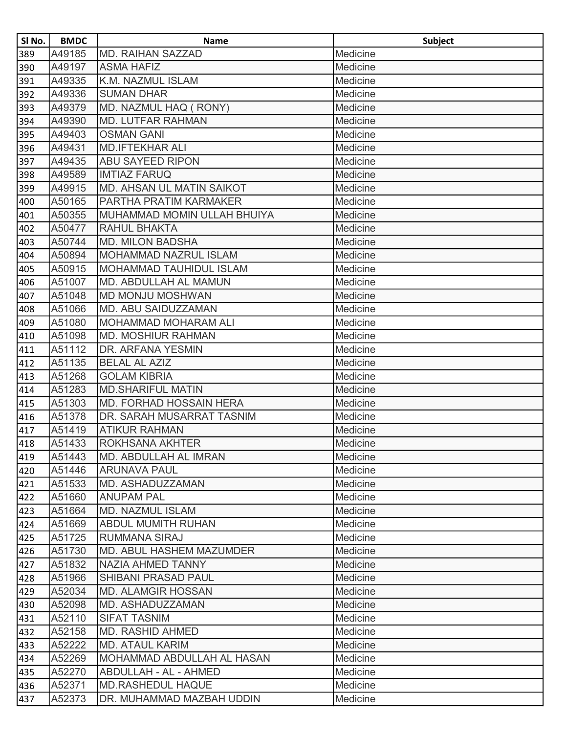| Sl No. | BMDC | Name | Subject |
|---|---|---|---|
| 389 | A49185 | MD. RAIHAN SAZZAD | Medicine |
| 390 | A49197 | ASMA HAFIZ | Medicine |
| 391 | A49335 | K.M. NAZMUL ISLAM | Medicine |
| 392 | A49336 | SUMAN DHAR | Medicine |
| 393 | A49379 | MD. NAZMUL HAQ ( RONY) | Medicine |
| 394 | A49390 | MD. LUTFAR RAHMAN | Medicine |
| 395 | A49403 | OSMAN GANI | Medicine |
| 396 | A49431 | MD.IFTEKHAR ALI | Medicine |
| 397 | A49435 | ABU SAYEED RIPON | Medicine |
| 398 | A49589 | IMTIAZ FARUQ | Medicine |
| 399 | A49915 | MD. AHSAN UL MATIN SAIKOT | Medicine |
| 400 | A50165 | PARTHA PRATIM KARMAKER | Medicine |
| 401 | A50355 | MUHAMMAD MOMIN ULLAH BHUIYA | Medicine |
| 402 | A50477 | RAHUL BHAKTA | Medicine |
| 403 | A50744 | MD. MILON BADSHA | Medicine |
| 404 | A50894 | MOHAMMAD NAZRUL ISLAM | Medicine |
| 405 | A50915 | MOHAMMAD TAUHIDUL ISLAM | Medicine |
| 406 | A51007 | MD. ABDULLAH AL MAMUN | Medicine |
| 407 | A51048 | MD MONJU MOSHWAN | Medicine |
| 408 | A51066 | MD. ABU SAIDUZZAMAN | Medicine |
| 409 | A51080 | MOHAMMAD MOHARAM ALI | Medicine |
| 410 | A51098 | MD. MOSHIUR RAHMAN | Medicine |
| 411 | A51112 | DR. ARFANA YESMIN | Medicine |
| 412 | A51135 | BELAL AL AZIZ | Medicine |
| 413 | A51268 | GOLAM KIBRIA | Medicine |
| 414 | A51283 | MD.SHARIFUL MATIN | Medicine |
| 415 | A51303 | MD. FORHAD HOSSAIN HERA | Medicine |
| 416 | A51378 | DR. SARAH MUSARRAT TASNIM | Medicine |
| 417 | A51419 | ATIKUR RAHMAN | Medicine |
| 418 | A51433 | ROKHSANA AKHTER | Medicine |
| 419 | A51443 | MD. ABDULLAH AL IMRAN | Medicine |
| 420 | A51446 | ARUNAVA PAUL | Medicine |
| 421 | A51533 | MD. ASHADUZZAMAN | Medicine |
| 422 | A51660 | ANUPAM PAL | Medicine |
| 423 | A51664 | MD. NAZMUL ISLAM | Medicine |
| 424 | A51669 | ABDUL MUMITH RUHAN | Medicine |
| 425 | A51725 | RUMMANA SIRAJ | Medicine |
| 426 | A51730 | MD. ABUL HASHEM MAZUMDER | Medicine |
| 427 | A51832 | NAZIA AHMED TANNY | Medicine |
| 428 | A51966 | SHIBANI PRASAD PAUL | Medicine |
| 429 | A52034 | MD. ALAMGIR HOSSAN | Medicine |
| 430 | A52098 | MD. ASHADUZZAMAN | Medicine |
| 431 | A52110 | SIFAT TASNIM | Medicine |
| 432 | A52158 | MD. RASHID AHMED | Medicine |
| 433 | A52222 | MD. ATAUL KARIM | Medicine |
| 434 | A52269 | MOHAMMAD ABDULLAH AL HASAN | Medicine |
| 435 | A52270 | ABDULLAH - AL - AHMED | Medicine |
| 436 | A52371 | MD.RASHEDUL HAQUE | Medicine |
| 437 | A52373 | DR. MUHAMMAD MAZBAH UDDIN | Medicine |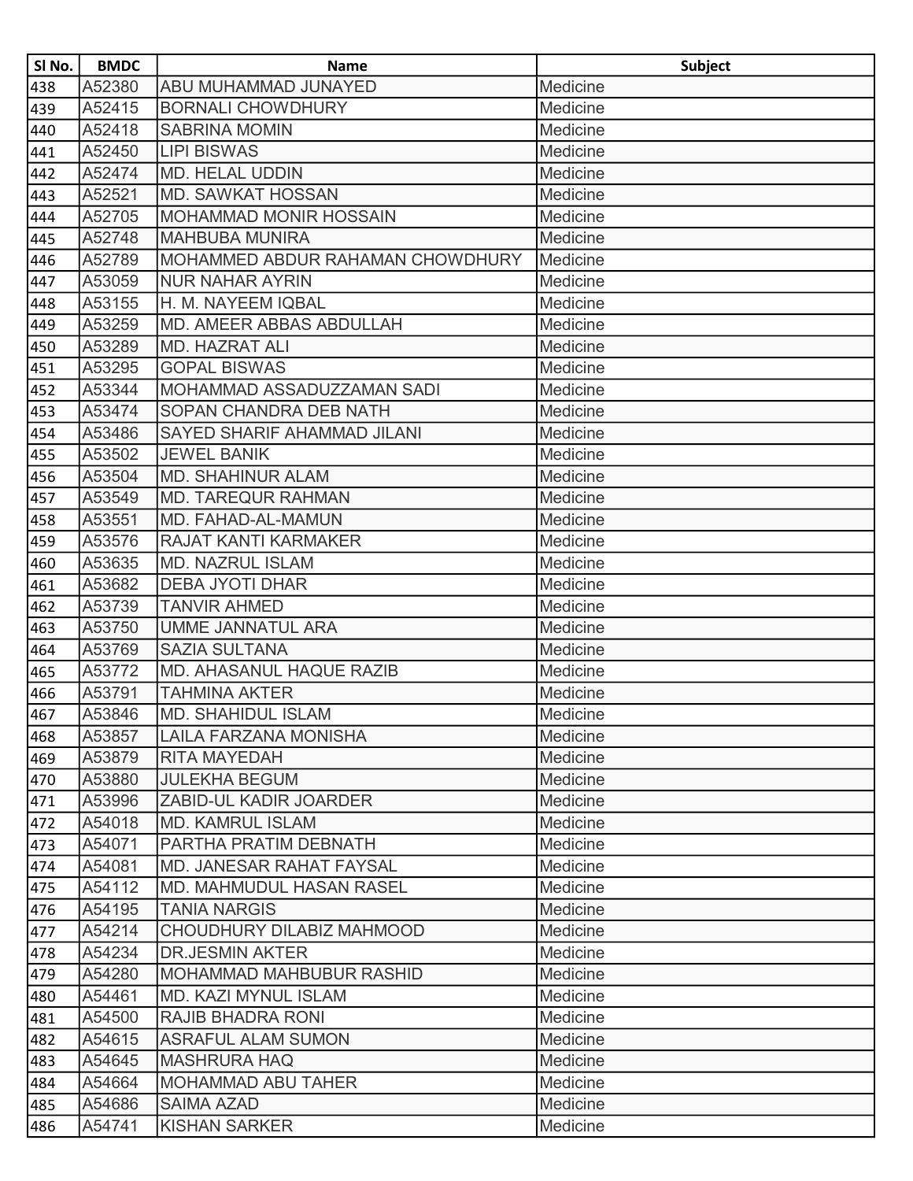| Sl No. | BMDC | Name | Subject |
|---|---|---|---|
| 438 | A52380 | ABU MUHAMMAD JUNAYED | Medicine |
| 439 | A52415 | BORNALI CHOWDHURY | Medicine |
| 440 | A52418 | SABRINA MOMIN | Medicine |
| 441 | A52450 | LIPI BISWAS | Medicine |
| 442 | A52474 | MD. HELAL UDDIN | Medicine |
| 443 | A52521 | MD. SAWKAT HOSSAN | Medicine |
| 444 | A52705 | MOHAMMAD MONIR HOSSAIN | Medicine |
| 445 | A52748 | MAHBUBA MUNIRA | Medicine |
| 446 | A52789 | MOHAMMED ABDUR RAHAMAN CHOWDHURY | Medicine |
| 447 | A53059 | NUR NAHAR AYRIN | Medicine |
| 448 | A53155 | H. M. NAYEEM IQBAL | Medicine |
| 449 | A53259 | MD. AMEER ABBAS ABDULLAH | Medicine |
| 450 | A53289 | MD. HAZRAT ALI | Medicine |
| 451 | A53295 | GOPAL BISWAS | Medicine |
| 452 | A53344 | MOHAMMAD ASSADUZZAMAN SADI | Medicine |
| 453 | A53474 | SOPAN CHANDRA DEB NATH | Medicine |
| 454 | A53486 | SAYED SHARIF AHAMMAD JILANI | Medicine |
| 455 | A53502 | JEWEL BANIK | Medicine |
| 456 | A53504 | MD. SHAHINUR ALAM | Medicine |
| 457 | A53549 | MD. TAREQUR RAHMAN | Medicine |
| 458 | A53551 | MD. FAHAD-AL-MAMUN | Medicine |
| 459 | A53576 | RAJAT KANTI KARMAKER | Medicine |
| 460 | A53635 | MD. NAZRUL ISLAM | Medicine |
| 461 | A53682 | DEBA JYOTI DHAR | Medicine |
| 462 | A53739 | TANVIR AHMED | Medicine |
| 463 | A53750 | UMME JANNATUL ARA | Medicine |
| 464 | A53769 | SAZIA SULTANA | Medicine |
| 465 | A53772 | MD. AHASANUL HAQUE RAZIB | Medicine |
| 466 | A53791 | TAHMINA AKTER | Medicine |
| 467 | A53846 | MD. SHAHIDUL ISLAM | Medicine |
| 468 | A53857 | LAILA FARZANA MONISHA | Medicine |
| 469 | A53879 | RITA MAYEDAH | Medicine |
| 470 | A53880 | JULEKHA BEGUM | Medicine |
| 471 | A53996 | ZABID-UL KADIR JOARDER | Medicine |
| 472 | A54018 | MD. KAMRUL ISLAM | Medicine |
| 473 | A54071 | PARTHA PRATIM DEBNATH | Medicine |
| 474 | A54081 | MD. JANESAR RAHAT FAYSAL | Medicine |
| 475 | A54112 | MD. MAHMUDUL HASAN RASEL | Medicine |
| 476 | A54195 | TANIA NARGIS | Medicine |
| 477 | A54214 | CHOUDHURY DILABIZ MAHMOOD | Medicine |
| 478 | A54234 | DR.JESMIN AKTER | Medicine |
| 479 | A54280 | MOHAMMAD MAHBUBUR RASHID | Medicine |
| 480 | A54461 | MD. KAZI MYNUL ISLAM | Medicine |
| 481 | A54500 | RAJIB BHADRA RONI | Medicine |
| 482 | A54615 | ASRAFUL ALAM SUMON | Medicine |
| 483 | A54645 | MASHRURA HAQ | Medicine |
| 484 | A54664 | MOHAMMAD ABU TAHER | Medicine |
| 485 | A54686 | SAIMA AZAD | Medicine |
| 486 | A54741 | KISHAN SARKER | Medicine |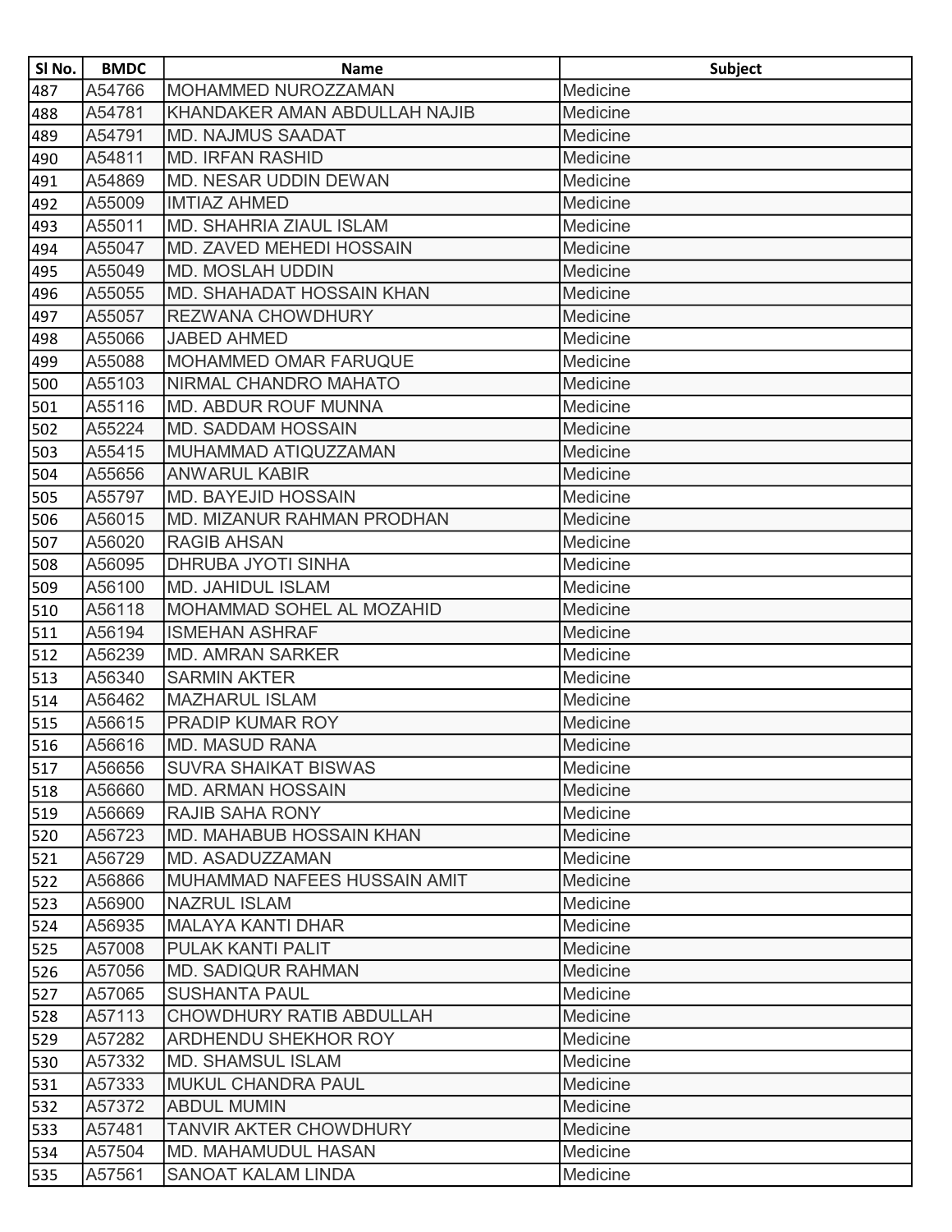| Sl No. | BMDC | Name | Subject |
|---|---|---|---|
| 487 | A54766 | MOHAMMED NUROZZAMAN | Medicine |
| 488 | A54781 | KHANDAKER AMAN ABDULLAH NAJIB | Medicine |
| 489 | A54791 | MD. NAJMUS SAADAT | Medicine |
| 490 | A54811 | MD. IRFAN RASHID | Medicine |
| 491 | A54869 | MD. NESAR UDDIN DEWAN | Medicine |
| 492 | A55009 | IMTIAZ AHMED | Medicine |
| 493 | A55011 | MD. SHAHRIA ZIAUL ISLAM | Medicine |
| 494 | A55047 | MD. ZAVED MEHEDI HOSSAIN | Medicine |
| 495 | A55049 | MD. MOSLAH UDDIN | Medicine |
| 496 | A55055 | MD. SHAHADAT HOSSAIN KHAN | Medicine |
| 497 | A55057 | REZWANA CHOWDHURY | Medicine |
| 498 | A55066 | JABED AHMED | Medicine |
| 499 | A55088 | MOHAMMED OMAR FARUQUE | Medicine |
| 500 | A55103 | NIRMAL CHANDRO MAHATO | Medicine |
| 501 | A55116 | MD. ABDUR ROUF MUNNA | Medicine |
| 502 | A55224 | MD. SADDAM HOSSAIN | Medicine |
| 503 | A55415 | MUHAMMAD ATIQUZZAMAN | Medicine |
| 504 | A55656 | ANWARUL KABIR | Medicine |
| 505 | A55797 | MD. BAYEJID HOSSAIN | Medicine |
| 506 | A56015 | MD. MIZANUR RAHMAN PRODHAN | Medicine |
| 507 | A56020 | RAGIB AHSAN | Medicine |
| 508 | A56095 | DHRUBA JYOTI SINHA | Medicine |
| 509 | A56100 | MD. JAHIDUL ISLAM | Medicine |
| 510 | A56118 | MOHAMMAD SOHEL AL MOZAHID | Medicine |
| 511 | A56194 | ISMEHAN ASHRAF | Medicine |
| 512 | A56239 | MD. AMRAN SARKER | Medicine |
| 513 | A56340 | SARMIN AKTER | Medicine |
| 514 | A56462 | MAZHARUL ISLAM | Medicine |
| 515 | A56615 | PRADIP KUMAR ROY | Medicine |
| 516 | A56616 | MD. MASUD RANA | Medicine |
| 517 | A56656 | SUVRA SHAIKAT BISWAS | Medicine |
| 518 | A56660 | MD. ARMAN HOSSAIN | Medicine |
| 519 | A56669 | RAJIB SAHA RONY | Medicine |
| 520 | A56723 | MD. MAHABUB HOSSAIN KHAN | Medicine |
| 521 | A56729 | MD. ASADUZZAMAN | Medicine |
| 522 | A56866 | MUHAMMAD NAFEES HUSSAIN AMIT | Medicine |
| 523 | A56900 | NAZRUL ISLAM | Medicine |
| 524 | A56935 | MALAYA KANTI DHAR | Medicine |
| 525 | A57008 | PULAK KANTI PALIT | Medicine |
| 526 | A57056 | MD. SADIQUR RAHMAN | Medicine |
| 527 | A57065 | SUSHANTA PAUL | Medicine |
| 528 | A57113 | CHOWDHURY RATIB ABDULLAH | Medicine |
| 529 | A57282 | ARDHENDU SHEKHOR ROY | Medicine |
| 530 | A57332 | MD. SHAMSUL ISLAM | Medicine |
| 531 | A57333 | MUKUL CHANDRA PAUL | Medicine |
| 532 | A57372 | ABDUL MUMIN | Medicine |
| 533 | A57481 | TANVIR AKTER CHOWDHURY | Medicine |
| 534 | A57504 | MD. MAHAMUDUL HASAN | Medicine |
| 535 | A57561 | SANOAT KALAM LINDA | Medicine |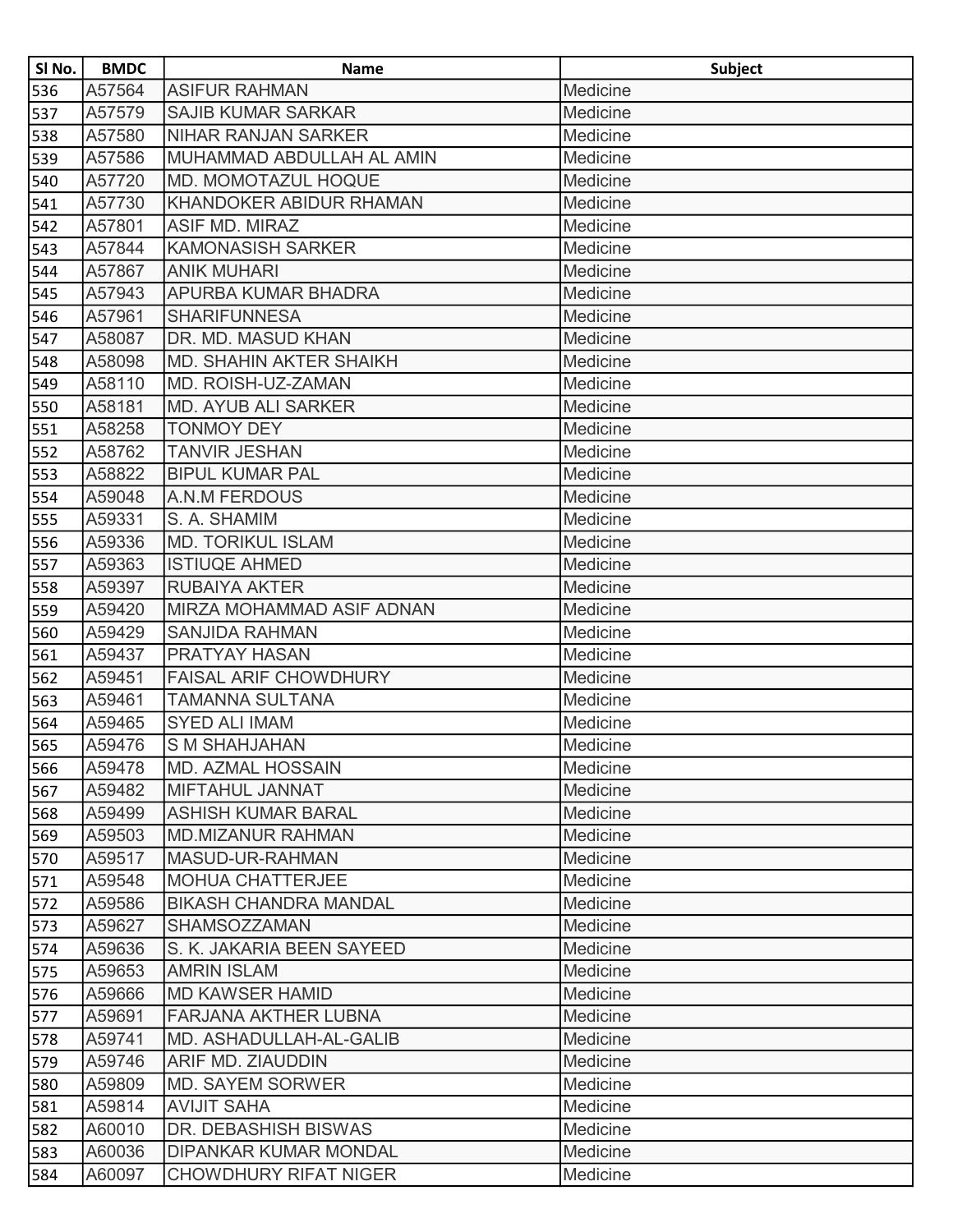| Sl No. | BMDC | Name | Subject |
|---|---|---|---|
| 536 | A57564 | ASIFUR RAHMAN | Medicine |
| 537 | A57579 | SAJIB KUMAR SARKAR | Medicine |
| 538 | A57580 | NIHAR RANJAN SARKER | Medicine |
| 539 | A57586 | MUHAMMAD ABDULLAH AL AMIN | Medicine |
| 540 | A57720 | MD. MOMOTAZUL HOQUE | Medicine |
| 541 | A57730 | KHANDOKER ABIDUR RHAMAN | Medicine |
| 542 | A57801 | ASIF MD. MIRAZ | Medicine |
| 543 | A57844 | KAMONASISH SARKER | Medicine |
| 544 | A57867 | ANIK MUHARI | Medicine |
| 545 | A57943 | APURBA KUMAR BHADRA | Medicine |
| 546 | A57961 | SHARIFUNNESA | Medicine |
| 547 | A58087 | DR. MD. MASUD KHAN | Medicine |
| 548 | A58098 | MD. SHAHIN AKTER SHAIKH | Medicine |
| 549 | A58110 | MD. ROISH-UZ-ZAMAN | Medicine |
| 550 | A58181 | MD. AYUB ALI SARKER | Medicine |
| 551 | A58258 | TONMOY DEY | Medicine |
| 552 | A58762 | TANVIR JESHAN | Medicine |
| 553 | A58822 | BIPUL KUMAR PAL | Medicine |
| 554 | A59048 | A.N.M FERDOUS | Medicine |
| 555 | A59331 | S. A. SHAMIM | Medicine |
| 556 | A59336 | MD. TORIKUL ISLAM | Medicine |
| 557 | A59363 | ISTIUQE AHMED | Medicine |
| 558 | A59397 | RUBAIYA AKTER | Medicine |
| 559 | A59420 | MIRZA MOHAMMAD ASIF ADNAN | Medicine |
| 560 | A59429 | SANJIDA RAHMAN | Medicine |
| 561 | A59437 | PRATYAY HASAN | Medicine |
| 562 | A59451 | FAISAL ARIF CHOWDHURY | Medicine |
| 563 | A59461 | TAMANNA SULTANA | Medicine |
| 564 | A59465 | SYED ALI IMAM | Medicine |
| 565 | A59476 | S M SHAHJAHAN | Medicine |
| 566 | A59478 | MD. AZMAL HOSSAIN | Medicine |
| 567 | A59482 | MIFTAHUL JANNAT | Medicine |
| 568 | A59499 | ASHISH KUMAR BARAL | Medicine |
| 569 | A59503 | MD.MIZANUR RAHMAN | Medicine |
| 570 | A59517 | MASUD-UR-RAHMAN | Medicine |
| 571 | A59548 | MOHUA CHATTERJEE | Medicine |
| 572 | A59586 | BIKASH CHANDRA MANDAL | Medicine |
| 573 | A59627 | SHAMSOZZAMAN | Medicine |
| 574 | A59636 | S. K. JAKARIA BEEN SAYEED | Medicine |
| 575 | A59653 | AMRIN ISLAM | Medicine |
| 576 | A59666 | MD KAWSER HAMID | Medicine |
| 577 | A59691 | FARJANA AKTHER LUBNA | Medicine |
| 578 | A59741 | MD. ASHADULLAH-AL-GALIB | Medicine |
| 579 | A59746 | ARIF MD. ZIAUDDIN | Medicine |
| 580 | A59809 | MD. SAYEM SORWER | Medicine |
| 581 | A59814 | AVIJIT SAHA | Medicine |
| 582 | A60010 | DR. DEBASHISH BISWAS | Medicine |
| 583 | A60036 | DIPANKAR KUMAR MONDAL | Medicine |
| 584 | A60097 | CHOWDHURY RIFAT NIGER | Medicine |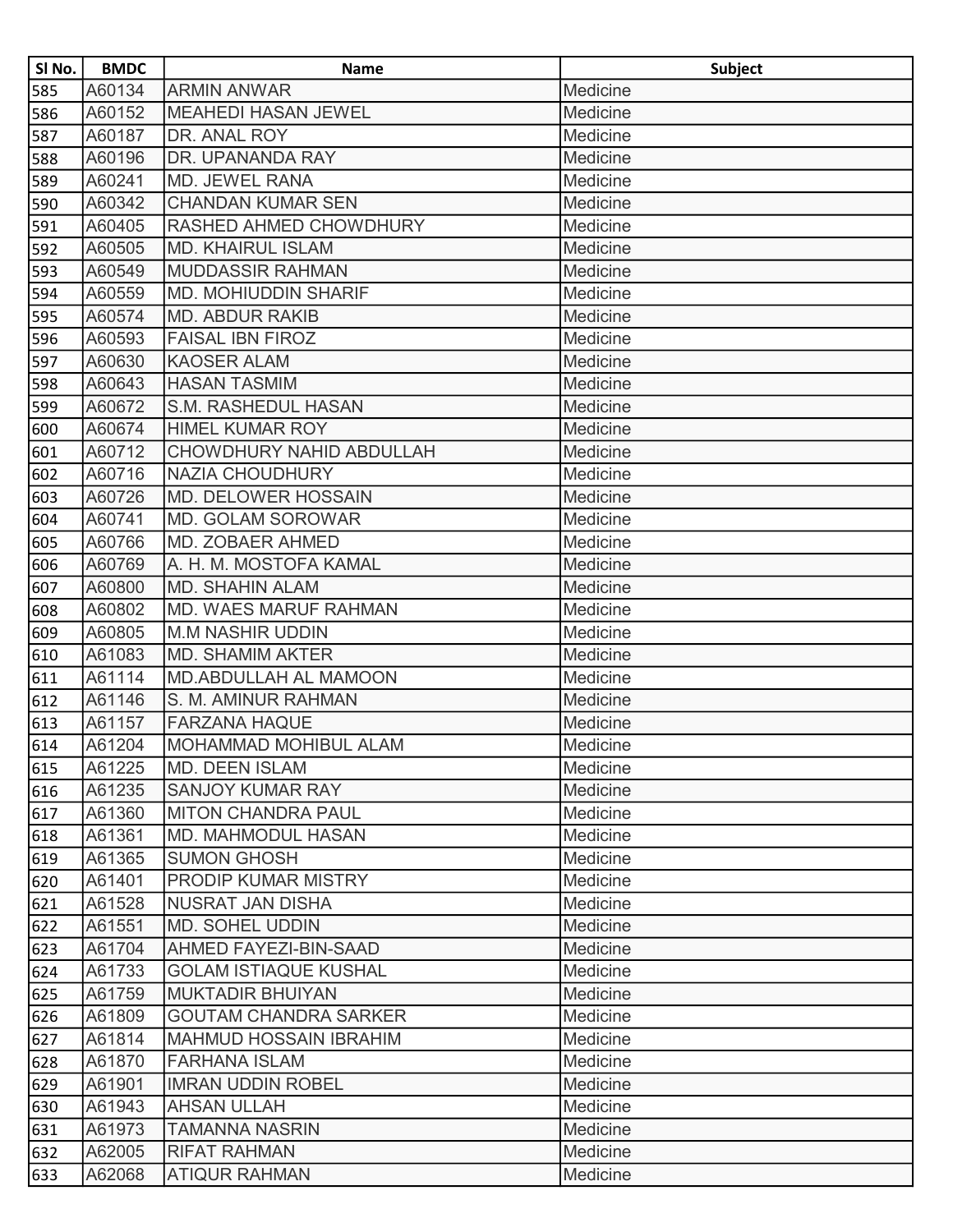| Sl No. | BMDC | Name | Subject |
|---|---|---|---|
| 585 | A60134 | ARMIN ANWAR | Medicine |
| 586 | A60152 | MEAHEDI HASAN JEWEL | Medicine |
| 587 | A60187 | DR. ANAL ROY | Medicine |
| 588 | A60196 | DR. UPANANDA RAY | Medicine |
| 589 | A60241 | MD. JEWEL RANA | Medicine |
| 590 | A60342 | CHANDAN KUMAR SEN | Medicine |
| 591 | A60405 | RASHED AHMED CHOWDHURY | Medicine |
| 592 | A60505 | MD. KHAIRUL ISLAM | Medicine |
| 593 | A60549 | MUDDASSIR RAHMAN | Medicine |
| 594 | A60559 | MD. MOHIUDDIN SHARIF | Medicine |
| 595 | A60574 | MD. ABDUR RAKIB | Medicine |
| 596 | A60593 | FAISAL IBN FIROZ | Medicine |
| 597 | A60630 | KAOSER ALAM | Medicine |
| 598 | A60643 | HASAN TASMIM | Medicine |
| 599 | A60672 | S.M. RASHEDUL HASAN | Medicine |
| 600 | A60674 | HIMEL KUMAR ROY | Medicine |
| 601 | A60712 | CHOWDHURY NAHID ABDULLAH | Medicine |
| 602 | A60716 | NAZIA CHOUDHURY | Medicine |
| 603 | A60726 | MD. DELOWER HOSSAIN | Medicine |
| 604 | A60741 | MD. GOLAM SOROWAR | Medicine |
| 605 | A60766 | MD. ZOBAER AHMED | Medicine |
| 606 | A60769 | A. H. M. MOSTOFA KAMAL | Medicine |
| 607 | A60800 | MD. SHAHIN ALAM | Medicine |
| 608 | A60802 | MD. WAES MARUF RAHMAN | Medicine |
| 609 | A60805 | M.M NASHIR UDDIN | Medicine |
| 610 | A61083 | MD. SHAMIM AKTER | Medicine |
| 611 | A61114 | MD.ABDULLAH AL MAMOON | Medicine |
| 612 | A61146 | S. M. AMINUR RAHMAN | Medicine |
| 613 | A61157 | FARZANA HAQUE | Medicine |
| 614 | A61204 | MOHAMMAD MOHIBUL ALAM | Medicine |
| 615 | A61225 | MD. DEEN ISLAM | Medicine |
| 616 | A61235 | SANJOY KUMAR RAY | Medicine |
| 617 | A61360 | MITON CHANDRA PAUL | Medicine |
| 618 | A61361 | MD. MAHMODUL HASAN | Medicine |
| 619 | A61365 | SUMON GHOSH | Medicine |
| 620 | A61401 | PRODIP KUMAR MISTRY | Medicine |
| 621 | A61528 | NUSRAT JAN DISHA | Medicine |
| 622 | A61551 | MD. SOHEL UDDIN | Medicine |
| 623 | A61704 | AHMED FAYEZI-BIN-SAAD | Medicine |
| 624 | A61733 | GOLAM ISTIAQUE KUSHAL | Medicine |
| 625 | A61759 | MUKTADIR BHUIYAN | Medicine |
| 626 | A61809 | GOUTAM CHANDRA SARKER | Medicine |
| 627 | A61814 | MAHMUD HOSSAIN IBRAHIM | Medicine |
| 628 | A61870 | FARHANA ISLAM | Medicine |
| 629 | A61901 | IMRAN UDDIN ROBEL | Medicine |
| 630 | A61943 | AHSAN ULLAH | Medicine |
| 631 | A61973 | TAMANNA NASRIN | Medicine |
| 632 | A62005 | RIFAT RAHMAN | Medicine |
| 633 | A62068 | ATIQUR RAHMAN | Medicine |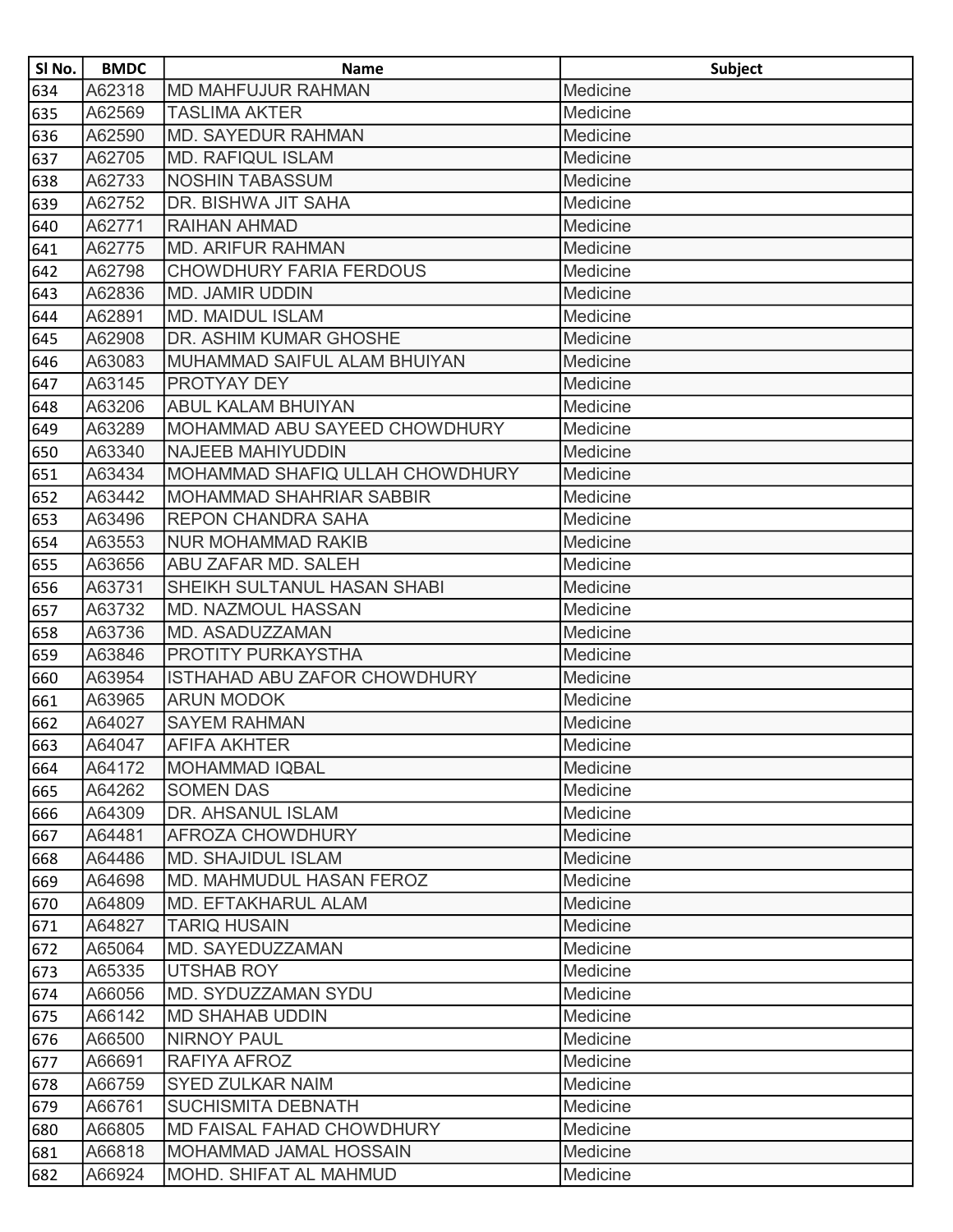| Sl No. | BMDC | Name | Subject |
|---|---|---|---|
| 634 | A62318 | MD MAHFUJUR RAHMAN | Medicine |
| 635 | A62569 | TASLIMA AKTER | Medicine |
| 636 | A62590 | MD. SAYEDUR RAHMAN | Medicine |
| 637 | A62705 | MD. RAFIQUL ISLAM | Medicine |
| 638 | A62733 | NOSHIN TABASSUM | Medicine |
| 639 | A62752 | DR. BISHWA JIT SAHA | Medicine |
| 640 | A62771 | RAIHAN AHMAD | Medicine |
| 641 | A62775 | MD. ARIFUR RAHMAN | Medicine |
| 642 | A62798 | CHOWDHURY FARIA FERDOUS | Medicine |
| 643 | A62836 | MD. JAMIR UDDIN | Medicine |
| 644 | A62891 | MD. MAIDUL ISLAM | Medicine |
| 645 | A62908 | DR. ASHIM KUMAR GHOSHE | Medicine |
| 646 | A63083 | MUHAMMAD SAIFUL ALAM BHUIYAN | Medicine |
| 647 | A63145 | PROTYAY DEY | Medicine |
| 648 | A63206 | ABUL KALAM BHUIYAN | Medicine |
| 649 | A63289 | MOHAMMAD ABU SAYEED CHOWDHURY | Medicine |
| 650 | A63340 | NAJEEB MAHIYUDDIN | Medicine |
| 651 | A63434 | MOHAMMAD SHAFIQ ULLAH CHOWDHURY | Medicine |
| 652 | A63442 | MOHAMMAD SHAHRIAR SABBIR | Medicine |
| 653 | A63496 | REPON CHANDRA SAHA | Medicine |
| 654 | A63553 | NUR MOHAMMAD RAKIB | Medicine |
| 655 | A63656 | ABU ZAFAR MD. SALEH | Medicine |
| 656 | A63731 | SHEIKH SULTANUL HASAN SHABI | Medicine |
| 657 | A63732 | MD. NAZMOUL HASSAN | Medicine |
| 658 | A63736 | MD. ASADUZZAMAN | Medicine |
| 659 | A63846 | PROTITY PURKAYSTHA | Medicine |
| 660 | A63954 | ISTHAHAD ABU ZAFOR CHOWDHURY | Medicine |
| 661 | A63965 | ARUN MODOK | Medicine |
| 662 | A64027 | SAYEM RAHMAN | Medicine |
| 663 | A64047 | AFIFA AKHTER | Medicine |
| 664 | A64172 | MOHAMMAD IQBAL | Medicine |
| 665 | A64262 | SOMEN DAS | Medicine |
| 666 | A64309 | DR. AHSANUL ISLAM | Medicine |
| 667 | A64481 | AFROZA CHOWDHURY | Medicine |
| 668 | A64486 | MD. SHAJIDUL ISLAM | Medicine |
| 669 | A64698 | MD. MAHMUDUL HASAN FEROZ | Medicine |
| 670 | A64809 | MD. EFTAKHARUL ALAM | Medicine |
| 671 | A64827 | TARIQ HUSAIN | Medicine |
| 672 | A65064 | MD. SAYEDUZZAMAN | Medicine |
| 673 | A65335 | UTSHAB ROY | Medicine |
| 674 | A66056 | MD. SYDUZZAMAN SYDU | Medicine |
| 675 | A66142 | MD SHAHAB UDDIN | Medicine |
| 676 | A66500 | NIRNOY PAUL | Medicine |
| 677 | A66691 | RAFIYA AFROZ | Medicine |
| 678 | A66759 | SYED ZULKAR NAIM | Medicine |
| 679 | A66761 | SUCHISMITA DEBNATH | Medicine |
| 680 | A66805 | MD FAISAL FAHAD CHOWDHURY | Medicine |
| 681 | A66818 | MOHAMMAD JAMAL HOSSAIN | Medicine |
| 682 | A66924 | MOHD. SHIFAT AL MAHMUD | Medicine |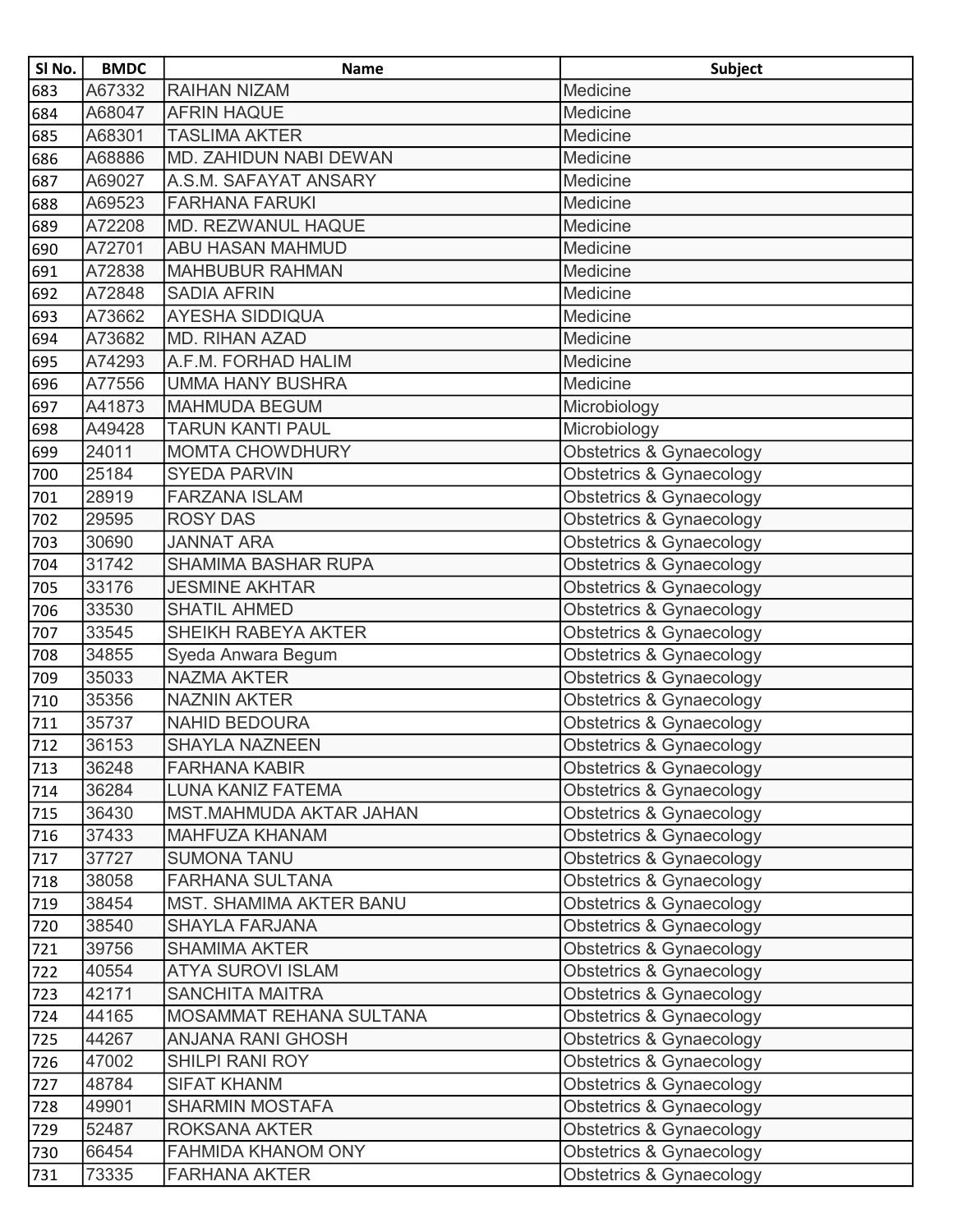| Sl No. | BMDC | Name | Subject |
|---|---|---|---|
| 683 | A67332 | RAIHAN NIZAM | Medicine |
| 684 | A68047 | AFRIN HAQUE | Medicine |
| 685 | A68301 | TASLIMA AKTER | Medicine |
| 686 | A68886 | MD. ZAHIDUN NABI DEWAN | Medicine |
| 687 | A69027 | A.S.M. SAFAYAT ANSARY | Medicine |
| 688 | A69523 | FARHANA FARUKI | Medicine |
| 689 | A72208 | MD. REZWANUL HAQUE | Medicine |
| 690 | A72701 | ABU HASAN MAHMUD | Medicine |
| 691 | A72838 | MAHBUBUR RAHMAN | Medicine |
| 692 | A72848 | SADIA AFRIN | Medicine |
| 693 | A73662 | AYESHA SIDDIQUA | Medicine |
| 694 | A73682 | MD. RIHAN AZAD | Medicine |
| 695 | A74293 | A.F.M. FORHAD HALIM | Medicine |
| 696 | A77556 | UMMA HANY BUSHRA | Medicine |
| 697 | A41873 | MAHMUDA BEGUM | Microbiology |
| 698 | A49428 | TARUN KANTI PAUL | Microbiology |
| 699 | 24011 | MOMTA CHOWDHURY | Obstetrics & Gynaecology |
| 700 | 25184 | SYEDA PARVIN | Obstetrics & Gynaecology |
| 701 | 28919 | FARZANA ISLAM | Obstetrics & Gynaecology |
| 702 | 29595 | ROSY DAS | Obstetrics & Gynaecology |
| 703 | 30690 | JANNAT ARA | Obstetrics & Gynaecology |
| 704 | 31742 | SHAMIMA BASHAR RUPA | Obstetrics & Gynaecology |
| 705 | 33176 | JESMINE AKHTAR | Obstetrics & Gynaecology |
| 706 | 33530 | SHATIL AHMED | Obstetrics & Gynaecology |
| 707 | 33545 | SHEIKH RABEYA AKTER | Obstetrics & Gynaecology |
| 708 | 34855 | Syeda Anwara Begum | Obstetrics & Gynaecology |
| 709 | 35033 | NAZMA AKTER | Obstetrics & Gynaecology |
| 710 | 35356 | NAZNIN AKTER | Obstetrics & Gynaecology |
| 711 | 35737 | NAHID BEDOURA | Obstetrics & Gynaecology |
| 712 | 36153 | SHAYLA NAZNEEN | Obstetrics & Gynaecology |
| 713 | 36248 | FARHANA KABIR | Obstetrics & Gynaecology |
| 714 | 36284 | LUNA KANIZ FATEMA | Obstetrics & Gynaecology |
| 715 | 36430 | MST.MAHMUDA AKTAR JAHAN | Obstetrics & Gynaecology |
| 716 | 37433 | MAHFUZA KHANAM | Obstetrics & Gynaecology |
| 717 | 37727 | SUMONA TANU | Obstetrics & Gynaecology |
| 718 | 38058 | FARHANA SULTANA | Obstetrics & Gynaecology |
| 719 | 38454 | MST. SHAMIMA AKTER BANU | Obstetrics & Gynaecology |
| 720 | 38540 | SHAYLA FARJANA | Obstetrics & Gynaecology |
| 721 | 39756 | SHAMIMA AKTER | Obstetrics & Gynaecology |
| 722 | 40554 | ATYA SUROVI ISLAM | Obstetrics & Gynaecology |
| 723 | 42171 | SANCHITA MAITRA | Obstetrics & Gynaecology |
| 724 | 44165 | MOSAMMAT REHANA SULTANA | Obstetrics & Gynaecology |
| 725 | 44267 | ANJANA RANI GHOSH | Obstetrics & Gynaecology |
| 726 | 47002 | SHILPI RANI ROY | Obstetrics & Gynaecology |
| 727 | 48784 | SIFAT KHANM | Obstetrics & Gynaecology |
| 728 | 49901 | SHARMIN MOSTAFA | Obstetrics & Gynaecology |
| 729 | 52487 | ROKSANA AKTER | Obstetrics & Gynaecology |
| 730 | 66454 | FAHMIDA KHANOM ONY | Obstetrics & Gynaecology |
| 731 | 73335 | FARHANA AKTER | Obstetrics & Gynaecology |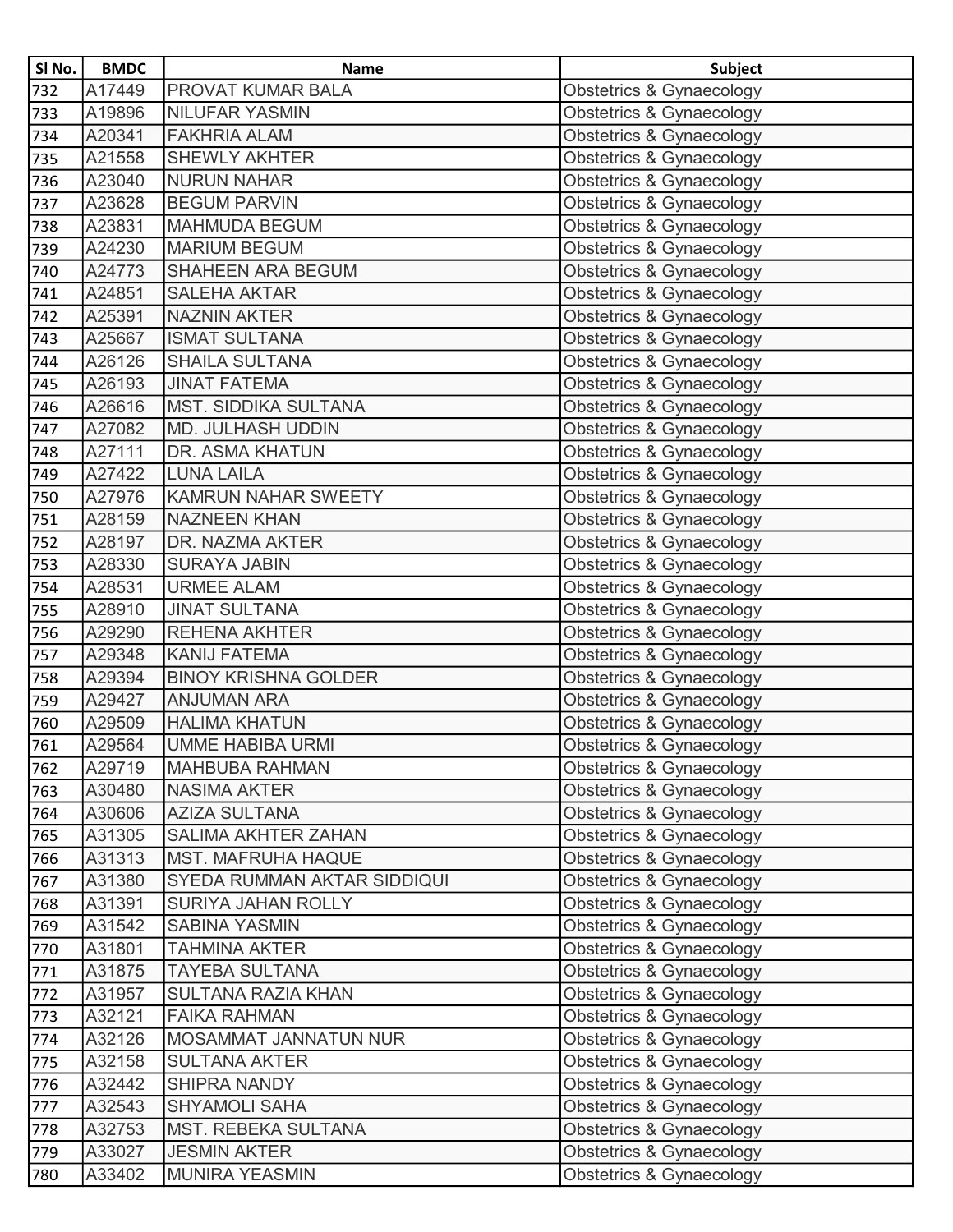| Sl No. | BMDC | Name | Subject |
| --- | --- | --- | --- |
| 732 | A17449 | PROVAT KUMAR BALA | Obstetrics & Gynaecology |
| 733 | A19896 | NILUFAR YASMIN | Obstetrics & Gynaecology |
| 734 | A20341 | FAKHRIA ALAM | Obstetrics & Gynaecology |
| 735 | A21558 | SHEWLY AKHTER | Obstetrics & Gynaecology |
| 736 | A23040 | NURUN NAHAR | Obstetrics & Gynaecology |
| 737 | A23628 | BEGUM PARVIN | Obstetrics & Gynaecology |
| 738 | A23831 | MAHMUDA BEGUM | Obstetrics & Gynaecology |
| 739 | A24230 | MARIUM BEGUM | Obstetrics & Gynaecology |
| 740 | A24773 | SHAHEEN ARA BEGUM | Obstetrics & Gynaecology |
| 741 | A24851 | SALEHA AKTAR | Obstetrics & Gynaecology |
| 742 | A25391 | NAZNIN AKTER | Obstetrics & Gynaecology |
| 743 | A25667 | ISMAT SULTANA | Obstetrics & Gynaecology |
| 744 | A26126 | SHAILA SULTANA | Obstetrics & Gynaecology |
| 745 | A26193 | JINAT FATEMA | Obstetrics & Gynaecology |
| 746 | A26616 | MST. SIDDIKA SULTANA | Obstetrics & Gynaecology |
| 747 | A27082 | MD. JULHASH UDDIN | Obstetrics & Gynaecology |
| 748 | A27111 | DR. ASMA KHATUN | Obstetrics & Gynaecology |
| 749 | A27422 | LUNA LAILA | Obstetrics & Gynaecology |
| 750 | A27976 | KAMRUN NAHAR SWEETY | Obstetrics & Gynaecology |
| 751 | A28159 | NAZNEEN KHAN | Obstetrics & Gynaecology |
| 752 | A28197 | DR. NAZMA AKTER | Obstetrics & Gynaecology |
| 753 | A28330 | SURAYA JABIN | Obstetrics & Gynaecology |
| 754 | A28531 | URMEE ALAM | Obstetrics & Gynaecology |
| 755 | A28910 | JINAT SULTANA | Obstetrics & Gynaecology |
| 756 | A29290 | REHENA AKHTER | Obstetrics & Gynaecology |
| 757 | A29348 | KANIJ FATEMA | Obstetrics & Gynaecology |
| 758 | A29394 | BINOY KRISHNA GOLDER | Obstetrics & Gynaecology |
| 759 | A29427 | ANJUMAN ARA | Obstetrics & Gynaecology |
| 760 | A29509 | HALIMA KHATUN | Obstetrics & Gynaecology |
| 761 | A29564 | UMME HABIBA URMI | Obstetrics & Gynaecology |
| 762 | A29719 | MAHBUBA RAHMAN | Obstetrics & Gynaecology |
| 763 | A30480 | NASIMA AKTER | Obstetrics & Gynaecology |
| 764 | A30606 | AZIZA SULTANA | Obstetrics & Gynaecology |
| 765 | A31305 | SALIMA AKHTER ZAHAN | Obstetrics & Gynaecology |
| 766 | A31313 | MST. MAFRUHA HAQUE | Obstetrics & Gynaecology |
| 767 | A31380 | SYEDA RUMMAN AKTAR SIDDIQUI | Obstetrics & Gynaecology |
| 768 | A31391 | SURIYA JAHAN ROLLY | Obstetrics & Gynaecology |
| 769 | A31542 | SABINA YASMIN | Obstetrics & Gynaecology |
| 770 | A31801 | TAHMINA AKTER | Obstetrics & Gynaecology |
| 771 | A31875 | TAYEBA SULTANA | Obstetrics & Gynaecology |
| 772 | A31957 | SULTANA RAZIA KHAN | Obstetrics & Gynaecology |
| 773 | A32121 | FAIKA RAHMAN | Obstetrics & Gynaecology |
| 774 | A32126 | MOSAMMAT JANNATUN NUR | Obstetrics & Gynaecology |
| 775 | A32158 | SULTANA AKTER | Obstetrics & Gynaecology |
| 776 | A32442 | SHIPRA NANDY | Obstetrics & Gynaecology |
| 777 | A32543 | SHYAMOLI SAHA | Obstetrics & Gynaecology |
| 778 | A32753 | MST. REBEKA SULTANA | Obstetrics & Gynaecology |
| 779 | A33027 | JESMIN AKTER | Obstetrics & Gynaecology |
| 780 | A33402 | MUNIRA YEASMIN | Obstetrics & Gynaecology |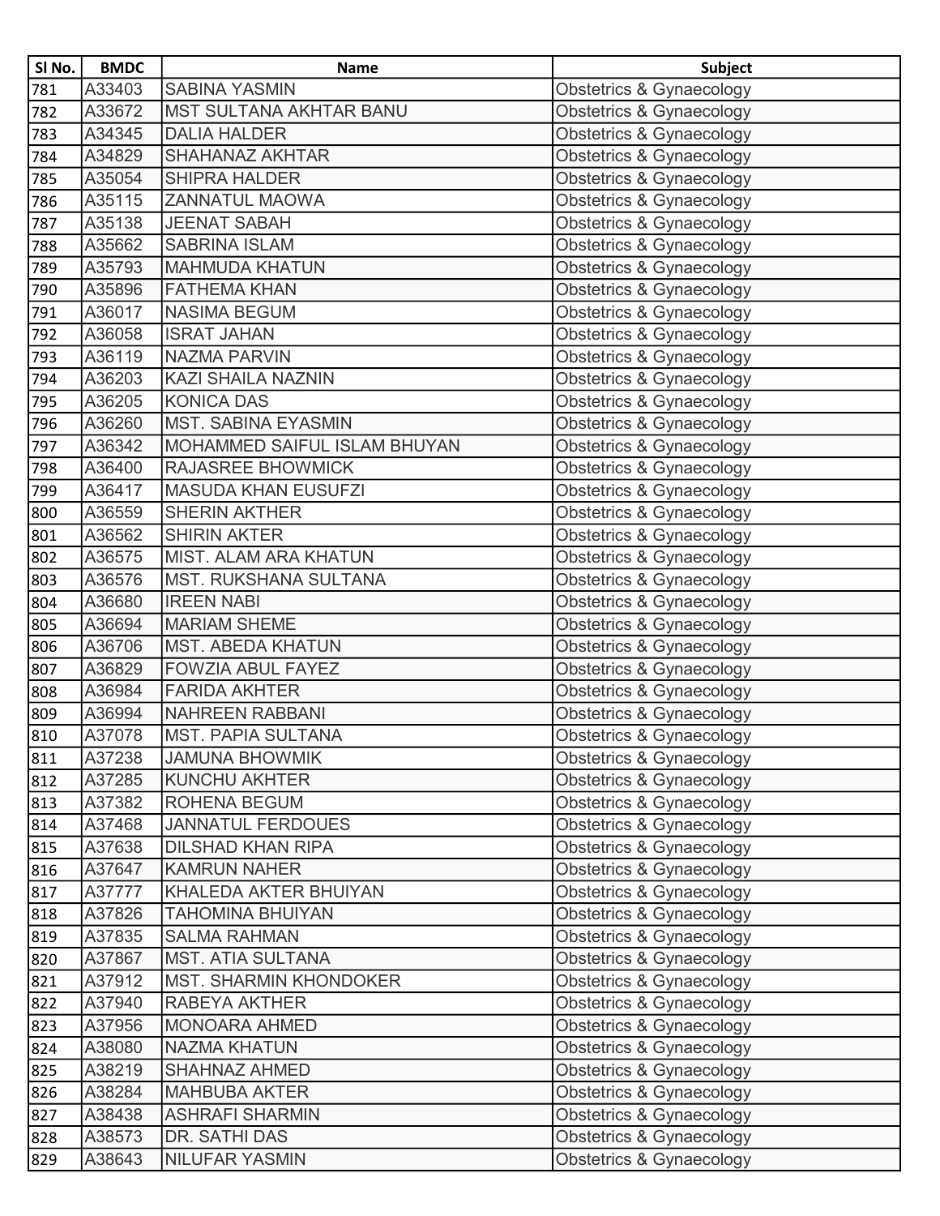| Sl No. | BMDC | Name | Subject |
|---|---|---|---|
| 781 | A33403 | SABINA YASMIN | Obstetrics & Gynaecology |
| 782 | A33672 | MST SULTANA AKHTAR BANU | Obstetrics & Gynaecology |
| 783 | A34345 | DALIA HALDER | Obstetrics & Gynaecology |
| 784 | A34829 | SHAHANAZ AKHTAR | Obstetrics & Gynaecology |
| 785 | A35054 | SHIPRA HALDER | Obstetrics & Gynaecology |
| 786 | A35115 | ZANNATUL MAOWA | Obstetrics & Gynaecology |
| 787 | A35138 | JEENAT SABAH | Obstetrics & Gynaecology |
| 788 | A35662 | SABRINA ISLAM | Obstetrics & Gynaecology |
| 789 | A35793 | MAHMUDA KHATUN | Obstetrics & Gynaecology |
| 790 | A35896 | FATHEMA KHAN | Obstetrics & Gynaecology |
| 791 | A36017 | NASIMA BEGUM | Obstetrics & Gynaecology |
| 792 | A36058 | ISRAT JAHAN | Obstetrics & Gynaecology |
| 793 | A36119 | NAZMA PARVIN | Obstetrics & Gynaecology |
| 794 | A36203 | KAZI SHAILA NAZNIN | Obstetrics & Gynaecology |
| 795 | A36205 | KONICA DAS | Obstetrics & Gynaecology |
| 796 | A36260 | MST. SABINA EYASMIN | Obstetrics & Gynaecology |
| 797 | A36342 | MOHAMMED SAIFUL ISLAM BHUYAN | Obstetrics & Gynaecology |
| 798 | A36400 | RAJASREE BHOWMICK | Obstetrics & Gynaecology |
| 799 | A36417 | MASUDA KHAN EUSUFZI | Obstetrics & Gynaecology |
| 800 | A36559 | SHERIN AKTHER | Obstetrics & Gynaecology |
| 801 | A36562 | SHIRIN AKTER | Obstetrics & Gynaecology |
| 802 | A36575 | MIST. ALAM ARA KHATUN | Obstetrics & Gynaecology |
| 803 | A36576 | MST. RUKSHANA SULTANA | Obstetrics & Gynaecology |
| 804 | A36680 | IREEN NABI | Obstetrics & Gynaecology |
| 805 | A36694 | MARIAM SHEME | Obstetrics & Gynaecology |
| 806 | A36706 | MST. ABEDA KHATUN | Obstetrics & Gynaecology |
| 807 | A36829 | FOWZIA ABUL FAYEZ | Obstetrics & Gynaecology |
| 808 | A36984 | FARIDA AKHTER | Obstetrics & Gynaecology |
| 809 | A36994 | NAHREEN RABBANI | Obstetrics & Gynaecology |
| 810 | A37078 | MST. PAPIA SULTANA | Obstetrics & Gynaecology |
| 811 | A37238 | JAMUNA BHOWMIK | Obstetrics & Gynaecology |
| 812 | A37285 | KUNCHU AKHTER | Obstetrics & Gynaecology |
| 813 | A37382 | ROHENA BEGUM | Obstetrics & Gynaecology |
| 814 | A37468 | JANNATUL FERDOUES | Obstetrics & Gynaecology |
| 815 | A37638 | DILSHAD KHAN RIPA | Obstetrics & Gynaecology |
| 816 | A37647 | KAMRUN NAHER | Obstetrics & Gynaecology |
| 817 | A37777 | KHALEDA AKTER BHUIYAN | Obstetrics & Gynaecology |
| 818 | A37826 | TAHOMINA BHUIYAN | Obstetrics & Gynaecology |
| 819 | A37835 | SALMA RAHMAN | Obstetrics & Gynaecology |
| 820 | A37867 | MST. ATIA SULTANA | Obstetrics & Gynaecology |
| 821 | A37912 | MST. SHARMIN KHONDOKER | Obstetrics & Gynaecology |
| 822 | A37940 | RABEYA AKTHER | Obstetrics & Gynaecology |
| 823 | A37956 | MONOARA AHMED | Obstetrics & Gynaecology |
| 824 | A38080 | NAZMA KHATUN | Obstetrics & Gynaecology |
| 825 | A38219 | SHAHNAZ AHMED | Obstetrics & Gynaecology |
| 826 | A38284 | MAHBUBA AKTER | Obstetrics & Gynaecology |
| 827 | A38438 | ASHRAFI SHARMIN | Obstetrics & Gynaecology |
| 828 | A38573 | DR. SATHI DAS | Obstetrics & Gynaecology |
| 829 | A38643 | NILUFAR YASMIN | Obstetrics & Gynaecology |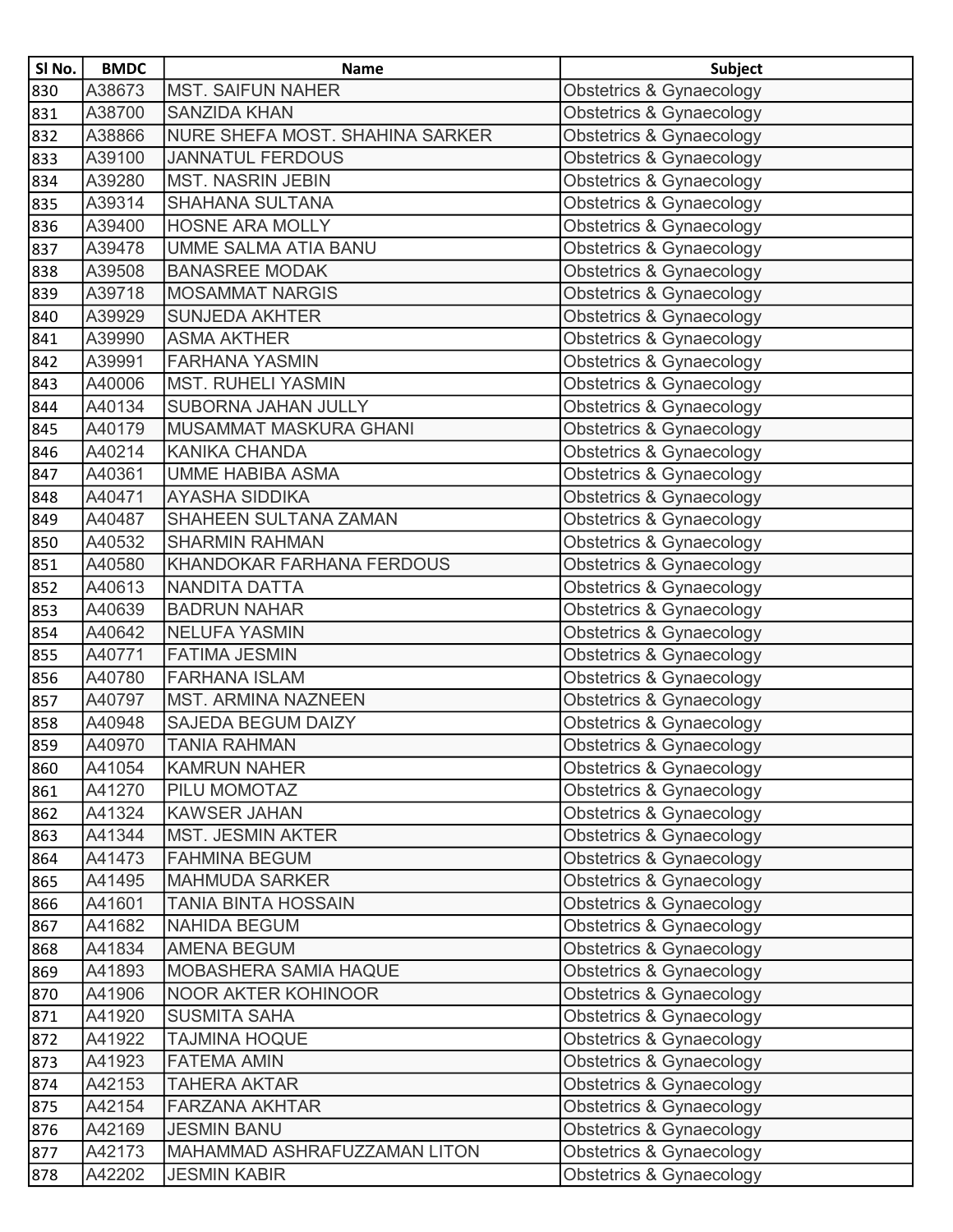| Sl No. | BMDC | Name | Subject |
|---|---|---|---|
| 830 | A38673 | MST. SAIFUN NAHER | Obstetrics & Gynaecology |
| 831 | A38700 | SANZIDA KHAN | Obstetrics & Gynaecology |
| 832 | A38866 | NURE SHEFA MOST. SHAHINA SARKER | Obstetrics & Gynaecology |
| 833 | A39100 | JANNATUL FERDOUS | Obstetrics & Gynaecology |
| 834 | A39280 | MST. NASRIN JEBIN | Obstetrics & Gynaecology |
| 835 | A39314 | SHAHANA SULTANA | Obstetrics & Gynaecology |
| 836 | A39400 | HOSNE ARA MOLLY | Obstetrics & Gynaecology |
| 837 | A39478 | UMME SALMA ATIA BANU | Obstetrics & Gynaecology |
| 838 | A39508 | BANASREE MODAK | Obstetrics & Gynaecology |
| 839 | A39718 | MOSAMMAT NARGIS | Obstetrics & Gynaecology |
| 840 | A39929 | SUNJEDA AKHTER | Obstetrics & Gynaecology |
| 841 | A39990 | ASMA AKTHER | Obstetrics & Gynaecology |
| 842 | A39991 | FARHANA YASMIN | Obstetrics & Gynaecology |
| 843 | A40006 | MST. RUHELI YASMIN | Obstetrics & Gynaecology |
| 844 | A40134 | SUBORNA JAHAN JULLY | Obstetrics & Gynaecology |
| 845 | A40179 | MUSAMMAT MASKURA GHANI | Obstetrics & Gynaecology |
| 846 | A40214 | KANIKA CHANDA | Obstetrics & Gynaecology |
| 847 | A40361 | UMME HABIBA ASMA | Obstetrics & Gynaecology |
| 848 | A40471 | AYASHA SIDDIKA | Obstetrics & Gynaecology |
| 849 | A40487 | SHAHEEN SULTANA ZAMAN | Obstetrics & Gynaecology |
| 850 | A40532 | SHARMIN RAHMAN | Obstetrics & Gynaecology |
| 851 | A40580 | KHANDOKAR FARHANA FERDOUS | Obstetrics & Gynaecology |
| 852 | A40613 | NANDITA DATTA | Obstetrics & Gynaecology |
| 853 | A40639 | BADRUN NAHAR | Obstetrics & Gynaecology |
| 854 | A40642 | NELUFA YASMIN | Obstetrics & Gynaecology |
| 855 | A40771 | FATIMA JESMIN | Obstetrics & Gynaecology |
| 856 | A40780 | FARHANA ISLAM | Obstetrics & Gynaecology |
| 857 | A40797 | MST. ARMINA NAZNEEN | Obstetrics & Gynaecology |
| 858 | A40948 | SAJEDA BEGUM DAIZY | Obstetrics & Gynaecology |
| 859 | A40970 | TANIA RAHMAN | Obstetrics & Gynaecology |
| 860 | A41054 | KAMRUN NAHER | Obstetrics & Gynaecology |
| 861 | A41270 | PILU MOMOTAZ | Obstetrics & Gynaecology |
| 862 | A41324 | KAWSER JAHAN | Obstetrics & Gynaecology |
| 863 | A41344 | MST. JESMIN AKTER | Obstetrics & Gynaecology |
| 864 | A41473 | FAHMINA BEGUM | Obstetrics & Gynaecology |
| 865 | A41495 | MAHMUDA SARKER | Obstetrics & Gynaecology |
| 866 | A41601 | TANIA BINTA HOSSAIN | Obstetrics & Gynaecology |
| 867 | A41682 | NAHIDA BEGUM | Obstetrics & Gynaecology |
| 868 | A41834 | AMENA BEGUM | Obstetrics & Gynaecology |
| 869 | A41893 | MOBASHERA SAMIA HAQUE | Obstetrics & Gynaecology |
| 870 | A41906 | NOOR AKTER KOHINOOR | Obstetrics & Gynaecology |
| 871 | A41920 | SUSMITA SAHA | Obstetrics & Gynaecology |
| 872 | A41922 | TAJMINA HOQUE | Obstetrics & Gynaecology |
| 873 | A41923 | FATEMA AMIN | Obstetrics & Gynaecology |
| 874 | A42153 | TAHERA AKTAR | Obstetrics & Gynaecology |
| 875 | A42154 | FARZANA AKHTAR | Obstetrics & Gynaecology |
| 876 | A42169 | JESMIN BANU | Obstetrics & Gynaecology |
| 877 | A42173 | MAHAMMAD ASHRAFUZZAMAN LITON | Obstetrics & Gynaecology |
| 878 | A42202 | JESMIN KABIR | Obstetrics & Gynaecology |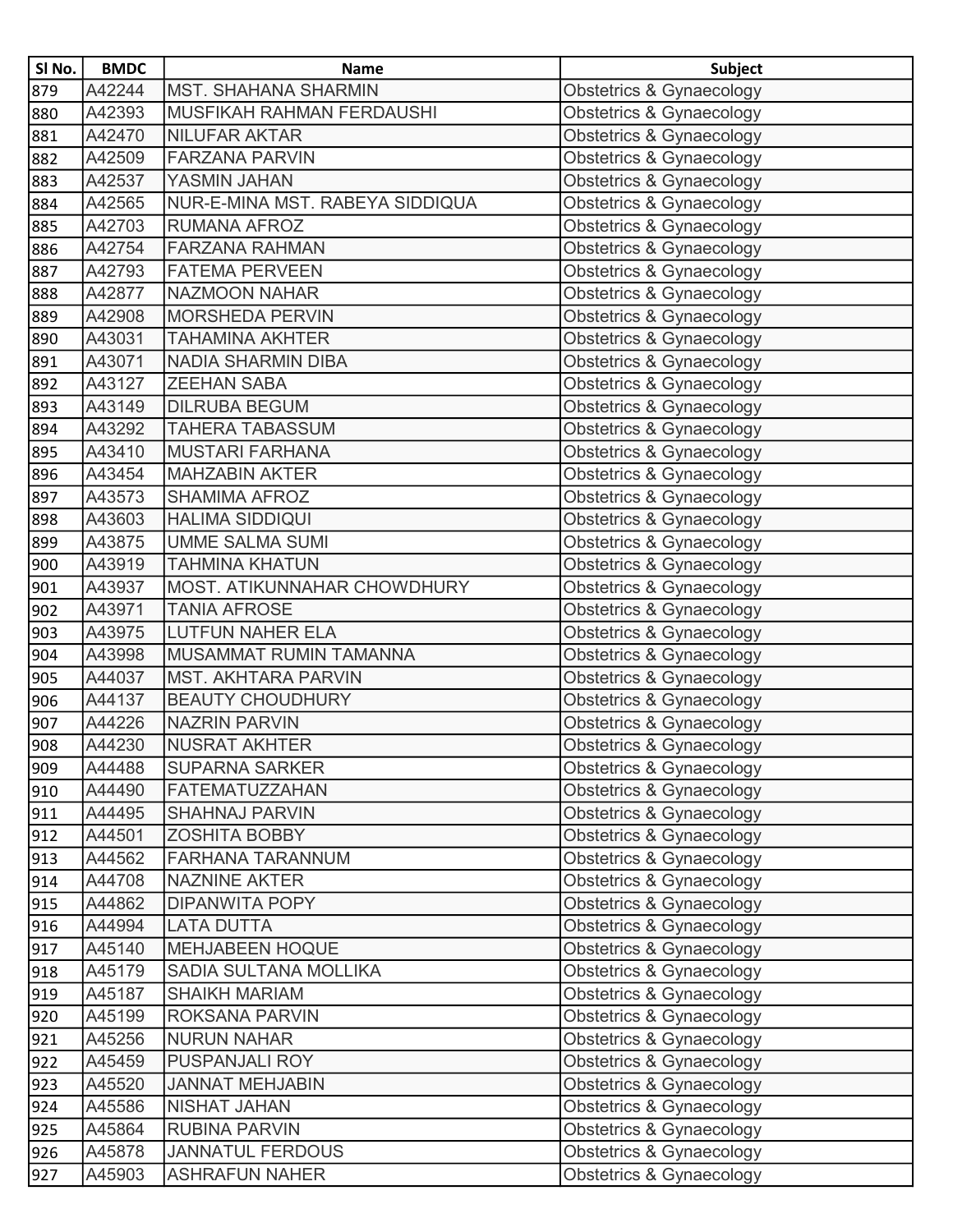| Sl No. | BMDC | Name | Subject |
|---|---|---|---|
| 879 | A42244 | MST. SHAHANA SHARMIN | Obstetrics & Gynaecology |
| 880 | A42393 | MUSFIKAH RAHMAN FERDAUSHI | Obstetrics & Gynaecology |
| 881 | A42470 | NILUFAR AKTAR | Obstetrics & Gynaecology |
| 882 | A42509 | FARZANA PARVIN | Obstetrics & Gynaecology |
| 883 | A42537 | YASMIN JAHAN | Obstetrics & Gynaecology |
| 884 | A42565 | NUR-E-MINA MST. RABEYA SIDDIQUA | Obstetrics & Gynaecology |
| 885 | A42703 | RUMANA AFROZ | Obstetrics & Gynaecology |
| 886 | A42754 | FARZANA RAHMAN | Obstetrics & Gynaecology |
| 887 | A42793 | FATEMA PERVEEN | Obstetrics & Gynaecology |
| 888 | A42877 | NAZMOON NAHAR | Obstetrics & Gynaecology |
| 889 | A42908 | MORSHEDA PERVIN | Obstetrics & Gynaecology |
| 890 | A43031 | TAHAMINA AKHTER | Obstetrics & Gynaecology |
| 891 | A43071 | NADIA SHARMIN DIBA | Obstetrics & Gynaecology |
| 892 | A43127 | ZEEHAN SABA | Obstetrics & Gynaecology |
| 893 | A43149 | DILRUBA BEGUM | Obstetrics & Gynaecology |
| 894 | A43292 | TAHERA TABASSUM | Obstetrics & Gynaecology |
| 895 | A43410 | MUSTARI FARHANA | Obstetrics & Gynaecology |
| 896 | A43454 | MAHZABIN AKTER | Obstetrics & Gynaecology |
| 897 | A43573 | SHAMIMA AFROZ | Obstetrics & Gynaecology |
| 898 | A43603 | HALIMA SIDDIQUI | Obstetrics & Gynaecology |
| 899 | A43875 | UMME SALMA SUMI | Obstetrics & Gynaecology |
| 900 | A43919 | TAHMINA KHATUN | Obstetrics & Gynaecology |
| 901 | A43937 | MOST. ATIKUNNAHAR CHOWDHURY | Obstetrics & Gynaecology |
| 902 | A43971 | TANIA AFROSE | Obstetrics & Gynaecology |
| 903 | A43975 | LUTFUN NAHER ELA | Obstetrics & Gynaecology |
| 904 | A43998 | MUSAMMAT RUMIN TAMANNA | Obstetrics & Gynaecology |
| 905 | A44037 | MST. AKHTARA PARVIN | Obstetrics & Gynaecology |
| 906 | A44137 | BEAUTY CHOUDHURY | Obstetrics & Gynaecology |
| 907 | A44226 | NAZRIN PARVIN | Obstetrics & Gynaecology |
| 908 | A44230 | NUSRAT AKHTER | Obstetrics & Gynaecology |
| 909 | A44488 | SUPARNA SARKER | Obstetrics & Gynaecology |
| 910 | A44490 | FATEMATUZZAHAN | Obstetrics & Gynaecology |
| 911 | A44495 | SHAHNAJ PARVIN | Obstetrics & Gynaecology |
| 912 | A44501 | ZOSHITA BOBBY | Obstetrics & Gynaecology |
| 913 | A44562 | FARHANA TARANNUM | Obstetrics & Gynaecology |
| 914 | A44708 | NAZNINE AKTER | Obstetrics & Gynaecology |
| 915 | A44862 | DIPANWITA POPY | Obstetrics & Gynaecology |
| 916 | A44994 | LATA DUTTA | Obstetrics & Gynaecology |
| 917 | A45140 | MEHJABEEN HOQUE | Obstetrics & Gynaecology |
| 918 | A45179 | SADIA SULTANA MOLLIKA | Obstetrics & Gynaecology |
| 919 | A45187 | SHAIKH MARIAM | Obstetrics & Gynaecology |
| 920 | A45199 | ROKSANA PARVIN | Obstetrics & Gynaecology |
| 921 | A45256 | NURUN NAHAR | Obstetrics & Gynaecology |
| 922 | A45459 | PUSPANJALI ROY | Obstetrics & Gynaecology |
| 923 | A45520 | JANNAT MEHJABIN | Obstetrics & Gynaecology |
| 924 | A45586 | NISHAT JAHAN | Obstetrics & Gynaecology |
| 925 | A45864 | RUBINA PARVIN | Obstetrics & Gynaecology |
| 926 | A45878 | JANNATUL FERDOUS | Obstetrics & Gynaecology |
| 927 | A45903 | ASHRAFUN NAHER | Obstetrics & Gynaecology |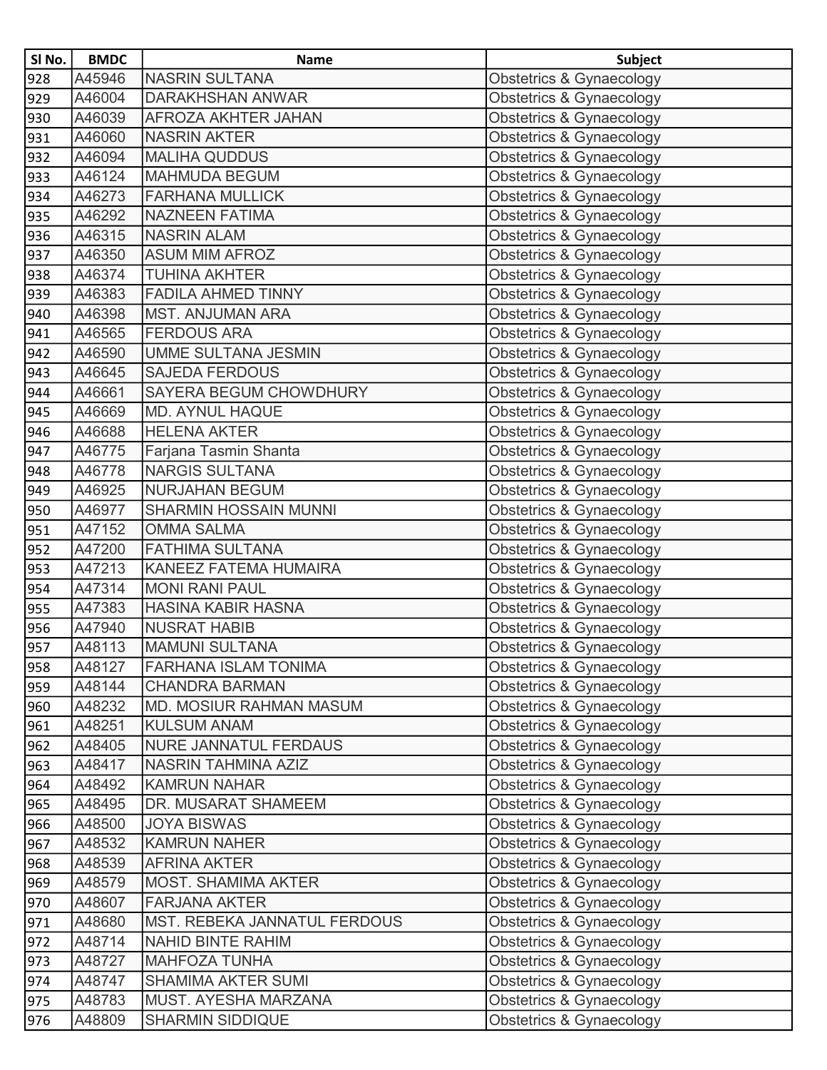| Sl No. | BMDC | Name | Subject |
|---|---|---|---|
| 928 | A45946 | NASRIN SULTANA | Obstetrics & Gynaecology |
| 929 | A46004 | DARAKHSHAN ANWAR | Obstetrics & Gynaecology |
| 930 | A46039 | AFROZA AKHTER JAHAN | Obstetrics & Gynaecology |
| 931 | A46060 | NASRIN AKTER | Obstetrics & Gynaecology |
| 932 | A46094 | MALIHA QUDDUS | Obstetrics & Gynaecology |
| 933 | A46124 | MAHMUDA BEGUM | Obstetrics & Gynaecology |
| 934 | A46273 | FARHANA MULLICK | Obstetrics & Gynaecology |
| 935 | A46292 | NAZNEEN FATIMA | Obstetrics & Gynaecology |
| 936 | A46315 | NASRIN ALAM | Obstetrics & Gynaecology |
| 937 | A46350 | ASUM MIM AFROZ | Obstetrics & Gynaecology |
| 938 | A46374 | TUHINA AKHTER | Obstetrics & Gynaecology |
| 939 | A46383 | FADILA AHMED TINNY | Obstetrics & Gynaecology |
| 940 | A46398 | MST. ANJUMAN ARA | Obstetrics & Gynaecology |
| 941 | A46565 | FERDOUS ARA | Obstetrics & Gynaecology |
| 942 | A46590 | UMME SULTANA JESMIN | Obstetrics & Gynaecology |
| 943 | A46645 | SAJEDA FERDOUS | Obstetrics & Gynaecology |
| 944 | A46661 | SAYERA BEGUM CHOWDHURY | Obstetrics & Gynaecology |
| 945 | A46669 | MD. AYNUL HAQUE | Obstetrics & Gynaecology |
| 946 | A46688 | HELENA AKTER | Obstetrics & Gynaecology |
| 947 | A46775 | Farjana Tasmin Shanta | Obstetrics & Gynaecology |
| 948 | A46778 | NARGIS SULTANA | Obstetrics & Gynaecology |
| 949 | A46925 | NURJAHAN BEGUM | Obstetrics & Gynaecology |
| 950 | A46977 | SHARMIN HOSSAIN MUNNI | Obstetrics & Gynaecology |
| 951 | A47152 | OMMA SALMA | Obstetrics & Gynaecology |
| 952 | A47200 | FATHIMA SULTANA | Obstetrics & Gynaecology |
| 953 | A47213 | KANEEZ FATEMA HUMAIRA | Obstetrics & Gynaecology |
| 954 | A47314 | MONI RANI PAUL | Obstetrics & Gynaecology |
| 955 | A47383 | HASINA KABIR HASNA | Obstetrics & Gynaecology |
| 956 | A47940 | NUSRAT HABIB | Obstetrics & Gynaecology |
| 957 | A48113 | MAMUNI SULTANA | Obstetrics & Gynaecology |
| 958 | A48127 | FARHANA ISLAM TONIMA | Obstetrics & Gynaecology |
| 959 | A48144 | CHANDRA BARMAN | Obstetrics & Gynaecology |
| 960 | A48232 | MD. MOSIUR RAHMAN MASUM | Obstetrics & Gynaecology |
| 961 | A48251 | KULSUM ANAM | Obstetrics & Gynaecology |
| 962 | A48405 | NURE JANNATUL FERDAUS | Obstetrics & Gynaecology |
| 963 | A48417 | NASRIN TAHMINA AZIZ | Obstetrics & Gynaecology |
| 964 | A48492 | KAMRUN NAHAR | Obstetrics & Gynaecology |
| 965 | A48495 | DR. MUSARAT SHAMEEM | Obstetrics & Gynaecology |
| 966 | A48500 | JOYA BISWAS | Obstetrics & Gynaecology |
| 967 | A48532 | KAMRUN NAHER | Obstetrics & Gynaecology |
| 968 | A48539 | AFRINA AKTER | Obstetrics & Gynaecology |
| 969 | A48579 | MOST. SHAMIMA AKTER | Obstetrics & Gynaecology |
| 970 | A48607 | FARJANA AKTER | Obstetrics & Gynaecology |
| 971 | A48680 | MST. REBEKA JANNATUL FERDOUS | Obstetrics & Gynaecology |
| 972 | A48714 | NAHID BINTE RAHIM | Obstetrics & Gynaecology |
| 973 | A48727 | MAHFOZA TUNHA | Obstetrics & Gynaecology |
| 974 | A48747 | SHAMIMA AKTER SUMI | Obstetrics & Gynaecology |
| 975 | A48783 | MUST. AYESHA MARZANA | Obstetrics & Gynaecology |
| 976 | A48809 | SHARMIN SIDDIQUE | Obstetrics & Gynaecology |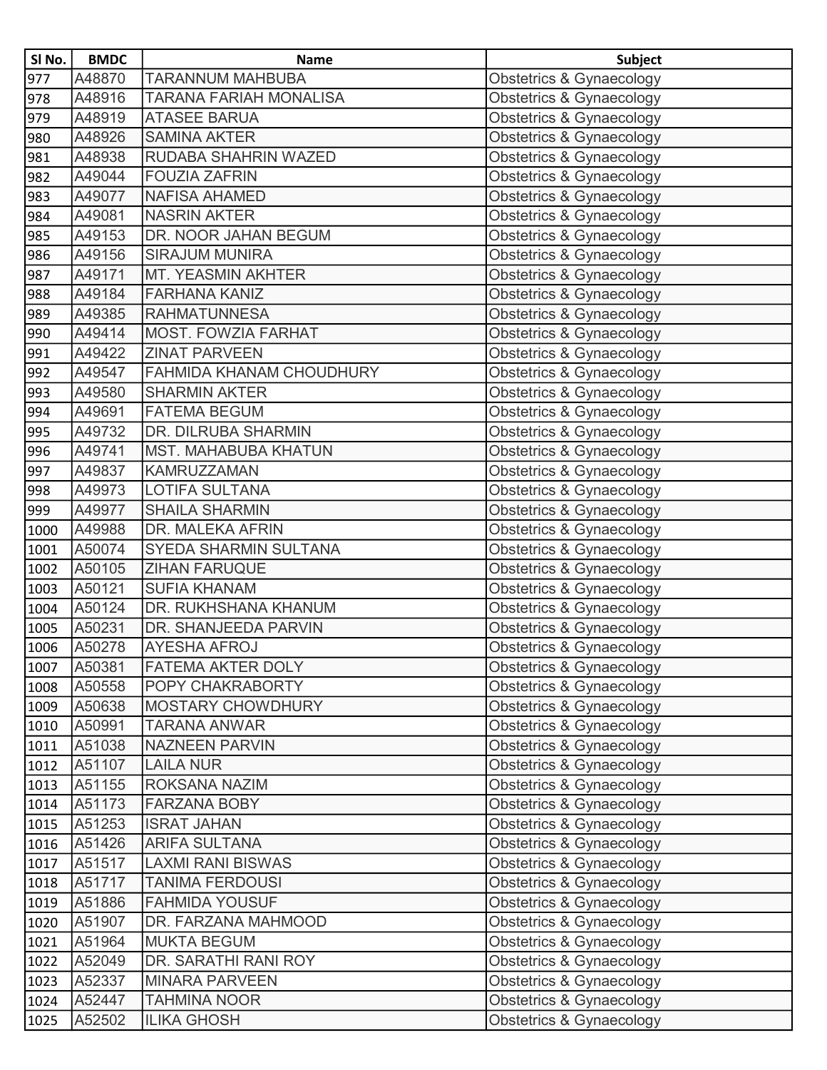| Sl No. | BMDC | Name | Subject |
|---|---|---|---|
| 977 | A48870 | TARANNUM MAHBUBA | Obstetrics & Gynaecology |
| 978 | A48916 | TARANA FARIAH MONALISA | Obstetrics & Gynaecology |
| 979 | A48919 | ATASEE BARUA | Obstetrics & Gynaecology |
| 980 | A48926 | SAMINA AKTER | Obstetrics & Gynaecology |
| 981 | A48938 | RUDABA SHAHRIN WAZED | Obstetrics & Gynaecology |
| 982 | A49044 | FOUZIA ZAFRIN | Obstetrics & Gynaecology |
| 983 | A49077 | NAFISA AHAMED | Obstetrics & Gynaecology |
| 984 | A49081 | NASRIN AKTER | Obstetrics & Gynaecology |
| 985 | A49153 | DR. NOOR JAHAN BEGUM | Obstetrics & Gynaecology |
| 986 | A49156 | SIRAJUM MUNIRA | Obstetrics & Gynaecology |
| 987 | A49171 | MT. YEASMIN AKHTER | Obstetrics & Gynaecology |
| 988 | A49184 | FARHANA KANIZ | Obstetrics & Gynaecology |
| 989 | A49385 | RAHMATUNNESA | Obstetrics & Gynaecology |
| 990 | A49414 | MOST. FOWZIA FARHAT | Obstetrics & Gynaecology |
| 991 | A49422 | ZINAT PARVEEN | Obstetrics & Gynaecology |
| 992 | A49547 | FAHMIDA KHANAM CHOUDHURY | Obstetrics & Gynaecology |
| 993 | A49580 | SHARMIN AKTER | Obstetrics & Gynaecology |
| 994 | A49691 | FATEMA BEGUM | Obstetrics & Gynaecology |
| 995 | A49732 | DR. DILRUBA SHARMIN | Obstetrics & Gynaecology |
| 996 | A49741 | MST. MAHABUBA KHATUN | Obstetrics & Gynaecology |
| 997 | A49837 | KAMRUZZAMAN | Obstetrics & Gynaecology |
| 998 | A49973 | LOTIFA SULTANA | Obstetrics & Gynaecology |
| 999 | A49977 | SHAILA SHARMIN | Obstetrics & Gynaecology |
| 1000 | A49988 | DR. MALEKA AFRIN | Obstetrics & Gynaecology |
| 1001 | A50074 | SYEDA SHARMIN SULTANA | Obstetrics & Gynaecology |
| 1002 | A50105 | ZIHAN FARUQUE | Obstetrics & Gynaecology |
| 1003 | A50121 | SUFIA KHANAM | Obstetrics & Gynaecology |
| 1004 | A50124 | DR. RUKHSHANA KHANUM | Obstetrics & Gynaecology |
| 1005 | A50231 | DR. SHANJEEDA PARVIN | Obstetrics & Gynaecology |
| 1006 | A50278 | AYESHA AFROJ | Obstetrics & Gynaecology |
| 1007 | A50381 | FATEMA AKTER DOLY | Obstetrics & Gynaecology |
| 1008 | A50558 | POPY CHAKRABORTY | Obstetrics & Gynaecology |
| 1009 | A50638 | MOSTARY CHOWDHURY | Obstetrics & Gynaecology |
| 1010 | A50991 | TARANA ANWAR | Obstetrics & Gynaecology |
| 1011 | A51038 | NAZNEEN PARVIN | Obstetrics & Gynaecology |
| 1012 | A51107 | LAILA NUR | Obstetrics & Gynaecology |
| 1013 | A51155 | ROKSANA NAZIM | Obstetrics & Gynaecology |
| 1014 | A51173 | FARZANA BOBY | Obstetrics & Gynaecology |
| 1015 | A51253 | ISRAT JAHAN | Obstetrics & Gynaecology |
| 1016 | A51426 | ARIFA SULTANA | Obstetrics & Gynaecology |
| 1017 | A51517 | LAXMI RANI BISWAS | Obstetrics & Gynaecology |
| 1018 | A51717 | TANIMA FERDOUSI | Obstetrics & Gynaecology |
| 1019 | A51886 | FAHMIDA YOUSUF | Obstetrics & Gynaecology |
| 1020 | A51907 | DR. FARZANA MAHMOOD | Obstetrics & Gynaecology |
| 1021 | A51964 | MUKTA BEGUM | Obstetrics & Gynaecology |
| 1022 | A52049 | DR. SARATHI RANI ROY | Obstetrics & Gynaecology |
| 1023 | A52337 | MINARA PARVEEN | Obstetrics & Gynaecology |
| 1024 | A52447 | TAHMINA NOOR | Obstetrics & Gynaecology |
| 1025 | A52502 | ILIKA GHOSH | Obstetrics & Gynaecology |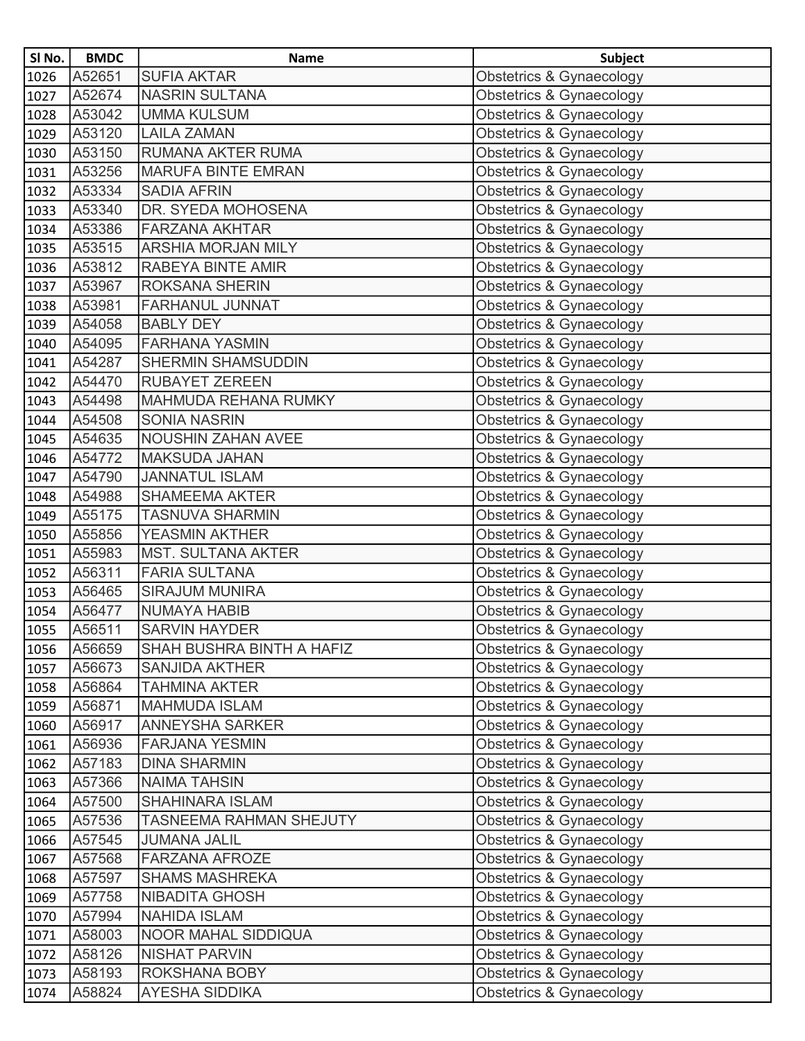| Sl No. | BMDC | Name | Subject |
|---|---|---|---|
| 1026 | A52651 | SUFIA AKTAR | Obstetrics & Gynaecology |
| 1027 | A52674 | NASRIN SULTANA | Obstetrics & Gynaecology |
| 1028 | A53042 | UMMA KULSUM | Obstetrics & Gynaecology |
| 1029 | A53120 | LAILA ZAMAN | Obstetrics & Gynaecology |
| 1030 | A53150 | RUMANA AKTER RUMA | Obstetrics & Gynaecology |
| 1031 | A53256 | MARUFA BINTE EMRAN | Obstetrics & Gynaecology |
| 1032 | A53334 | SADIA AFRIN | Obstetrics & Gynaecology |
| 1033 | A53340 | DR. SYEDA MOHOSENA | Obstetrics & Gynaecology |
| 1034 | A53386 | FARZANA AKHTAR | Obstetrics & Gynaecology |
| 1035 | A53515 | ARSHIA MORJAN MILY | Obstetrics & Gynaecology |
| 1036 | A53812 | RABEYA BINTE AMIR | Obstetrics & Gynaecology |
| 1037 | A53967 | ROKSANA SHERIN | Obstetrics & Gynaecology |
| 1038 | A53981 | FARHANUL JUNNAT | Obstetrics & Gynaecology |
| 1039 | A54058 | BABLY DEY | Obstetrics & Gynaecology |
| 1040 | A54095 | FARHANA YASMIN | Obstetrics & Gynaecology |
| 1041 | A54287 | SHERMIN SHAMSUDDIN | Obstetrics & Gynaecology |
| 1042 | A54470 | RUBAYET ZEREEN | Obstetrics & Gynaecology |
| 1043 | A54498 | MAHMUDA REHANA RUMKY | Obstetrics & Gynaecology |
| 1044 | A54508 | SONIA NASRIN | Obstetrics & Gynaecology |
| 1045 | A54635 | NOUSHIN ZAHAN AVEE | Obstetrics & Gynaecology |
| 1046 | A54772 | MAKSUDA JAHAN | Obstetrics & Gynaecology |
| 1047 | A54790 | JANNATUL ISLAM | Obstetrics & Gynaecology |
| 1048 | A54988 | SHAMEEMA AKTER | Obstetrics & Gynaecology |
| 1049 | A55175 | TASNUVA SHARMIN | Obstetrics & Gynaecology |
| 1050 | A55856 | YEASMIN AKTHER | Obstetrics & Gynaecology |
| 1051 | A55983 | MST. SULTANA AKTER | Obstetrics & Gynaecology |
| 1052 | A56311 | FARIA SULTANA | Obstetrics & Gynaecology |
| 1053 | A56465 | SIRAJUM MUNIRA | Obstetrics & Gynaecology |
| 1054 | A56477 | NUMAYA HABIB | Obstetrics & Gynaecology |
| 1055 | A56511 | SARVIN HAYDER | Obstetrics & Gynaecology |
| 1056 | A56659 | SHAH BUSHRA BINTH A HAFIZ | Obstetrics & Gynaecology |
| 1057 | A56673 | SANJIDA AKTHER | Obstetrics & Gynaecology |
| 1058 | A56864 | TAHMINA AKTER | Obstetrics & Gynaecology |
| 1059 | A56871 | MAHMUDA ISLAM | Obstetrics & Gynaecology |
| 1060 | A56917 | ANNEYSHA SARKER | Obstetrics & Gynaecology |
| 1061 | A56936 | FARJANA YESMIN | Obstetrics & Gynaecology |
| 1062 | A57183 | DINA SHARMIN | Obstetrics & Gynaecology |
| 1063 | A57366 | NAIMA TAHSIN | Obstetrics & Gynaecology |
| 1064 | A57500 | SHAHINARA ISLAM | Obstetrics & Gynaecology |
| 1065 | A57536 | TASNEEMA RAHMAN SHEJUTY | Obstetrics & Gynaecology |
| 1066 | A57545 | JUMANA JALIL | Obstetrics & Gynaecology |
| 1067 | A57568 | FARZANA AFROZE | Obstetrics & Gynaecology |
| 1068 | A57597 | SHAMS MASHREKA | Obstetrics & Gynaecology |
| 1069 | A57758 | NIBADITA GHOSH | Obstetrics & Gynaecology |
| 1070 | A57994 | NAHIDA ISLAM | Obstetrics & Gynaecology |
| 1071 | A58003 | NOOR MAHAL SIDDIQUA | Obstetrics & Gynaecology |
| 1072 | A58126 | NISHAT PARVIN | Obstetrics & Gynaecology |
| 1073 | A58193 | ROKSHANA BOBY | Obstetrics & Gynaecology |
| 1074 | A58824 | AYESHA SIDDIKA | Obstetrics & Gynaecology |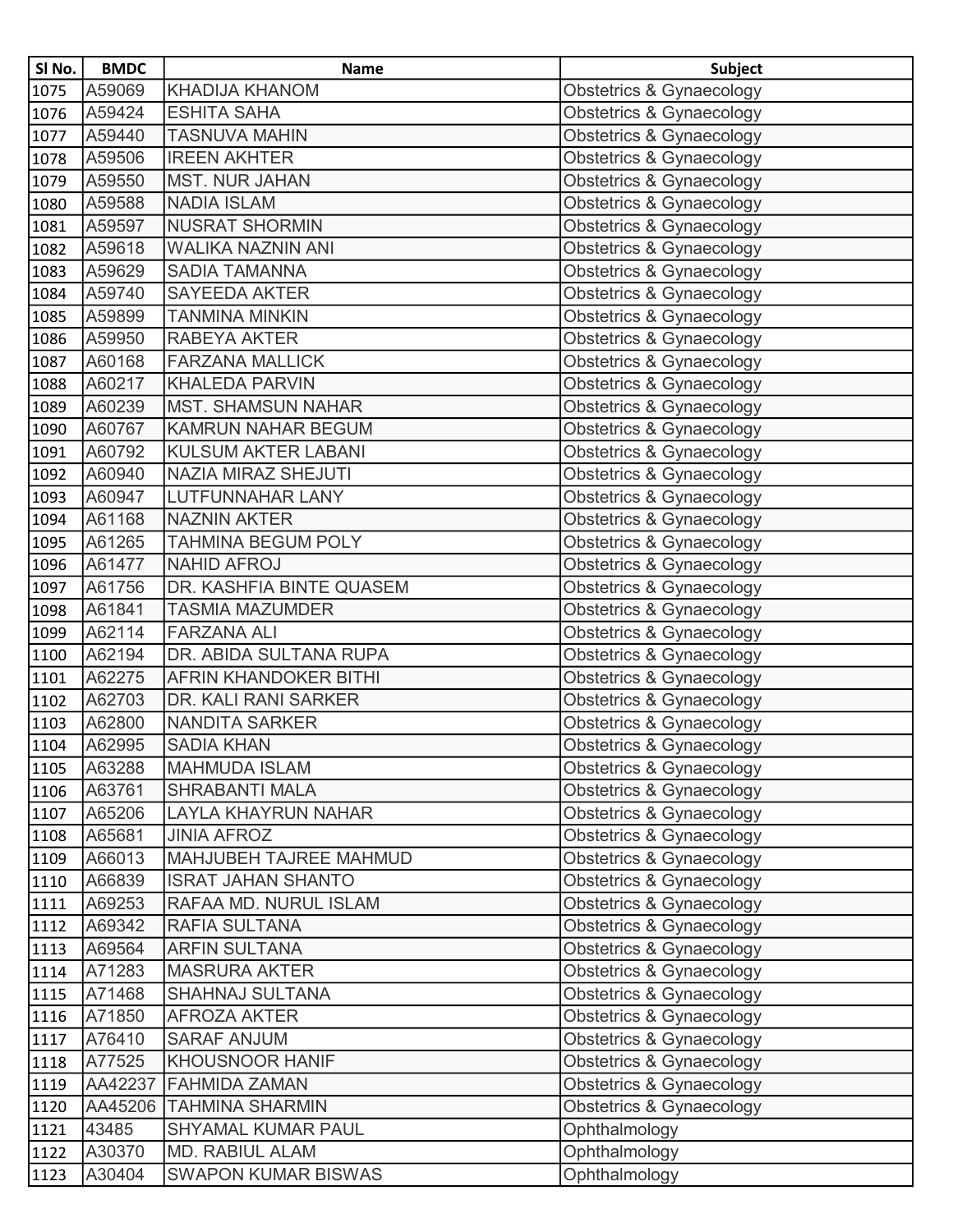| Sl No. | BMDC | Name | Subject |
|---|---|---|---|
| 1075 | A59069 | KHADIJA KHANOM | Obstetrics & Gynaecology |
| 1076 | A59424 | ESHITA SAHA | Obstetrics & Gynaecology |
| 1077 | A59440 | TASNUVA MAHIN | Obstetrics & Gynaecology |
| 1078 | A59506 | IREEN AKHTER | Obstetrics & Gynaecology |
| 1079 | A59550 | MST. NUR JAHAN | Obstetrics & Gynaecology |
| 1080 | A59588 | NADIA ISLAM | Obstetrics & Gynaecology |
| 1081 | A59597 | NUSRAT SHORMIN | Obstetrics & Gynaecology |
| 1082 | A59618 | WALIKA NAZNIN ANI | Obstetrics & Gynaecology |
| 1083 | A59629 | SADIA TAMANNA | Obstetrics & Gynaecology |
| 1084 | A59740 | SAYEEDA AKTER | Obstetrics & Gynaecology |
| 1085 | A59899 | TANMINA MINKIN | Obstetrics & Gynaecology |
| 1086 | A59950 | RABEYA AKTER | Obstetrics & Gynaecology |
| 1087 | A60168 | FARZANA MALLICK | Obstetrics & Gynaecology |
| 1088 | A60217 | KHALEDA PARVIN | Obstetrics & Gynaecology |
| 1089 | A60239 | MST. SHAMSUN NAHAR | Obstetrics & Gynaecology |
| 1090 | A60767 | KAMRUN NAHAR BEGUM | Obstetrics & Gynaecology |
| 1091 | A60792 | KULSUM AKTER LABANI | Obstetrics & Gynaecology |
| 1092 | A60940 | NAZIA MIRAZ SHEJUTI | Obstetrics & Gynaecology |
| 1093 | A60947 | LUTFUNNAHAR LANY | Obstetrics & Gynaecology |
| 1094 | A61168 | NAZNIN AKTER | Obstetrics & Gynaecology |
| 1095 | A61265 | TAHMINA BEGUM POLY | Obstetrics & Gynaecology |
| 1096 | A61477 | NAHID AFROJ | Obstetrics & Gynaecology |
| 1097 | A61756 | DR. KASHFIA BINTE QUASEM | Obstetrics & Gynaecology |
| 1098 | A61841 | TASMIA MAZUMDER | Obstetrics & Gynaecology |
| 1099 | A62114 | FARZANA ALI | Obstetrics & Gynaecology |
| 1100 | A62194 | DR. ABIDA SULTANA RUPA | Obstetrics & Gynaecology |
| 1101 | A62275 | AFRIN KHANDOKER BITHI | Obstetrics & Gynaecology |
| 1102 | A62703 | DR. KALI RANI SARKER | Obstetrics & Gynaecology |
| 1103 | A62800 | NANDITA SARKER | Obstetrics & Gynaecology |
| 1104 | A62995 | SADIA KHAN | Obstetrics & Gynaecology |
| 1105 | A63288 | MAHMUDA ISLAM | Obstetrics & Gynaecology |
| 1106 | A63761 | SHRABANTI MALA | Obstetrics & Gynaecology |
| 1107 | A65206 | LAYLA KHAYRUN NAHAR | Obstetrics & Gynaecology |
| 1108 | A65681 | JINIA AFROZ | Obstetrics & Gynaecology |
| 1109 | A66013 | MAHJUBEH TAJREE MAHMUD | Obstetrics & Gynaecology |
| 1110 | A66839 | ISRAT JAHAN SHANTO | Obstetrics & Gynaecology |
| 1111 | A69253 | RAFAA MD. NURUL ISLAM | Obstetrics & Gynaecology |
| 1112 | A69342 | RAFIA SULTANA | Obstetrics & Gynaecology |
| 1113 | A69564 | ARFIN SULTANA | Obstetrics & Gynaecology |
| 1114 | A71283 | MASRURA AKTER | Obstetrics & Gynaecology |
| 1115 | A71468 | SHAHNAJ SULTANA | Obstetrics & Gynaecology |
| 1116 | A71850 | AFROZA AKTER | Obstetrics & Gynaecology |
| 1117 | A76410 | SARAF ANJUM | Obstetrics & Gynaecology |
| 1118 | A77525 | KHOUSNOOR HANIF | Obstetrics & Gynaecology |
| 1119 | AA42237 | FAHMIDA ZAMAN | Obstetrics & Gynaecology |
| 1120 | AA45206 | TAHMINA SHARMIN | Obstetrics & Gynaecology |
| 1121 | 43485 | SHYAMAL KUMAR PAUL | Ophthalmology |
| 1122 | A30370 | MD. RABIUL ALAM | Ophthalmology |
| 1123 | A30404 | SWAPON KUMAR BISWAS | Ophthalmology |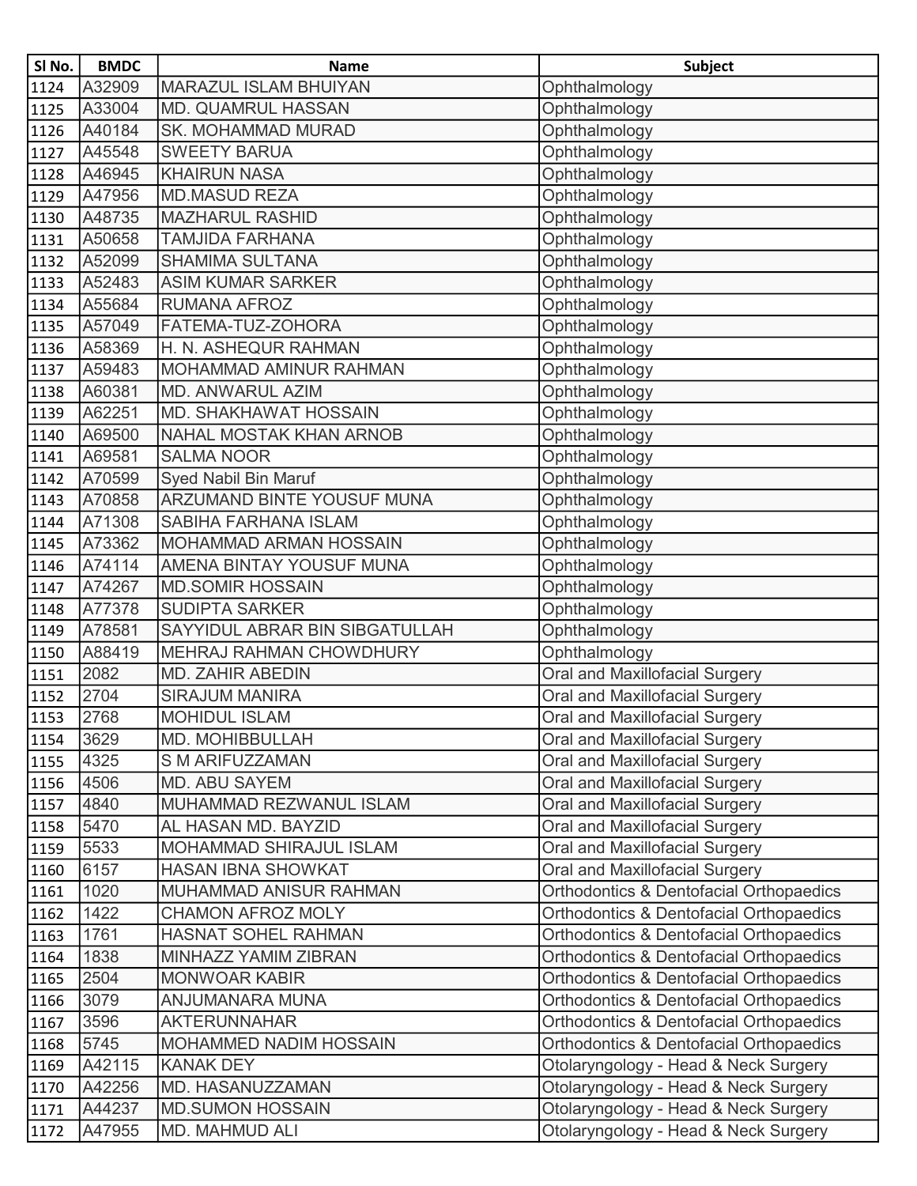| Sl No. | BMDC | Name | Subject |
|---|---|---|---|
| 1124 | A32909 | MARAZUL ISLAM BHUIYAN | Ophthalmology |
| 1125 | A33004 | MD. QUAMRUL HASSAN | Ophthalmology |
| 1126 | A40184 | SK. MOHAMMAD MURAD | Ophthalmology |
| 1127 | A45548 | SWEETY BARUA | Ophthalmology |
| 1128 | A46945 | KHAIRUN NASA | Ophthalmology |
| 1129 | A47956 | MD.MASUD REZA | Ophthalmology |
| 1130 | A48735 | MAZHARUL RASHID | Ophthalmology |
| 1131 | A50658 | TAMJIDA FARHANA | Ophthalmology |
| 1132 | A52099 | SHAMIMA SULTANA | Ophthalmology |
| 1133 | A52483 | ASIM KUMAR SARKER | Ophthalmology |
| 1134 | A55684 | RUMANA AFROZ | Ophthalmology |
| 1135 | A57049 | FATEMA-TUZ-ZOHORA | Ophthalmology |
| 1136 | A58369 | H. N. ASHEQUR RAHMAN | Ophthalmology |
| 1137 | A59483 | MOHAMMAD AMINUR RAHMAN | Ophthalmology |
| 1138 | A60381 | MD. ANWARUL AZIM | Ophthalmology |
| 1139 | A62251 | MD. SHAKHAWAT HOSSAIN | Ophthalmology |
| 1140 | A69500 | NAHAL MOSTAK KHAN ARNOB | Ophthalmology |
| 1141 | A69581 | SALMA NOOR | Ophthalmology |
| 1142 | A70599 | Syed Nabil Bin Maruf | Ophthalmology |
| 1143 | A70858 | ARZUMAND BINTE YOUSUF MUNA | Ophthalmology |
| 1144 | A71308 | SABIHA FARHANA ISLAM | Ophthalmology |
| 1145 | A73362 | MOHAMMAD ARMAN HOSSAIN | Ophthalmology |
| 1146 | A74114 | AMENA BINTAY YOUSUF MUNA | Ophthalmology |
| 1147 | A74267 | MD.SOMIR HOSSAIN | Ophthalmology |
| 1148 | A77378 | SUDIPTA SARKER | Ophthalmology |
| 1149 | A78581 | SAYYIDUL ABRAR BIN SIBGATULLAH | Ophthalmology |
| 1150 | A88419 | MEHRAJ RAHMAN CHOWDHURY | Ophthalmology |
| 1151 | 2082 | MD. ZAHIR ABEDIN | Oral and Maxillofacial Surgery |
| 1152 | 2704 | SIRAJUM MANIRA | Oral and Maxillofacial Surgery |
| 1153 | 2768 | MOHIDUL ISLAM | Oral and Maxillofacial Surgery |
| 1154 | 3629 | MD. MOHIBBULLAH | Oral and Maxillofacial Surgery |
| 1155 | 4325 | S M ARIFUZZAMAN | Oral and Maxillofacial Surgery |
| 1156 | 4506 | MD. ABU SAYEM | Oral and Maxillofacial Surgery |
| 1157 | 4840 | MUHAMMAD REZWANUL ISLAM | Oral and Maxillofacial Surgery |
| 1158 | 5470 | AL HASAN MD. BAYZID | Oral and Maxillofacial Surgery |
| 1159 | 5533 | MOHAMMAD SHIRAJUL ISLAM | Oral and Maxillofacial Surgery |
| 1160 | 6157 | HASAN IBNA SHOWKAT | Oral and Maxillofacial Surgery |
| 1161 | 1020 | MUHAMMAD ANISUR RAHMAN | Orthodontics & Dentofacial Orthopaedics |
| 1162 | 1422 | CHAMON AFROZ MOLY | Orthodontics & Dentofacial Orthopaedics |
| 1163 | 1761 | HASNAT SOHEL RAHMAN | Orthodontics & Dentofacial Orthopaedics |
| 1164 | 1838 | MINHAZZ YAMIM ZIBRAN | Orthodontics & Dentofacial Orthopaedics |
| 1165 | 2504 | MONWOAR KABIR | Orthodontics & Dentofacial Orthopaedics |
| 1166 | 3079 | ANJUMANARA MUNA | Orthodontics & Dentofacial Orthopaedics |
| 1167 | 3596 | AKTERUNNAHAR | Orthodontics & Dentofacial Orthopaedics |
| 1168 | 5745 | MOHAMMED NADIM HOSSAIN | Orthodontics & Dentofacial Orthopaedics |
| 1169 | A42115 | KANAK DEY | Otolaryngology - Head & Neck Surgery |
| 1170 | A42256 | MD. HASANUZZAMAN | Otolaryngology - Head & Neck Surgery |
| 1171 | A44237 | MD.SUMON HOSSAIN | Otolaryngology - Head & Neck Surgery |
| 1172 | A47955 | MD. MAHMUD ALI | Otolaryngology - Head & Neck Surgery |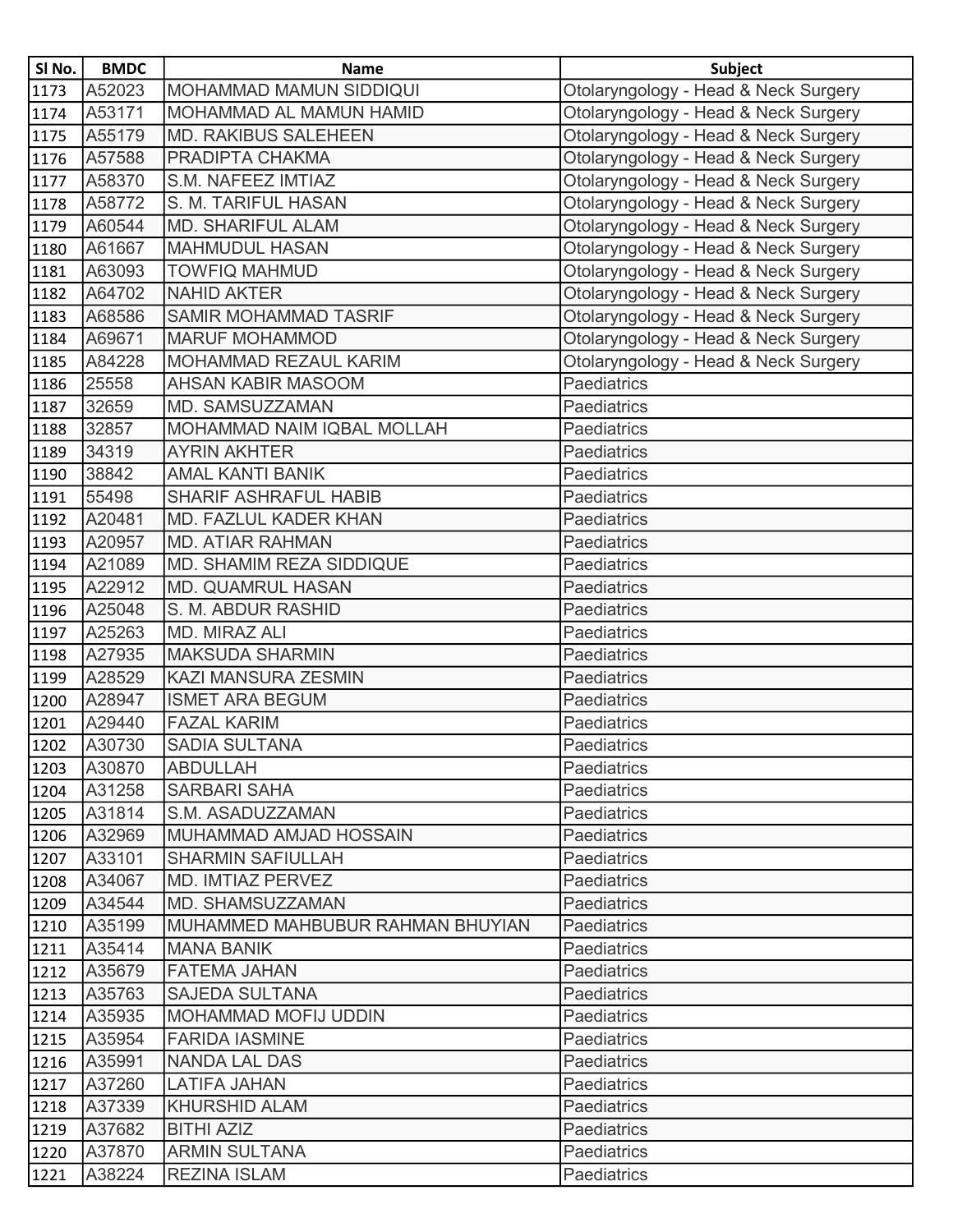| Sl No. | BMDC | Name | Subject |
|---|---|---|---|
| 1173 | A52023 | MOHAMMAD MAMUN SIDDIQUI | Otolaryngology - Head & Neck Surgery |
| 1174 | A53171 | MOHAMMAD AL MAMUN HAMID | Otolaryngology - Head & Neck Surgery |
| 1175 | A55179 | MD. RAKIBUS SALEHEEN | Otolaryngology - Head & Neck Surgery |
| 1176 | A57588 | PRADIPTA CHAKMA | Otolaryngology - Head & Neck Surgery |
| 1177 | A58370 | S.M. NAFEEZ IMTIAZ | Otolaryngology - Head & Neck Surgery |
| 1178 | A58772 | S. M. TARIFUL HASAN | Otolaryngology - Head & Neck Surgery |
| 1179 | A60544 | MD. SHARIFUL ALAM | Otolaryngology - Head & Neck Surgery |
| 1180 | A61667 | MAHMUDUL HASAN | Otolaryngology - Head & Neck Surgery |
| 1181 | A63093 | TOWFIQ MAHMUD | Otolaryngology - Head & Neck Surgery |
| 1182 | A64702 | NAHID AKTER | Otolaryngology - Head & Neck Surgery |
| 1183 | A68586 | SAMIR MOHAMMAD TASRIF | Otolaryngology - Head & Neck Surgery |
| 1184 | A69671 | MARUF MOHAMMOD | Otolaryngology - Head & Neck Surgery |
| 1185 | A84228 | MOHAMMAD REZAUL KARIM | Otolaryngology - Head & Neck Surgery |
| 1186 | 25558 | AHSAN KABIR MASOOM | Paediatrics |
| 1187 | 32659 | MD. SAMSUZZAMAN | Paediatrics |
| 1188 | 32857 | MOHAMMAD NAIM IQBAL MOLLAH | Paediatrics |
| 1189 | 34319 | AYRIN AKHTER | Paediatrics |
| 1190 | 38842 | AMAL KANTI BANIK | Paediatrics |
| 1191 | 55498 | SHARIF ASHRAFUL HABIB | Paediatrics |
| 1192 | A20481 | MD. FAZLUL KADER KHAN | Paediatrics |
| 1193 | A20957 | MD. ATIAR RAHMAN | Paediatrics |
| 1194 | A21089 | MD. SHAMIM REZA SIDDIQUE | Paediatrics |
| 1195 | A22912 | MD. QUAMRUL HASAN | Paediatrics |
| 1196 | A25048 | S. M. ABDUR RASHID | Paediatrics |
| 1197 | A25263 | MD. MIRAZ ALI | Paediatrics |
| 1198 | A27935 | MAKSUDA SHARMIN | Paediatrics |
| 1199 | A28529 | KAZI MANSURA ZESMIN | Paediatrics |
| 1200 | A28947 | ISMET ARA BEGUM | Paediatrics |
| 1201 | A29440 | FAZAL KARIM | Paediatrics |
| 1202 | A30730 | SADIA SULTANA | Paediatrics |
| 1203 | A30870 | ABDULLAH | Paediatrics |
| 1204 | A31258 | SARBARI SAHA | Paediatrics |
| 1205 | A31814 | S.M. ASADUZZAMAN | Paediatrics |
| 1206 | A32969 | MUHAMMAD AMJAD HOSSAIN | Paediatrics |
| 1207 | A33101 | SHARMIN SAFIULLAH | Paediatrics |
| 1208 | A34067 | MD. IMTIAZ PERVEZ | Paediatrics |
| 1209 | A34544 | MD. SHAMSUZZAMAN | Paediatrics |
| 1210 | A35199 | MUHAMMED MAHBUBUR RAHMAN BHUYIAN | Paediatrics |
| 1211 | A35414 | MANA BANIK | Paediatrics |
| 1212 | A35679 | FATEMA JAHAN | Paediatrics |
| 1213 | A35763 | SAJEDA SULTANA | Paediatrics |
| 1214 | A35935 | MOHAMMAD MOFIJ UDDIN | Paediatrics |
| 1215 | A35954 | FARIDA IASMINE | Paediatrics |
| 1216 | A35991 | NANDA LAL DAS | Paediatrics |
| 1217 | A37260 | LATIFA JAHAN | Paediatrics |
| 1218 | A37339 | KHURSHID ALAM | Paediatrics |
| 1219 | A37682 | BITHI AZIZ | Paediatrics |
| 1220 | A37870 | ARMIN SULTANA | Paediatrics |
| 1221 | A38224 | REZINA ISLAM | Paediatrics |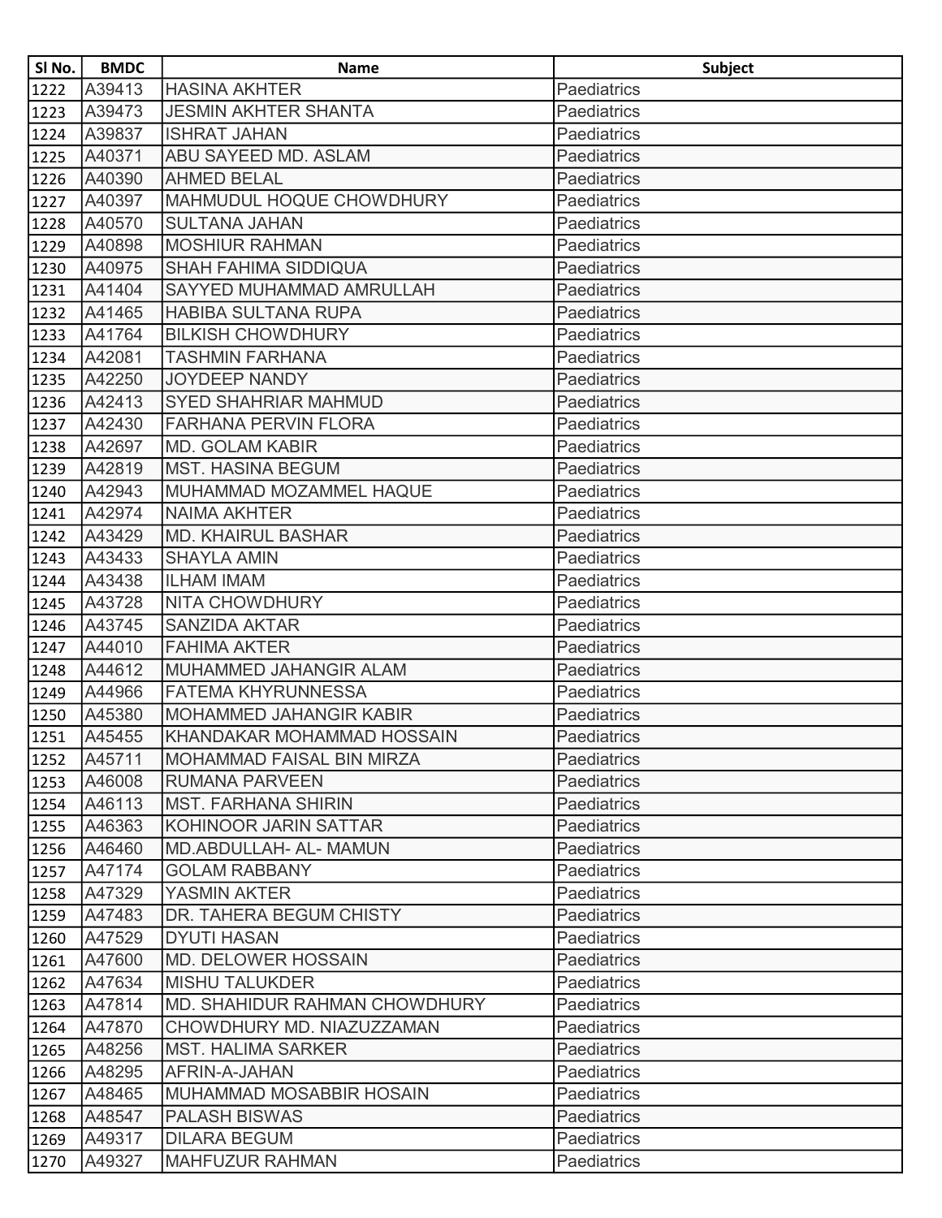| Sl No. | BMDC | Name | Subject |
|---|---|---|---|
| 1222 | A39413 | HASINA AKHTER | Paediatrics |
| 1223 | A39473 | JESMIN AKHTER SHANTA | Paediatrics |
| 1224 | A39837 | ISHRAT JAHAN | Paediatrics |
| 1225 | A40371 | ABU SAYEED MD. ASLAM | Paediatrics |
| 1226 | A40390 | AHMED BELAL | Paediatrics |
| 1227 | A40397 | MAHMUDUL HOQUE CHOWDHURY | Paediatrics |
| 1228 | A40570 | SULTANA JAHAN | Paediatrics |
| 1229 | A40898 | MOSHIUR RAHMAN | Paediatrics |
| 1230 | A40975 | SHAH FAHIMA SIDDIQUA | Paediatrics |
| 1231 | A41404 | SAYYED MUHAMMAD AMRULLAH | Paediatrics |
| 1232 | A41465 | HABIBA SULTANA RUPA | Paediatrics |
| 1233 | A41764 | BILKISH CHOWDHURY | Paediatrics |
| 1234 | A42081 | TASHMIN FARHANA | Paediatrics |
| 1235 | A42250 | JOYDEEP NANDY | Paediatrics |
| 1236 | A42413 | SYED SHAHRIAR MAHMUD | Paediatrics |
| 1237 | A42430 | FARHANA PERVIN FLORA | Paediatrics |
| 1238 | A42697 | MD. GOLAM KABIR | Paediatrics |
| 1239 | A42819 | MST. HASINA BEGUM | Paediatrics |
| 1240 | A42943 | MUHAMMAD MOZAMMEL HAQUE | Paediatrics |
| 1241 | A42974 | NAIMA AKHTER | Paediatrics |
| 1242 | A43429 | MD. KHAIRUL BASHAR | Paediatrics |
| 1243 | A43433 | SHAYLA AMIN | Paediatrics |
| 1244 | A43438 | ILHAM IMAM | Paediatrics |
| 1245 | A43728 | NITA CHOWDHURY | Paediatrics |
| 1246 | A43745 | SANZIDA AKTAR | Paediatrics |
| 1247 | A44010 | FAHIMA AKTER | Paediatrics |
| 1248 | A44612 | MUHAMMED JAHANGIR ALAM | Paediatrics |
| 1249 | A44966 | FATEMA KHYRUNNESSA | Paediatrics |
| 1250 | A45380 | MOHAMMED JAHANGIR KABIR | Paediatrics |
| 1251 | A45455 | KHANDAKAR MOHAMMAD HOSSAIN | Paediatrics |
| 1252 | A45711 | MOHAMMAD FAISAL BIN MIRZA | Paediatrics |
| 1253 | A46008 | RUMANA PARVEEN | Paediatrics |
| 1254 | A46113 | MST. FARHANA SHIRIN | Paediatrics |
| 1255 | A46363 | KOHINOOR JARIN SATTAR | Paediatrics |
| 1256 | A46460 | MD.ABDULLAH- AL- MAMUN | Paediatrics |
| 1257 | A47174 | GOLAM RABBANY | Paediatrics |
| 1258 | A47329 | YASMIN AKTER | Paediatrics |
| 1259 | A47483 | DR. TAHERA BEGUM CHISTY | Paediatrics |
| 1260 | A47529 | DYUTI HASAN | Paediatrics |
| 1261 | A47600 | MD. DELOWER HOSSAIN | Paediatrics |
| 1262 | A47634 | MISHU TALUKDER | Paediatrics |
| 1263 | A47814 | MD. SHAHIDUR RAHMAN CHOWDHURY | Paediatrics |
| 1264 | A47870 | CHOWDHURY MD. NIAZUZZAMAN | Paediatrics |
| 1265 | A48256 | MST. HALIMA SARKER | Paediatrics |
| 1266 | A48295 | AFRIN-A-JAHAN | Paediatrics |
| 1267 | A48465 | MUHAMMAD MOSABBIR HOSAIN | Paediatrics |
| 1268 | A48547 | PALASH BISWAS | Paediatrics |
| 1269 | A49317 | DILARA BEGUM | Paediatrics |
| 1270 | A49327 | MAHFUZUR RAHMAN | Paediatrics |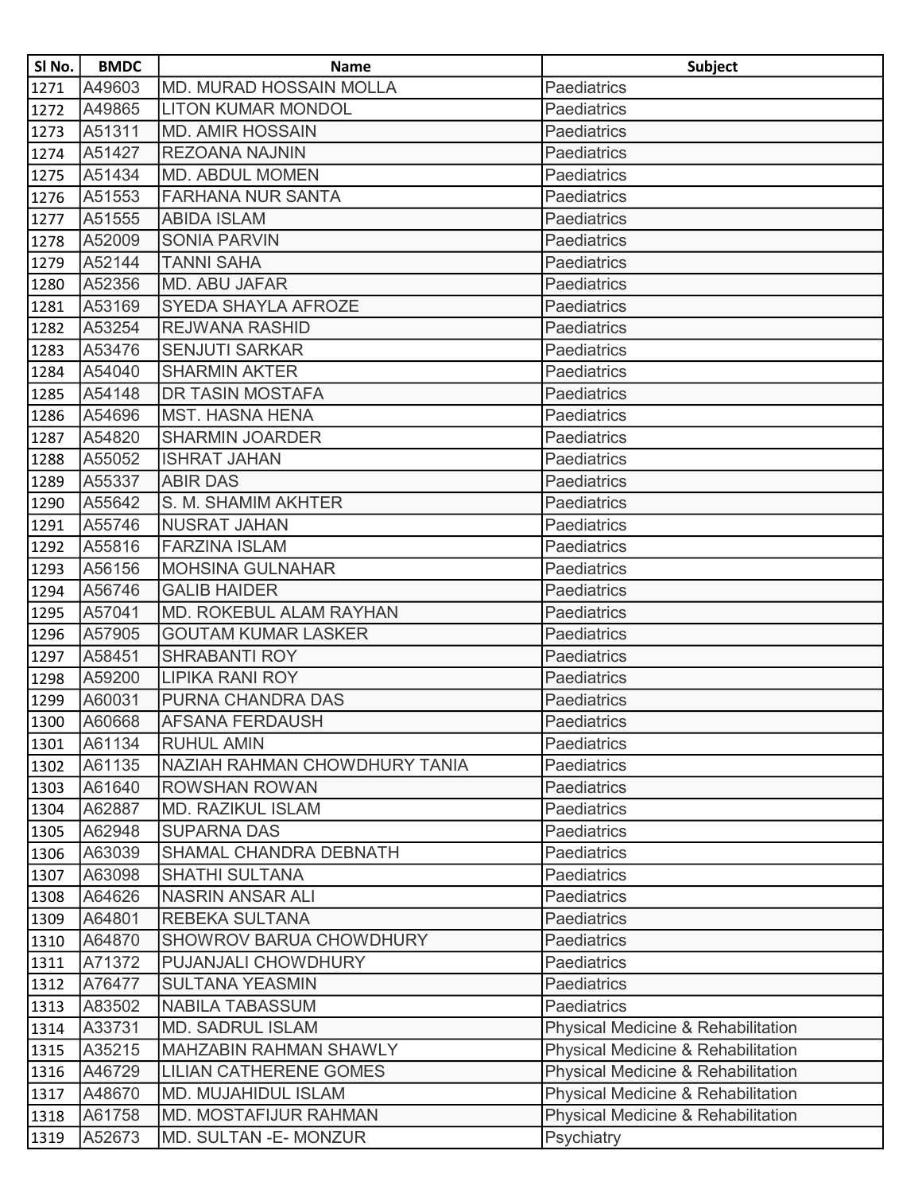| Sl No. | BMDC | Name | Subject |
|---|---|---|---|
| 1271 | A49603 | MD. MURAD HOSSAIN MOLLA | Paediatrics |
| 1272 | A49865 | LITON KUMAR MONDOL | Paediatrics |
| 1273 | A51311 | MD. AMIR HOSSAIN | Paediatrics |
| 1274 | A51427 | REZOANA NAJNIN | Paediatrics |
| 1275 | A51434 | MD. ABDUL MOMEN | Paediatrics |
| 1276 | A51553 | FARHANA NUR SANTA | Paediatrics |
| 1277 | A51555 | ABIDA ISLAM | Paediatrics |
| 1278 | A52009 | SONIA PARVIN | Paediatrics |
| 1279 | A52144 | TANNI SAHA | Paediatrics |
| 1280 | A52356 | MD. ABU JAFAR | Paediatrics |
| 1281 | A53169 | SYEDA SHAYLA AFROZE | Paediatrics |
| 1282 | A53254 | REJWANA RASHID | Paediatrics |
| 1283 | A53476 | SENJUTI SARKAR | Paediatrics |
| 1284 | A54040 | SHARMIN AKTER | Paediatrics |
| 1285 | A54148 | DR TASIN MOSTAFA | Paediatrics |
| 1286 | A54696 | MST. HASNA HENA | Paediatrics |
| 1287 | A54820 | SHARMIN JOARDER | Paediatrics |
| 1288 | A55052 | ISHRAT JAHAN | Paediatrics |
| 1289 | A55337 | ABIR DAS | Paediatrics |
| 1290 | A55642 | S. M. SHAMIM AKHTER | Paediatrics |
| 1291 | A55746 | NUSRAT JAHAN | Paediatrics |
| 1292 | A55816 | FARZINA ISLAM | Paediatrics |
| 1293 | A56156 | MOHSINA GULNAHAR | Paediatrics |
| 1294 | A56746 | GALIB HAIDER | Paediatrics |
| 1295 | A57041 | MD. ROKEBUL ALAM RAYHAN | Paediatrics |
| 1296 | A57905 | GOUTAM KUMAR LASKER | Paediatrics |
| 1297 | A58451 | SHRABANTI ROY | Paediatrics |
| 1298 | A59200 | LIPIKA RANI ROY | Paediatrics |
| 1299 | A60031 | PURNA CHANDRA DAS | Paediatrics |
| 1300 | A60668 | AFSANA FERDAUSH | Paediatrics |
| 1301 | A61134 | RUHUL AMIN | Paediatrics |
| 1302 | A61135 | NAZIAH RAHMAN CHOWDHURY TANIA | Paediatrics |
| 1303 | A61640 | ROWSHAN ROWAN | Paediatrics |
| 1304 | A62887 | MD. RAZIKUL ISLAM | Paediatrics |
| 1305 | A62948 | SUPARNA DAS | Paediatrics |
| 1306 | A63039 | SHAMAL CHANDRA DEBNATH | Paediatrics |
| 1307 | A63098 | SHATHI SULTANA | Paediatrics |
| 1308 | A64626 | NASRIN ANSAR ALI | Paediatrics |
| 1309 | A64801 | REBEKA SULTANA | Paediatrics |
| 1310 | A64870 | SHOWROV BARUA CHOWDHURY | Paediatrics |
| 1311 | A71372 | PUJANJALI CHOWDHURY | Paediatrics |
| 1312 | A76477 | SULTANA YEASMIN | Paediatrics |
| 1313 | A83502 | NABILA TABASSUM | Paediatrics |
| 1314 | A33731 | MD. SADRUL ISLAM | Physical Medicine & Rehabilitation |
| 1315 | A35215 | MAHZABIN RAHMAN SHAWLY | Physical Medicine & Rehabilitation |
| 1316 | A46729 | LILIAN CATHERENE GOMES | Physical Medicine & Rehabilitation |
| 1317 | A48670 | MD. MUJAHIDUL ISLAM | Physical Medicine & Rehabilitation |
| 1318 | A61758 | MD. MOSTAFIJUR RAHMAN | Physical Medicine & Rehabilitation |
| 1319 | A52673 | MD. SULTAN -E- MONZUR | Psychiatry |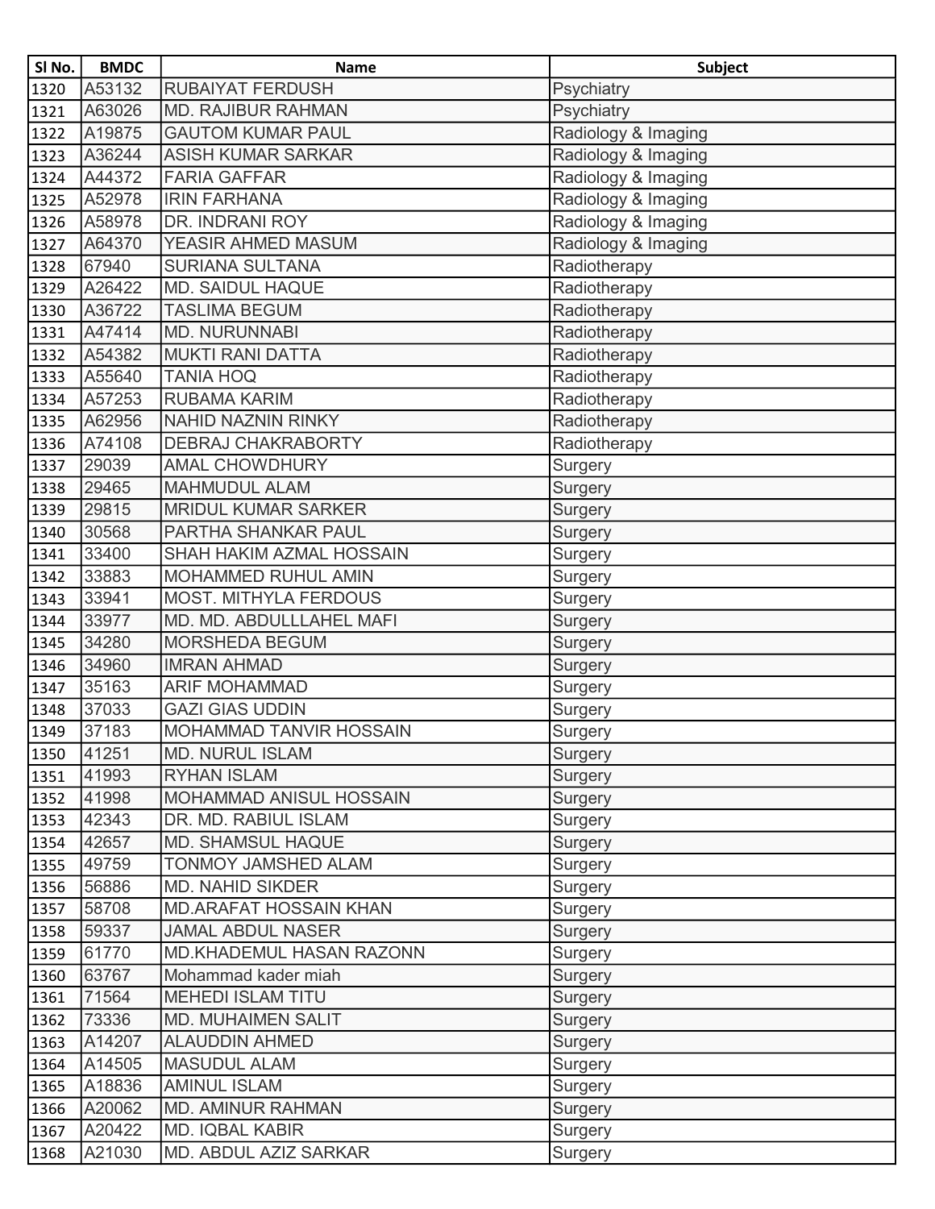| Sl No. | BMDC | Name | Subject |
|---|---|---|---|
| 1320 | A53132 | RUBAIYAT FERDUSH | Psychiatry |
| 1321 | A63026 | MD. RAJIBUR RAHMAN | Psychiatry |
| 1322 | A19875 | GAUTOM KUMAR PAUL | Radiology & Imaging |
| 1323 | A36244 | ASISH KUMAR SARKAR | Radiology & Imaging |
| 1324 | A44372 | FARIA GAFFAR | Radiology & Imaging |
| 1325 | A52978 | IRIN FARHANA | Radiology & Imaging |
| 1326 | A58978 | DR. INDRANI ROY | Radiology & Imaging |
| 1327 | A64370 | YEASIR AHMED MASUM | Radiology & Imaging |
| 1328 | 67940 | SURIANA SULTANA | Radiotherapy |
| 1329 | A26422 | MD. SAIDUL HAQUE | Radiotherapy |
| 1330 | A36722 | TASLIMA BEGUM | Radiotherapy |
| 1331 | A47414 | MD. NURUNNABI | Radiotherapy |
| 1332 | A54382 | MUKTI RANI DATTA | Radiotherapy |
| 1333 | A55640 | TANIA HOQ | Radiotherapy |
| 1334 | A57253 | RUBAMA KARIM | Radiotherapy |
| 1335 | A62956 | NAHID NAZNIN RINKY | Radiotherapy |
| 1336 | A74108 | DEBRAJ CHAKRABORTY | Radiotherapy |
| 1337 | 29039 | AMAL CHOWDHURY | Surgery |
| 1338 | 29465 | MAHMUDUL ALAM | Surgery |
| 1339 | 29815 | MRIDUL KUMAR SARKER | Surgery |
| 1340 | 30568 | PARTHA SHANKAR PAUL | Surgery |
| 1341 | 33400 | SHAH HAKIM AZMAL HOSSAIN | Surgery |
| 1342 | 33883 | MOHAMMED RUHUL AMIN | Surgery |
| 1343 | 33941 | MOST. MITHYLA FERDOUS | Surgery |
| 1344 | 33977 | MD. MD. ABDULLLAHEL MAFI | Surgery |
| 1345 | 34280 | MORSHEDA BEGUM | Surgery |
| 1346 | 34960 | IMRAN AHMAD | Surgery |
| 1347 | 35163 | ARIF MOHAMMAD | Surgery |
| 1348 | 37033 | GAZI GIAS UDDIN | Surgery |
| 1349 | 37183 | MOHAMMAD TANVIR HOSSAIN | Surgery |
| 1350 | 41251 | MD. NURUL ISLAM | Surgery |
| 1351 | 41993 | RYHAN ISLAM | Surgery |
| 1352 | 41998 | MOHAMMAD ANISUL HOSSAIN | Surgery |
| 1353 | 42343 | DR. MD. RABIUL ISLAM | Surgery |
| 1354 | 42657 | MD. SHAMSUL HAQUE | Surgery |
| 1355 | 49759 | TONMOY JAMSHED ALAM | Surgery |
| 1356 | 56886 | MD. NAHID SIKDER | Surgery |
| 1357 | 58708 | MD.ARAFAT HOSSAIN KHAN | Surgery |
| 1358 | 59337 | JAMAL ABDUL NASER | Surgery |
| 1359 | 61770 | MD.KHADEMUL HASAN RAZONN | Surgery |
| 1360 | 63767 | Mohammad kader miah | Surgery |
| 1361 | 71564 | MEHEDI ISLAM TITU | Surgery |
| 1362 | 73336 | MD. MUHAIMEN SALIT | Surgery |
| 1363 | A14207 | ALAUDDIN AHMED | Surgery |
| 1364 | A14505 | MASUDUL ALAM | Surgery |
| 1365 | A18836 | AMINUL ISLAM | Surgery |
| 1366 | A20062 | MD. AMINUR RAHMAN | Surgery |
| 1367 | A20422 | MD. IQBAL KABIR | Surgery |
| 1368 | A21030 | MD. ABDUL AZIZ SARKAR | Surgery |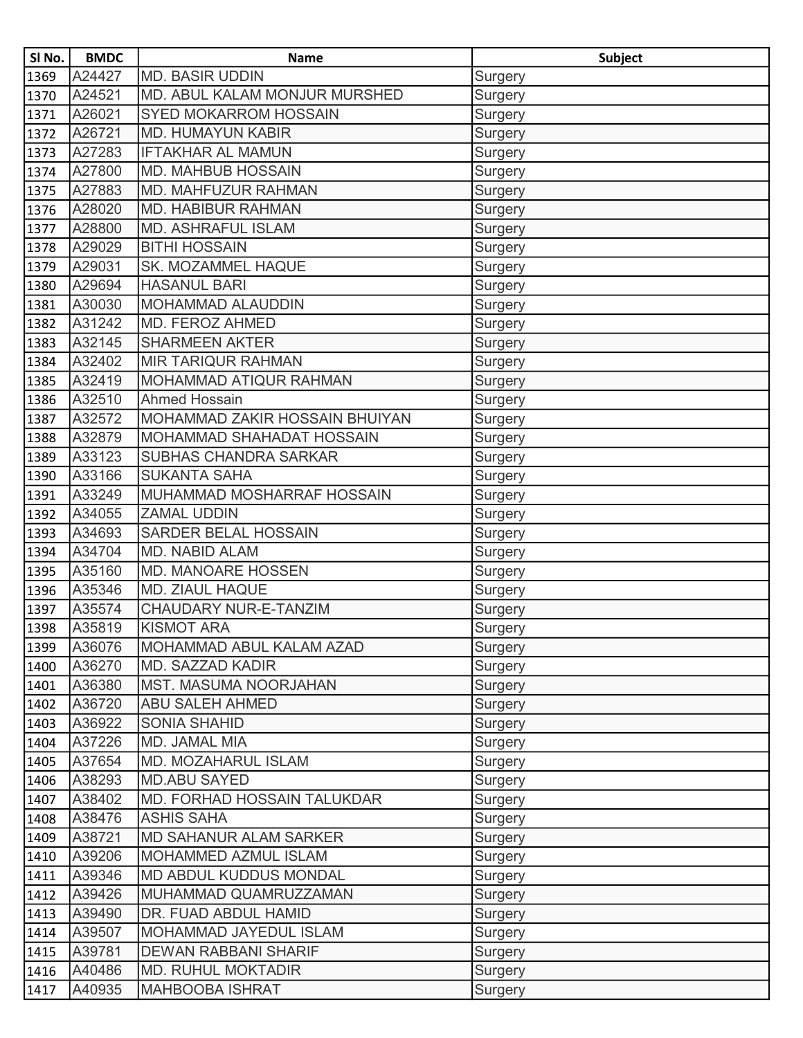| Sl No. | BMDC | Name | Subject |
|---|---|---|---|
| 1369 | A24427 | MD. BASIR UDDIN | Surgery |
| 1370 | A24521 | MD. ABUL KALAM MONJUR MURSHED | Surgery |
| 1371 | A26021 | SYED MOKARROM HOSSAIN | Surgery |
| 1372 | A26721 | MD. HUMAYUN KABIR | Surgery |
| 1373 | A27283 | IFTAKHAR AL MAMUN | Surgery |
| 1374 | A27800 | MD. MAHBUB HOSSAIN | Surgery |
| 1375 | A27883 | MD. MAHFUZUR RAHMAN | Surgery |
| 1376 | A28020 | MD. HABIBUR RAHMAN | Surgery |
| 1377 | A28800 | MD. ASHRAFUL ISLAM | Surgery |
| 1378 | A29029 | BITHI HOSSAIN | Surgery |
| 1379 | A29031 | SK. MOZAMMEL HAQUE | Surgery |
| 1380 | A29694 | HASANUL BARI | Surgery |
| 1381 | A30030 | MOHAMMAD ALAUDDIN | Surgery |
| 1382 | A31242 | MD. FEROZ AHMED | Surgery |
| 1383 | A32145 | SHARMEEN AKTER | Surgery |
| 1384 | A32402 | MIR TARIQUR RAHMAN | Surgery |
| 1385 | A32419 | MOHAMMAD ATIQUR RAHMAN | Surgery |
| 1386 | A32510 | Ahmed Hossain | Surgery |
| 1387 | A32572 | MOHAMMAD ZAKIR HOSSAIN BHUIYAN | Surgery |
| 1388 | A32879 | MOHAMMAD SHAHADAT HOSSAIN | Surgery |
| 1389 | A33123 | SUBHAS CHANDRA SARKAR | Surgery |
| 1390 | A33166 | SUKANTA SAHA | Surgery |
| 1391 | A33249 | MUHAMMAD MOSHARRAF HOSSAIN | Surgery |
| 1392 | A34055 | ZAMAL UDDIN | Surgery |
| 1393 | A34693 | SARDER BELAL HOSSAIN | Surgery |
| 1394 | A34704 | MD. NABID ALAM | Surgery |
| 1395 | A35160 | MD. MANOARE HOSSEN | Surgery |
| 1396 | A35346 | MD. ZIAUL HAQUE | Surgery |
| 1397 | A35574 | CHAUDARY NUR-E-TANZIM | Surgery |
| 1398 | A35819 | KISMOT ARA | Surgery |
| 1399 | A36076 | MOHAMMAD ABUL KALAM AZAD | Surgery |
| 1400 | A36270 | MD. SAZZAD KADIR | Surgery |
| 1401 | A36380 | MST. MASUMA NOORJAHAN | Surgery |
| 1402 | A36720 | ABU SALEH AHMED | Surgery |
| 1403 | A36922 | SONIA SHAHID | Surgery |
| 1404 | A37226 | MD. JAMAL MIA | Surgery |
| 1405 | A37654 | MD. MOZAHARUL ISLAM | Surgery |
| 1406 | A38293 | MD.ABU SAYED | Surgery |
| 1407 | A38402 | MD. FORHAD HOSSAIN TALUKDAR | Surgery |
| 1408 | A38476 | ASHIS SAHA | Surgery |
| 1409 | A38721 | MD SAHANUR ALAM SARKER | Surgery |
| 1410 | A39206 | MOHAMMED AZMUL ISLAM | Surgery |
| 1411 | A39346 | MD ABDUL KUDDUS MONDAL | Surgery |
| 1412 | A39426 | MUHAMMAD QUAMRUZZAMAN | Surgery |
| 1413 | A39490 | DR. FUAD ABDUL HAMID | Surgery |
| 1414 | A39507 | MOHAMMAD JAYEDUL ISLAM | Surgery |
| 1415 | A39781 | DEWAN RABBANI SHARIF | Surgery |
| 1416 | A40486 | MD. RUHUL MOKTADIR | Surgery |
| 1417 | A40935 | MAHBOOBA ISHRAT | Surgery |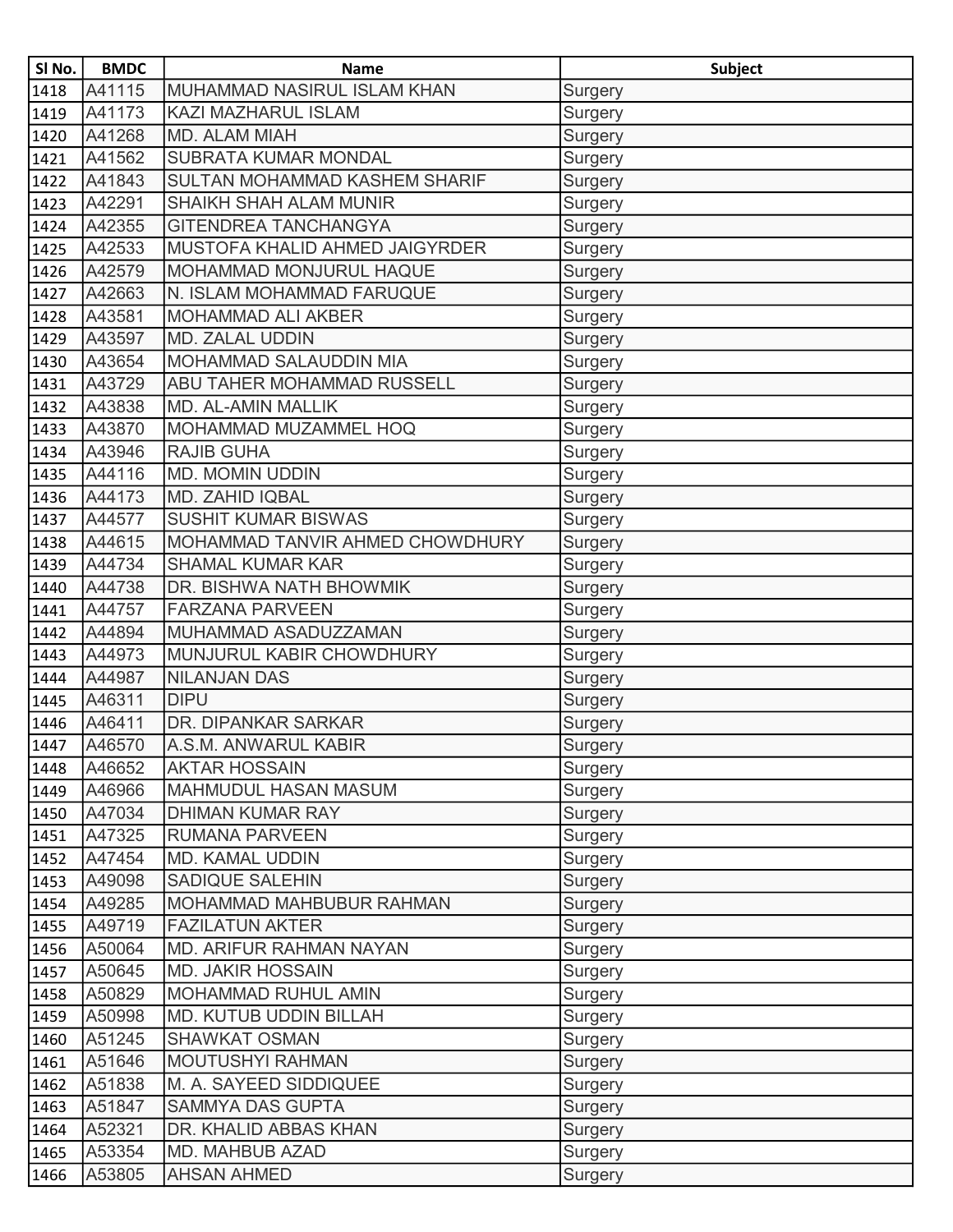| Sl No. | BMDC | Name | Subject |
|---|---|---|---|
| 1418 | A41115 | MUHAMMAD NASIRUL ISLAM KHAN | Surgery |
| 1419 | A41173 | KAZI MAZHARUL ISLAM | Surgery |
| 1420 | A41268 | MD. ALAM MIAH | Surgery |
| 1421 | A41562 | SUBRATA KUMAR MONDAL | Surgery |
| 1422 | A41843 | SULTAN MOHAMMAD KASHEM SHARIF | Surgery |
| 1423 | A42291 | SHAIKH SHAH ALAM MUNIR | Surgery |
| 1424 | A42355 | GITENDREA TANCHANGYA | Surgery |
| 1425 | A42533 | MUSTOFA KHALID AHMED JAIGYRDER | Surgery |
| 1426 | A42579 | MOHAMMAD MONJURUL HAQUE | Surgery |
| 1427 | A42663 | N. ISLAM MOHAMMAD FARUQUE | Surgery |
| 1428 | A43581 | MOHAMMAD ALI AKBER | Surgery |
| 1429 | A43597 | MD. ZALAL UDDIN | Surgery |
| 1430 | A43654 | MOHAMMAD SALAUDDIN MIA | Surgery |
| 1431 | A43729 | ABU TAHER MOHAMMAD RUSSELL | Surgery |
| 1432 | A43838 | MD. AL-AMIN MALLIK | Surgery |
| 1433 | A43870 | MOHAMMAD MUZAMMEL HOQ | Surgery |
| 1434 | A43946 | RAJIB GUHA | Surgery |
| 1435 | A44116 | MD. MOMIN UDDIN | Surgery |
| 1436 | A44173 | MD. ZAHID IQBAL | Surgery |
| 1437 | A44577 | SUSHIT KUMAR BISWAS | Surgery |
| 1438 | A44615 | MOHAMMAD TANVIR AHMED CHOWDHURY | Surgery |
| 1439 | A44734 | SHAMAL KUMAR KAR | Surgery |
| 1440 | A44738 | DR. BISHWA NATH BHOWMIK | Surgery |
| 1441 | A44757 | FARZANA PARVEEN | Surgery |
| 1442 | A44894 | MUHAMMAD ASADUZZAMAN | Surgery |
| 1443 | A44973 | MUNJURUL KABIR CHOWDHURY | Surgery |
| 1444 | A44987 | NILANJAN DAS | Surgery |
| 1445 | A46311 | DIPU | Surgery |
| 1446 | A46411 | DR. DIPANKAR SARKAR | Surgery |
| 1447 | A46570 | A.S.M. ANWARUL KABIR | Surgery |
| 1448 | A46652 | AKTAR HOSSAIN | Surgery |
| 1449 | A46966 | MAHMUDUL HASAN MASUM | Surgery |
| 1450 | A47034 | DHIMAN KUMAR RAY | Surgery |
| 1451 | A47325 | RUMANA PARVEEN | Surgery |
| 1452 | A47454 | MD. KAMAL UDDIN | Surgery |
| 1453 | A49098 | SADIQUE SALEHIN | Surgery |
| 1454 | A49285 | MOHAMMAD MAHBUBUR RAHMAN | Surgery |
| 1455 | A49719 | FAZILATUN AKTER | Surgery |
| 1456 | A50064 | MD. ARIFUR RAHMAN NAYAN | Surgery |
| 1457 | A50645 | MD. JAKIR HOSSAIN | Surgery |
| 1458 | A50829 | MOHAMMAD RUHUL AMIN | Surgery |
| 1459 | A50998 | MD. KUTUB UDDIN BILLAH | Surgery |
| 1460 | A51245 | SHAWKAT OSMAN | Surgery |
| 1461 | A51646 | MOUTUSHYI RAHMAN | Surgery |
| 1462 | A51838 | M. A. SAYEED SIDDIQUEE | Surgery |
| 1463 | A51847 | SAMMYA DAS GUPTA | Surgery |
| 1464 | A52321 | DR. KHALID ABBAS KHAN | Surgery |
| 1465 | A53354 | MD. MAHBUB AZAD | Surgery |
| 1466 | A53805 | AHSAN AHMED | Surgery |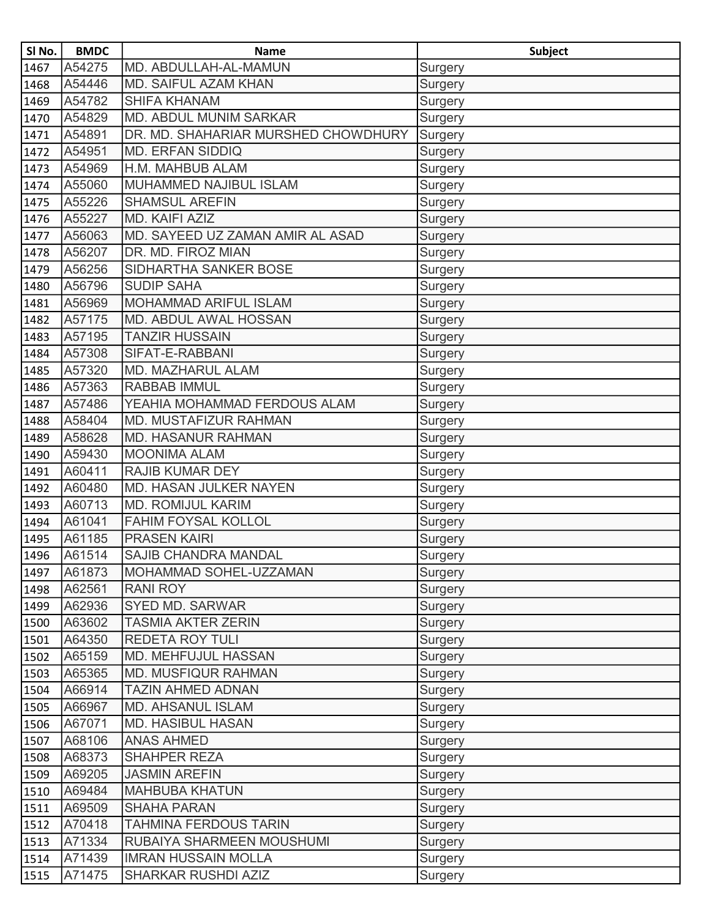| Sl No. | BMDC | Name | Subject |
|---|---|---|---|
| 1467 | A54275 | MD. ABDULLAH-AL-MAMUN | Surgery |
| 1468 | A54446 | MD. SAIFUL AZAM KHAN | Surgery |
| 1469 | A54782 | SHIFA KHANAM | Surgery |
| 1470 | A54829 | MD. ABDUL MUNIM SARKAR | Surgery |
| 1471 | A54891 | DR. MD. SHAHARIAR MURSHED CHOWDHURY | Surgery |
| 1472 | A54951 | MD. ERFAN SIDDIQ | Surgery |
| 1473 | A54969 | H.M. MAHBUB ALAM | Surgery |
| 1474 | A55060 | MUHAMMED NAJIBUL ISLAM | Surgery |
| 1475 | A55226 | SHAMSUL AREFIN | Surgery |
| 1476 | A55227 | MD. KAIFI AZIZ | Surgery |
| 1477 | A56063 | MD. SAYEED UZ ZAMAN AMIR AL ASAD | Surgery |
| 1478 | A56207 | DR. MD. FIROZ MIAN | Surgery |
| 1479 | A56256 | SIDHARTHA SANKER BOSE | Surgery |
| 1480 | A56796 | SUDIP SAHA | Surgery |
| 1481 | A56969 | MOHAMMAD ARIFUL ISLAM | Surgery |
| 1482 | A57175 | MD. ABDUL AWAL HOSSAN | Surgery |
| 1483 | A57195 | TANZIR HUSSAIN | Surgery |
| 1484 | A57308 | SIFAT-E-RABBANI | Surgery |
| 1485 | A57320 | MD. MAZHARUL ALAM | Surgery |
| 1486 | A57363 | RABBAB IMMUL | Surgery |
| 1487 | A57486 | YEAHIA MOHAMMAD FERDOUS ALAM | Surgery |
| 1488 | A58404 | MD. MUSTAFIZUR RAHMAN | Surgery |
| 1489 | A58628 | MD. HASANUR RAHMAN | Surgery |
| 1490 | A59430 | MOONIMA ALAM | Surgery |
| 1491 | A60411 | RAJIB KUMAR DEY | Surgery |
| 1492 | A60480 | MD. HASAN JULKER NAYEN | Surgery |
| 1493 | A60713 | MD. ROMIJUL KARIM | Surgery |
| 1494 | A61041 | FAHIM FOYSAL KOLLOL | Surgery |
| 1495 | A61185 | PRASEN KAIRI | Surgery |
| 1496 | A61514 | SAJIB CHANDRA MANDAL | Surgery |
| 1497 | A61873 | MOHAMMAD SOHEL-UZZAMAN | Surgery |
| 1498 | A62561 | RANI ROY | Surgery |
| 1499 | A62936 | SYED MD. SARWAR | Surgery |
| 1500 | A63602 | TASMIA AKTER ZERIN | Surgery |
| 1501 | A64350 | REDETA ROY TULI | Surgery |
| 1502 | A65159 | MD. MEHFUJUL HASSAN | Surgery |
| 1503 | A65365 | MD. MUSFIQUR RAHMAN | Surgery |
| 1504 | A66914 | TAZIN AHMED ADNAN | Surgery |
| 1505 | A66967 | MD. AHSANUL ISLAM | Surgery |
| 1506 | A67071 | MD. HASIBUL HASAN | Surgery |
| 1507 | A68106 | ANAS AHMED | Surgery |
| 1508 | A68373 | SHAHPER REZA | Surgery |
| 1509 | A69205 | JASMIN AREFIN | Surgery |
| 1510 | A69484 | MAHBUBA KHATUN | Surgery |
| 1511 | A69509 | SHAHA PARAN | Surgery |
| 1512 | A70418 | TAHMINA FERDOUS TARIN | Surgery |
| 1513 | A71334 | RUBAIYA SHARMEEN MOUSHUMI | Surgery |
| 1514 | A71439 | IMRAN HUSSAIN MOLLA | Surgery |
| 1515 | A71475 | SHARKAR RUSHDI AZIZ | Surgery |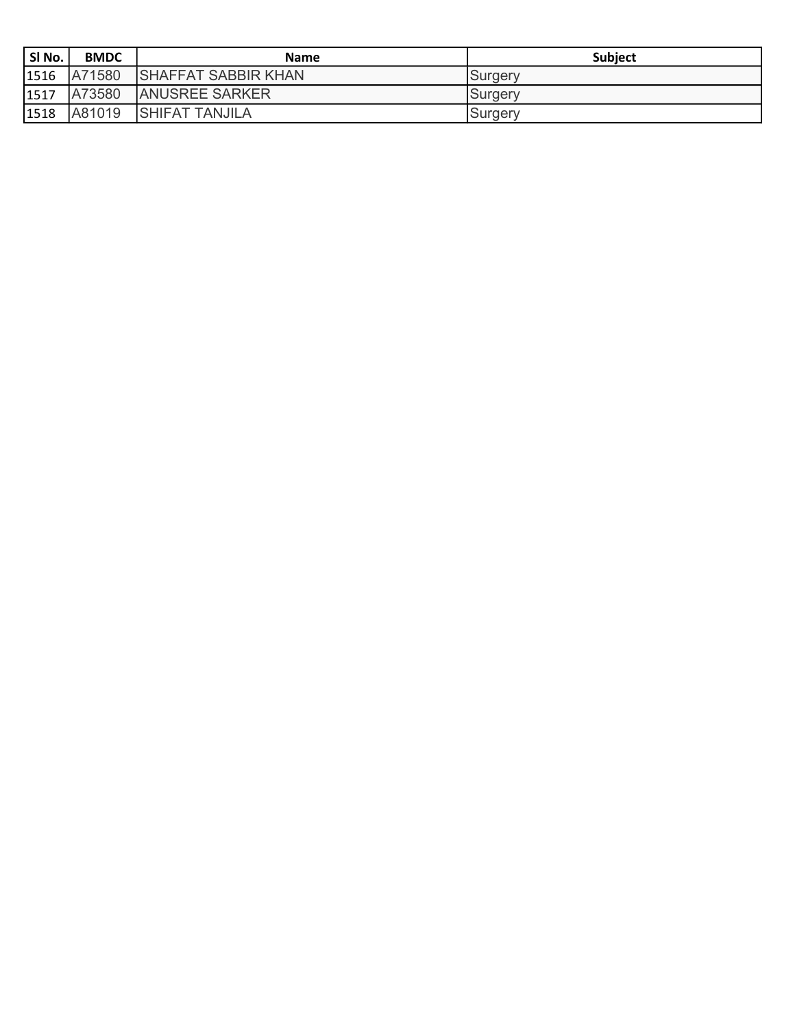| Sl No. | BMDC | Name | Subject |
|---|---|---|---|
| 1516 | A71580 | SHAFFAT SABBIR KHAN | Surgery |
| 1517 | A73580 | ANUSREE SARKER | Surgery |
| 1518 | A81019 | SHIFAT TANJILA | Surgery |